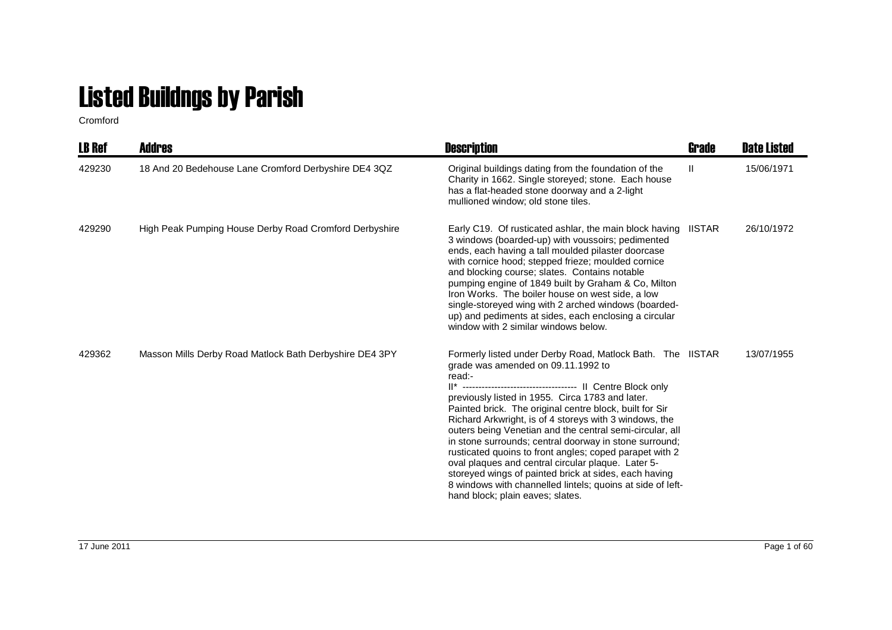# Listed Buildngs by Parish

Cromford

| LB Ref | Addres | Description | Grade | Date Listed |
|---|---|---|---|---|
| 429230 | 18 And 20 Bedehouse Lane Cromford Derbyshire DE4 3QZ | Original buildings dating from the foundation of the Charity in 1662. Single storeyed; stone. Each house has a flat-headed stone doorway and a 2-light mullioned window; old stone tiles. | II | 15/06/1971 |
| 429290 | High Peak Pumping House Derby Road Cromford Derbyshire | Early C19. Of rusticated ashlar, the main block having 3 windows (boarded-up) with voussoirs; pedimented ends, each having a tall moulded pilaster doorcase with cornice hood; stepped frieze; moulded cornice and blocking course; slates. Contains notable pumping engine of 1849 built by Graham & Co, Milton Iron Works. The boiler house on west side, a low single-storeyed wing with 2 arched windows (boarded-up) and pediments at sides, each enclosing a circular window with 2 similar windows below. | IISTAR | 26/10/1972 |
| 429362 | Masson Mills Derby Road Matlock Bath Derbyshire DE4 3PY | Formerly listed under Derby Road, Matlock Bath. The grade was amended on 09.11.1992 to read:- II* ------------------------------------ II Centre Block only previously listed in 1955. Circa 1783 and later. Painted brick. The original centre block, built for Sir Richard Arkwright, is of 4 storeys with 3 windows, the outers being Venetian and the central semi-circular, all in stone surrounds; central doorway in stone surround; rusticated quoins to front angles; coped parapet with 2 oval plaques and central circular plaque. Later 5-storeyed wings of painted brick at sides, each having 8 windows with channelled lintels; quoins at side of left-hand block; plain eaves; slates. | IISTAR | 13/07/1955 |

17 June 2011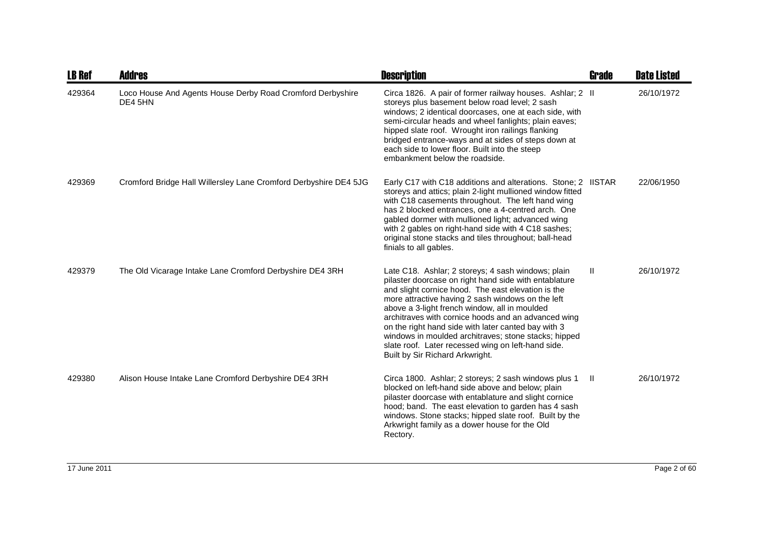| LB Ref | Addres | Description | Grade | Date Listed |
| --- | --- | --- | --- | --- |
| 429364 | Loco House And Agents House Derby Road Cromford Derbyshire DE4 5HN | Circa 1826. A pair of former railway houses. Ashlar; 2 storeys plus basement below road level; 2 sash windows; 2 identical doorcases, one at each side, with semi-circular heads and wheel fanlights; plain eaves; hipped slate roof. Wrought iron railings flanking bridged entrance-ways and at sides of steps down at each side to lower floor. Built into the steep embankment below the roadside. | II | 26/10/1972 |
| 429369 | Cromford Bridge Hall Willersley Lane Cromford Derbyshire DE4 5JG | Early C17 with C18 additions and alterations. Stone; 2 storeys and attics; plain 2-light mullioned window fitted with C18 casements throughout. The left hand wing has 2 blocked entrances, one a 4-centred arch. One gabled dormer with mullioned light; advanced wing with 2 gables on right-hand side with 4 C18 sashes; original stone stacks and tiles throughout; ball-head finials to all gables. | IISTAR | 22/06/1950 |
| 429379 | The Old Vicarage Intake Lane Cromford Derbyshire DE4 3RH | Late C18. Ashlar; 2 storeys; 4 sash windows; plain pilaster doorcase on right hand side with entablature and slight cornice hood. The east elevation is the more attractive having 2 sash windows on the left above a 3-light french window, all in moulded architraves with cornice hoods and an advanced wing on the right hand side with later canted bay with 3 windows in moulded architraves; stone stacks; hipped slate roof. Later recessed wing on left-hand side. Built by Sir Richard Arkwright. | II | 26/10/1972 |
| 429380 | Alison House Intake Lane Cromford Derbyshire DE4 3RH | Circa 1800. Ashlar; 2 storeys; 2 sash windows plus 1 blocked on left-hand side above and below; plain pilaster doorcase with entablature and slight cornice hood; band. The east elevation to garden has 4 sash windows. Stone stacks; hipped slate roof. Built by the Arkwright family as a dower house for the Old Rectory. | II | 26/10/1972 |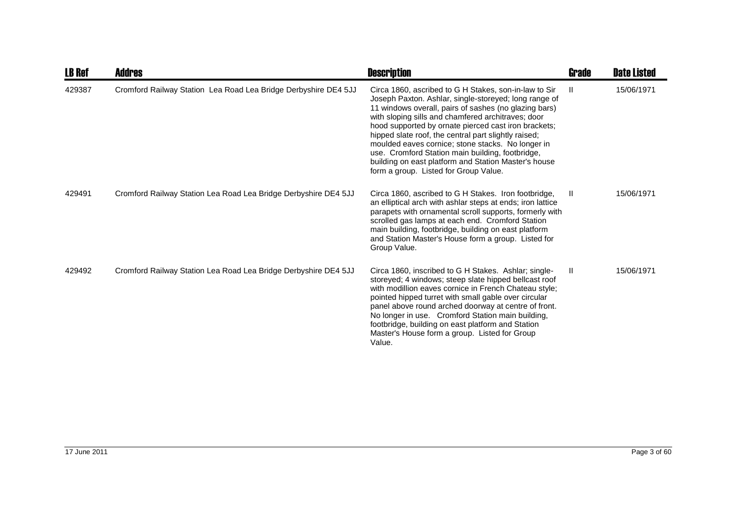| LB Ref | Addres | Description | Grade | Date Listed |
|---|---|---|---|---|
| 429387 | Cromford Railway Station Lea Road Lea Bridge Derbyshire DE4 5JJ | Circa 1860, ascribed to G H Stakes, son-in-law to Sir Joseph Paxton. Ashlar, single-storeyed; long range of 11 windows overall, pairs of sashes (no glazing bars) with sloping sills and chamfered architraves; door hood supported by ornate pierced cast iron brackets; hipped slate roof, the central part slightly raised; moulded eaves cornice; stone stacks. No longer in use. Cromford Station main building, footbridge, building on east platform and Station Master's house form a group. Listed for Group Value. | II | 15/06/1971 |
| 429491 | Cromford Railway Station Lea Road Lea Bridge Derbyshire DE4 5JJ | Circa 1860, ascribed to G H Stakes. Iron footbridge, an elliptical arch with ashlar steps at ends; iron lattice parapets with ornamental scroll supports, formerly with scrolled gas lamps at each end. Cromford Station main building, footbridge, building on east platform and Station Master's House form a group. Listed for Group Value. | II | 15/06/1971 |
| 429492 | Cromford Railway Station Lea Road Lea Bridge Derbyshire DE4 5JJ | Circa 1860, inscribed to G H Stakes. Ashlar; single-storeyed; 4 windows; steep slate hipped bellcast roof with modillion eaves cornice in French Chateau style; pointed hipped turret with small gable over circular panel above round arched doorway at centre of front. No longer in use. Cromford Station main building, footbridge, building on east platform and Station Master's House form a group. Listed for Group Value. | II | 15/06/1971 |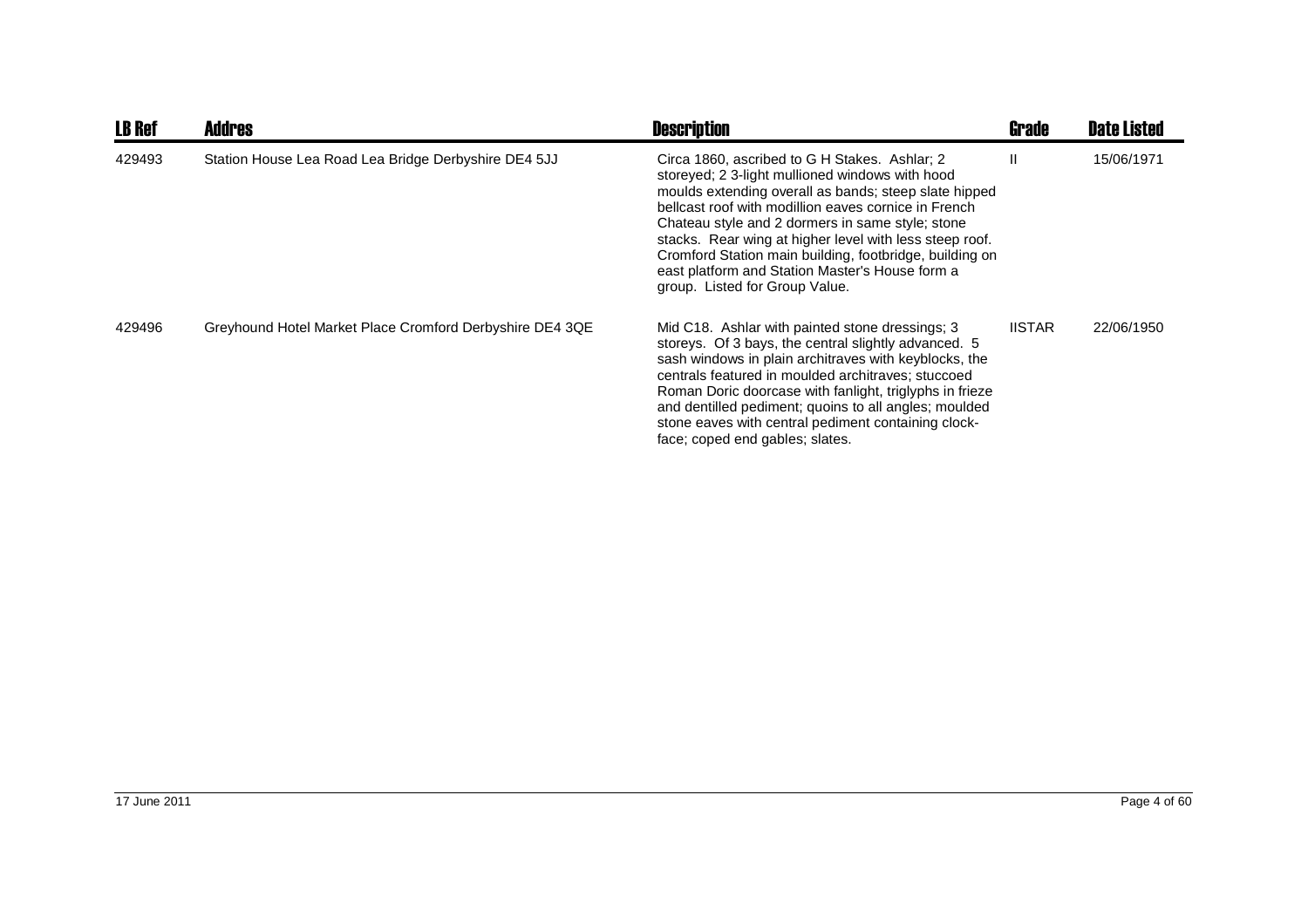| LB Ref | Addres | Description | Grade | Date Listed |
|---|---|---|---|---|
| 429493 | Station House Lea Road Lea Bridge Derbyshire DE4 5JJ | Circa 1860, ascribed to G H Stakes. Ashlar; 2 storeyed; 2 3-light mullioned windows with hood moulds extending overall as bands; steep slate hipped bellcast roof with modillion eaves cornice in French Chateau style and 2 dormers in same style; stone stacks. Rear wing at higher level with less steep roof. Cromford Station main building, footbridge, building on east platform and Station Master's House form a group. Listed for Group Value. | II | 15/06/1971 |
| 429496 | Greyhound Hotel Market Place Cromford Derbyshire DE4 3QE | Mid C18. Ashlar with painted stone dressings; 3 storeys. Of 3 bays, the central slightly advanced. 5 sash windows in plain architraves with keyblocks, the centrals featured in moulded architraves; stuccoed Roman Doric doorcase with fanlight, triglyphs in frieze and dentilled pediment; quoins to all angles; moulded stone eaves with central pediment containing clock-face; coped end gables; slates. | IISTAR | 22/06/1950 |

17 June 2011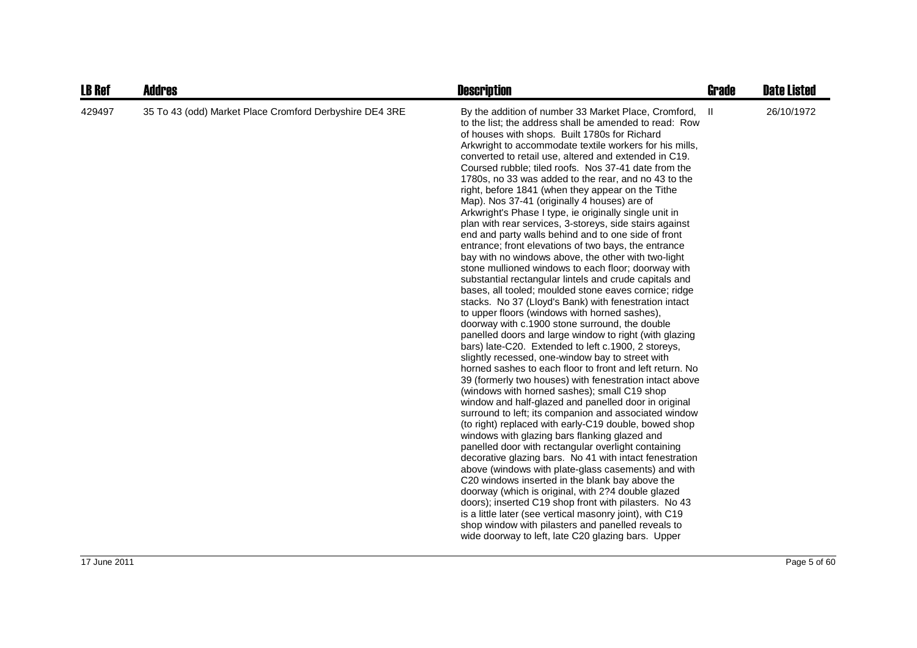| LB Ref | Addres | Description | Grade | Date Listed |
|---|---|---|---|---|
| 429497 | 35 To 43 (odd) Market Place Cromford Derbyshire DE4 3RE | By the addition of number 33 Market Place, Cromford, to the list; the address shall be amended to read: Row of houses with shops. Built 1780s for Richard Arkwright to accommodate textile workers for his mills, converted to retail use, altered and extended in C19. Coursed rubble; tiled roofs. Nos 37-41 date from the 1780s, no 33 was added to the rear, and no 43 to the right, before 1841 (when they appear on the Tithe Map). Nos 37-41 (originally 4 houses) are of Arkwright's Phase I type, ie originally single unit in plan with rear services, 3-storeys, side stairs against end and party walls behind and to one side of front entrance; front elevations of two bays, the entrance bay with no windows above, the other with two-light stone mullioned windows to each floor; doorway with substantial rectangular lintels and crude capitals and bases, all tooled; moulded stone eaves cornice; ridge stacks. No 37 (Lloyd's Bank) with fenestration intact to upper floors (windows with horned sashes), doorway with c.1900 stone surround, the double panelled doors and large window to right (with glazing bars) late-C20. Extended to left c.1900, 2 storeys, slightly recessed, one-window bay to street with horned sashes to each floor to front and left return. No 39 (formerly two houses) with fenestration intact above (windows with horned sashes); small C19 shop window and half-glazed and panelled door in original surround to left; its companion and associated window (to right) replaced with early-C19 double, bowed shop windows with glazing bars flanking glazed and panelled door with rectangular overlight containing decorative glazing bars. No 41 with intact fenestration above (windows with plate-glass casements) and with C20 windows inserted in the blank bay above the doorway (which is original, with 2?4 double glazed doors); inserted C19 shop front with pilasters. No 43 is a little later (see vertical masonry joint), with C19 shop window with pilasters and panelled reveals to wide doorway to left, late C20 glazing bars. Upper | II | 26/10/1972 |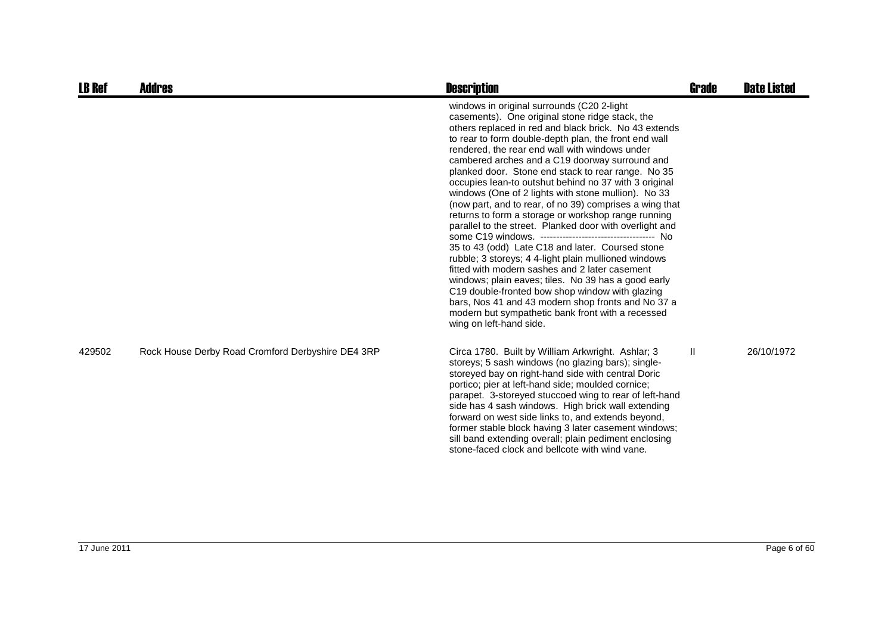| LB Ref | Addres | Description | Grade | Date Listed |
| --- | --- | --- | --- | --- |
| | | windows in original surrounds (C20 2-light casements). One original stone ridge stack, the others replaced in red and black brick. No 43 extends to rear to form double-depth plan, the front end wall rendered, the rear end wall with windows under cambered arches and a C19 doorway surround and planked door. Stone end stack to rear range. No 35 occupies lean-to outshut behind no 37 with 3 original windows (One of 2 lights with stone mullion). No 33 (now part, and to rear, of no 39) comprises a wing that returns to form a storage or workshop range running parallel to the street. Planked door with overlight and some C19 windows. ------------------------------------ No 35 to 43 (odd) Late C18 and later. Coursed stone rubble; 3 storeys; 4 4-light plain mullioned windows fitted with modern sashes and 2 later casement windows; plain eaves; tiles. No 39 has a good early C19 double-fronted bow shop window with glazing bars, Nos 41 and 43 modern shop fronts and No 37 a modern but sympathetic bank front with a recessed wing on left-hand side. | | |
| 429502 | Rock House Derby Road Cromford Derbyshire DE4 3RP | Circa 1780. Built by William Arkwright. Ashlar; 3 storeys; 5 sash windows (no glazing bars); single-storeyed bay on right-hand side with central Doric portico; pier at left-hand side; moulded cornice; parapet. 3-storeyed stuccoed wing to rear of left-hand side has 4 sash windows. High brick wall extending forward on west side links to, and extends beyond, former stable block having 3 later casement windows; sill band extending overall; plain pediment enclosing stone-faced clock and bellcote with wind vane. | II | 26/10/1972 |

17 June 2011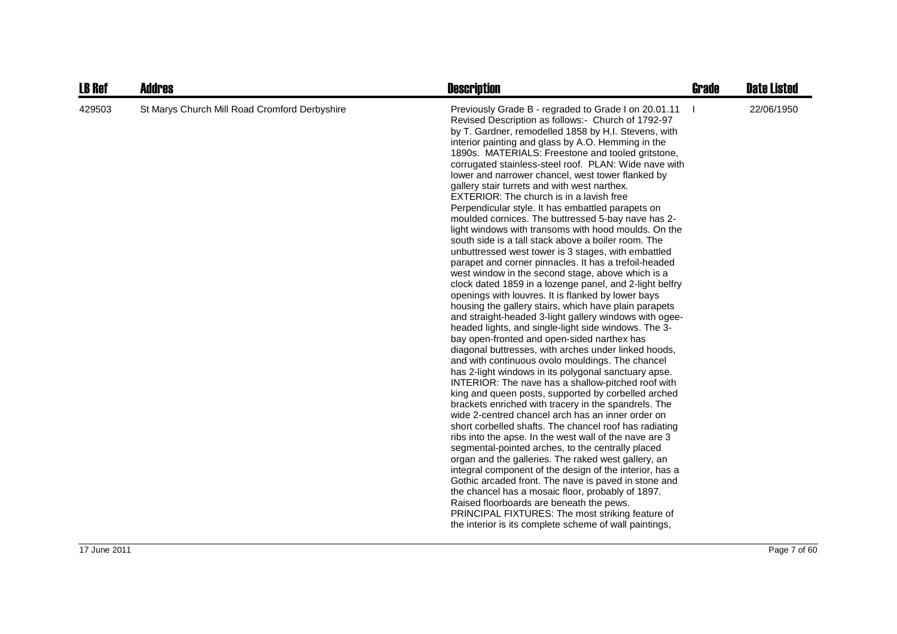| LB Ref | Addres | Description | Grade | Date Listed |
|---|---|---|---|---|
| 429503 | St Marys Church Mill Road Cromford Derbyshire | Previously Grade B - regraded to Grade I on 20.01.11 Revised Description as follows:- Church of 1792-97 by T. Gardner, remodelled 1858 by H.I. Stevens, with interior painting and glass by A.O. Hemming in the 1890s. MATERIALS: Freestone and tooled gritstone, corrugated stainless-steel roof. PLAN: Wide nave with lower and narrower chancel, west tower flanked by gallery stair turrets and with west narthex. EXTERIOR: The church is in a lavish free Perpendicular style. It has embattled parapets on moulded cornices. The buttressed 5-bay nave has 2-light windows with transoms with hood moulds. On the south side is a tall stack above a boiler room. The unbuttressed west tower is 3 stages, with embattled parapet and corner pinnacles. It has a trefoil-headed west window in the second stage, above which is a clock dated 1859 in a lozenge panel, and 2-light belfry openings with louvres. It is flanked by lower bays housing the gallery stairs, which have plain parapets and straight-headed 3-light gallery windows with ogee-headed lights, and single-light side windows. The 3-bay open-fronted and open-sided narthex has diagonal buttresses, with arches under linked hoods, and with continuous ovolo mouldings. The chancel has 2-light windows in its polygonal sanctuary apse. INTERIOR: The nave has a shallow-pitched roof with king and queen posts, supported by corbelled arched brackets enriched with tracery in the spandrels. The wide 2-centred chancel arch has an inner order on short corbelled shafts. The chancel roof has radiating ribs into the apse. In the west wall of the nave are 3 segmental-pointed arches, to the centrally placed organ and the galleries. The raked west gallery, an integral component of the design of the interior, has a Gothic arcaded front. The nave is paved in stone and the chancel has a mosaic floor, probably of 1897. Raised floorboards are beneath the pews. PRINCIPAL FIXTURES: The most striking feature of the interior is its complete scheme of wall paintings, | I | 22/06/1950 |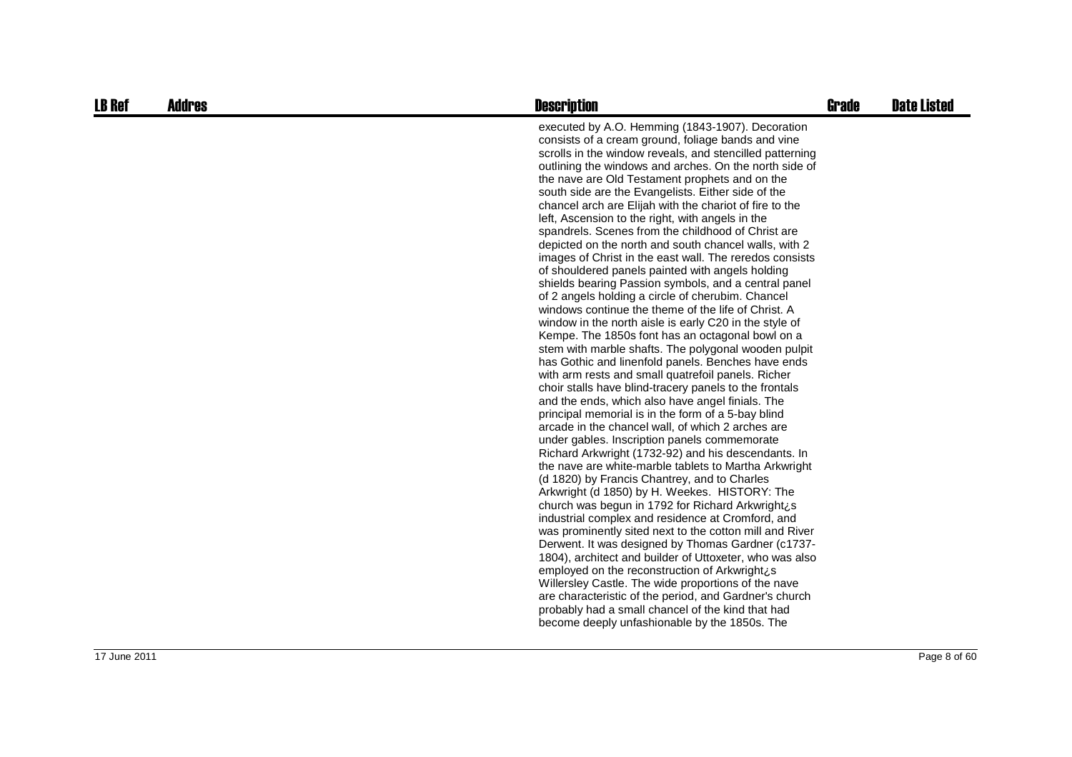| LB Ref | Addres | Description | Grade | Date Listed |
|---|---|---|---|---|
| | | executed by A.O. Hemming (1843-1907). Decoration consists of a cream ground, foliage bands and vine scrolls in the window reveals, and stencilled patterning outlining the windows and arches. On the north side of the nave are Old Testament prophets and on the south side are the Evangelists. Either side of the chancel arch are Elijah with the chariot of fire to the left, Ascension to the right, with angels in the spandrels. Scenes from the childhood of Christ are depicted on the north and south chancel walls, with 2 images of Christ in the east wall. The reredos consists of shouldered panels painted with angels holding shields bearing Passion symbols, and a central panel of 2 angels holding a circle of cherubim. Chancel windows continue the theme of the life of Christ. A window in the north aisle is early C20 in the style of Kempe. The 1850s font has an octagonal bowl on a stem with marble shafts. The polygonal wooden pulpit has Gothic and linenfold panels. Benches have ends with arm rests and small quatrefoil panels. Richer choir stalls have blind-tracery panels to the frontals and the ends, which also have angel finials. The principal memorial is in the form of a 5-bay blind arcade in the chancel wall, of which 2 arches are under gables. Inscription panels commemorate Richard Arkwright (1732-92) and his descendants. In the nave are white-marble tablets to Martha Arkwright (d 1820) by Francis Chantrey, and to Charles Arkwright (d 1850) by H. Weekes. HISTORY: The church was begun in 1792 for Richard Arkwright¿s industrial complex and residence at Cromford, and was prominently sited next to the cotton mill and River Derwent. It was designed by Thomas Gardner (c1737-1804), architect and builder of Uttoxeter, who was also employed on the reconstruction of Arkwright¿s Willersley Castle. The wide proportions of the nave are characteristic of the period, and Gardner's church probably had a small chancel of the kind that had become deeply unfashionable by the 1850s. The | | |

17 June 2011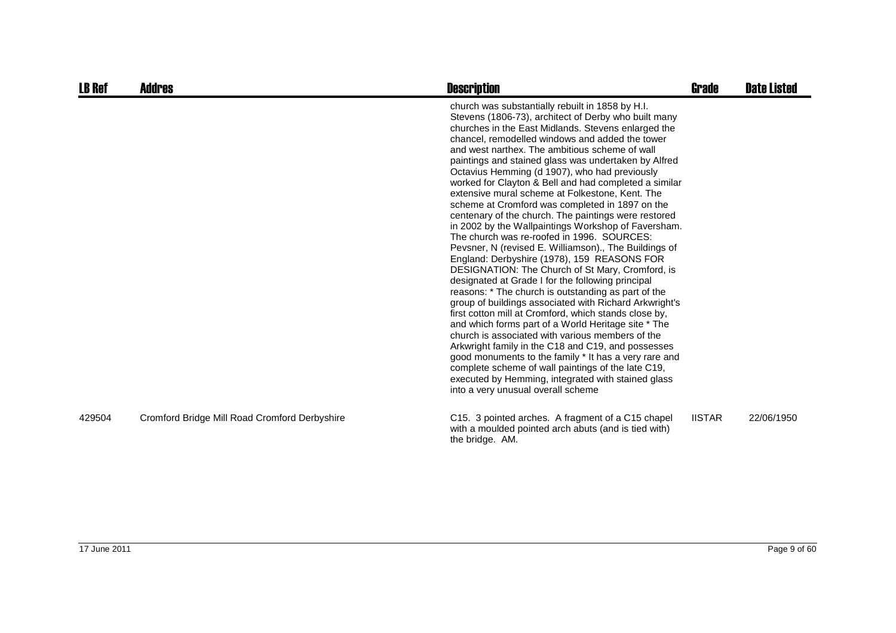| LB Ref | Addres | Description | Grade | Date Listed |
|---|---|---|---|---|
| | | church was substantially rebuilt in 1858 by H.I. Stevens (1806-73), architect of Derby who built many churches in the East Midlands. Stevens enlarged the chancel, remodelled windows and added the tower and west narthex. The ambitious scheme of wall paintings and stained glass was undertaken by Alfred Octavius Hemming (d 1907), who had previously worked for Clayton & Bell and had completed a similar extensive mural scheme at Folkestone, Kent. The scheme at Cromford was completed in 1897 on the centenary of the church. The paintings were restored in 2002 by the Wallpaintings Workshop of Faversham. The church was re-roofed in 1996. SOURCES: Pevsner, N (revised E. Williamson)., The Buildings of England: Derbyshire (1978), 159 REASONS FOR DESIGNATION: The Church of St Mary, Cromford, is designated at Grade I for the following principal reasons: * The church is outstanding as part of the group of buildings associated with Richard Arkwright's first cotton mill at Cromford, which stands close by, and which forms part of a World Heritage site * The church is associated with various members of the Arkwright family in the C18 and C19, and possesses good monuments to the family * It has a very rare and complete scheme of wall paintings of the late C19, executed by Hemming, integrated with stained glass into a very unusual overall scheme | | |
| 429504 | Cromford Bridge Mill Road Cromford Derbyshire | C15. 3 pointed arches. A fragment of a C15 chapel with a moulded pointed arch abuts (and is tied with) the bridge. AM. | IISTAR | 22/06/1950 |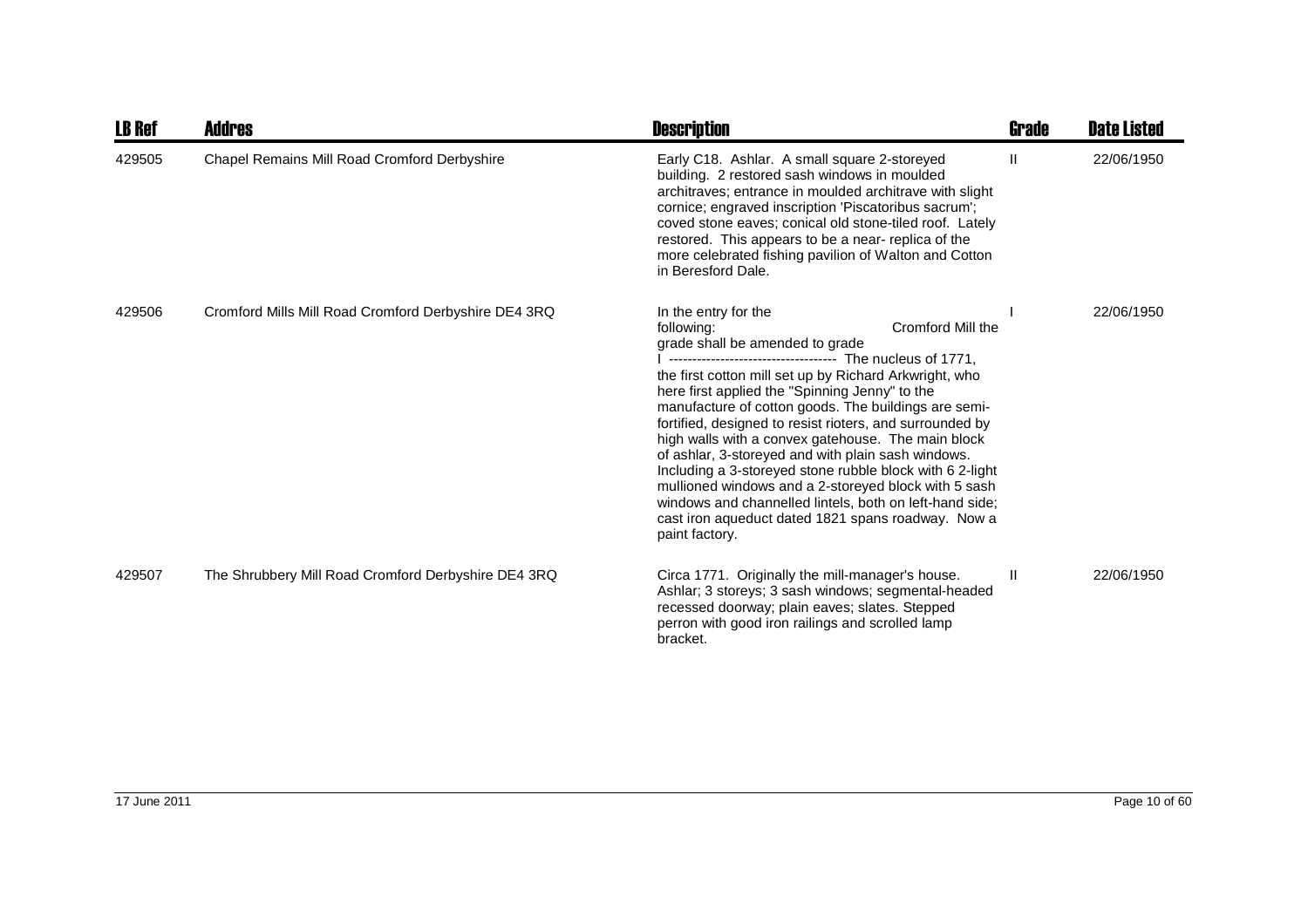| LB Ref | Addres | Description | Grade | Date Listed |
|---|---|---|---|---|
| 429505 | Chapel Remains Mill Road Cromford Derbyshire | Early C18. Ashlar. A small square 2-storeyed building. 2 restored sash windows in moulded architraves; entrance in moulded architrave with slight cornice; engraved inscription 'Piscatoribus sacrum'; coved stone eaves; conical old stone-tiled roof. Lately restored. This appears to be a near- replica of the more celebrated fishing pavilion of Walton and Cotton in Beresford Dale. | II | 22/06/1950 |
| 429506 | Cromford Mills Mill Road Cromford Derbyshire DE4 3RQ | In the entry for the following: Cromford Mill the grade shall be amended to grade I ------------------------------------ The nucleus of 1771, the first cotton mill set up by Richard Arkwright, who here first applied the "Spinning Jenny" to the manufacture of cotton goods. The buildings are semi-fortified, designed to resist rioters, and surrounded by high walls with a convex gatehouse. The main block of ashlar, 3-storeyed and with plain sash windows. Including a 3-storeyed stone rubble block with 6 2-light mullioned windows and a 2-storeyed block with 5 sash windows and channelled lintels, both on left-hand side; cast iron aqueduct dated 1821 spans roadway. Now a paint factory. | I | 22/06/1950 |
| 429507 | The Shrubbery Mill Road Cromford Derbyshire DE4 3RQ | Circa 1771. Originally the mill-manager's house. Ashlar; 3 storeys; 3 sash windows; segmental-headed recessed doorway; plain eaves; slates. Stepped perron with good iron railings and scrolled lamp bracket. | II | 22/06/1950 |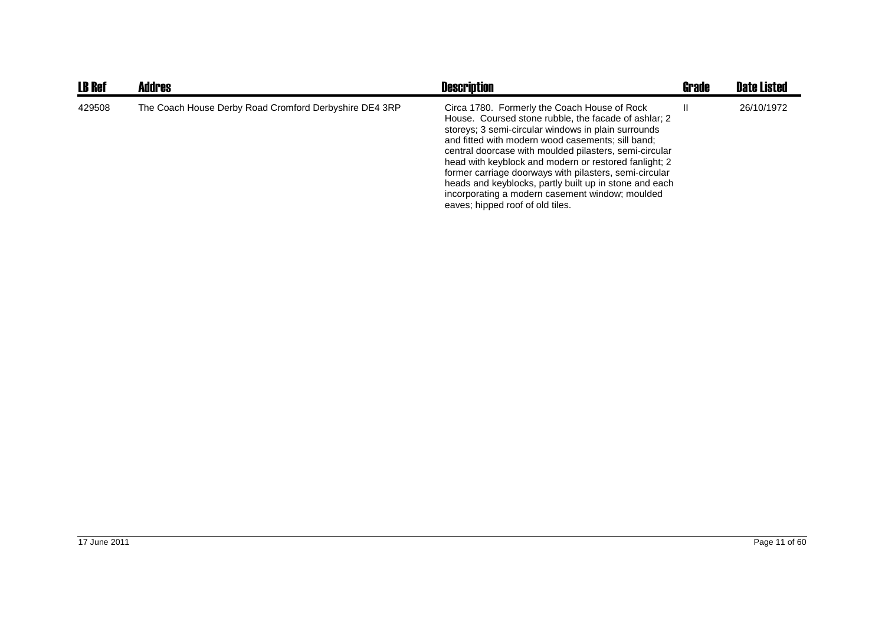| LB Ref | Addres | Description | Grade | Date Listed |
|---|---|---|---|---|
| 429508 | The Coach House Derby Road Cromford Derbyshire DE4 3RP | Circa 1780. Formerly the Coach House of Rock House. Coursed stone rubble, the facade of ashlar; 2 storeys; 3 semi-circular windows in plain surrounds and fitted with modern wood casements; sill band; central doorcase with moulded pilasters, semi-circular head with keyblock and modern or restored fanlight; 2 former carriage doorways with pilasters, semi-circular heads and keyblocks, partly built up in stone and each incorporating a modern casement window; moulded eaves; hipped roof of old tiles. | II | 26/10/1972 |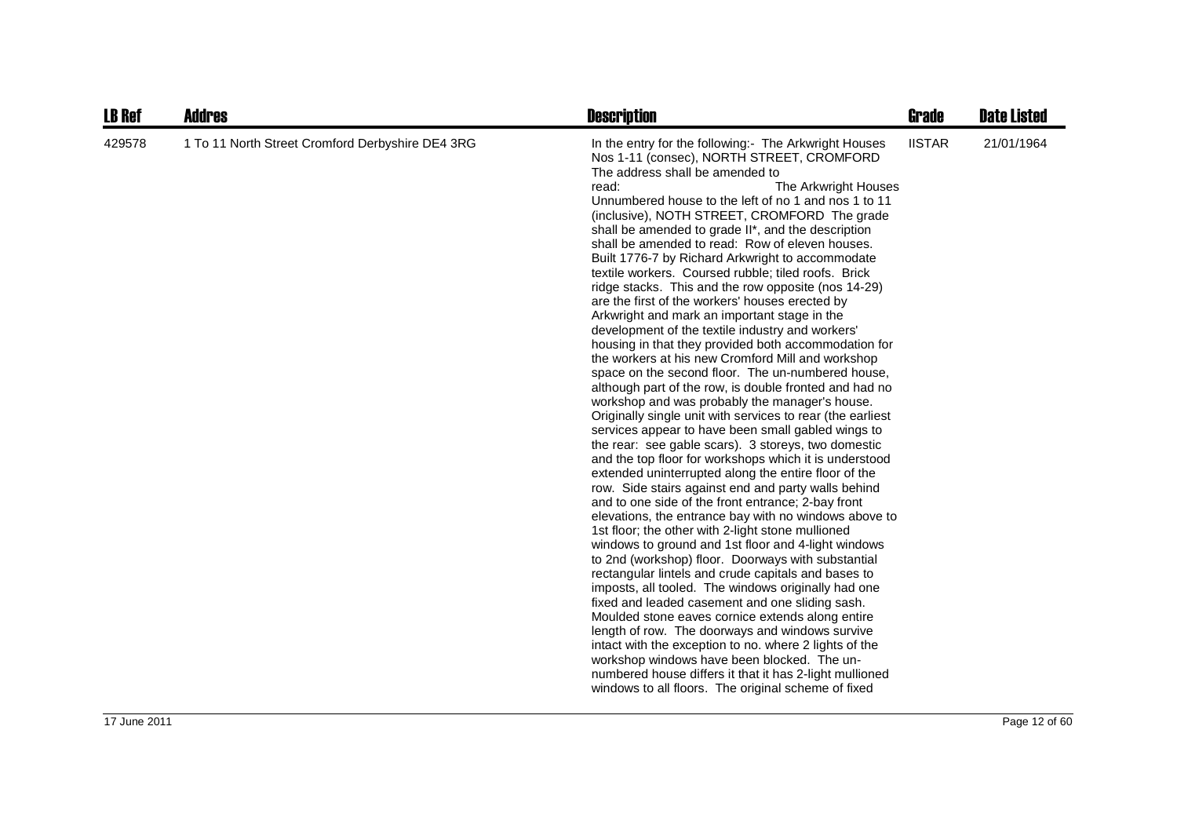| LB Ref | Addres | Description | Grade | Date Listed |
|---|---|---|---|---|
| 429578 | 1 To 11 North Street Cromford Derbyshire DE4 3RG | In the entry for the following:- The Arkwright Houses Nos 1-11 (consec), NORTH STREET, CROMFORD The address shall be amended to read: The Arkwright Houses Unnumbered house to the left of no 1 and nos 1 to 11 (inclusive), NOTH STREET, CROMFORD The grade shall be amended to grade II*, and the description shall be amended to read: Row of eleven houses. Built 1776-7 by Richard Arkwright to accommodate textile workers. Coursed rubble; tiled roofs. Brick ridge stacks. This and the row opposite (nos 14-29) are the first of the workers' houses erected by Arkwright and mark an important stage in the development of the textile industry and workers' housing in that they provided both accommodation for the workers at his new Cromford Mill and workshop space on the second floor. The un-numbered house, although part of the row, is double fronted and had no workshop and was probably the manager's house. Originally single unit with services to rear (the earliest services appear to have been small gabled wings to the rear: see gable scars). 3 storeys, two domestic and the top floor for workshops which it is understood extended uninterrupted along the entire floor of the row. Side stairs against end and party walls behind and to one side of the front entrance; 2-bay front elevations, the entrance bay with no windows above to 1st floor; the other with 2-light stone mullioned windows to ground and 1st floor and 4-light windows to 2nd (workshop) floor. Doorways with substantial rectangular lintels and crude capitals and bases to imposts, all tooled. The windows originally had one fixed and leaded casement and one sliding sash. Moulded stone eaves cornice extends along entire length of row. The doorways and windows survive intact with the exception to no. where 2 lights of the workshop windows have been blocked. The un-numbered house differs it that it has 2-light mullioned windows to all floors. The original scheme of fixed | IISTAR | 21/01/1964 |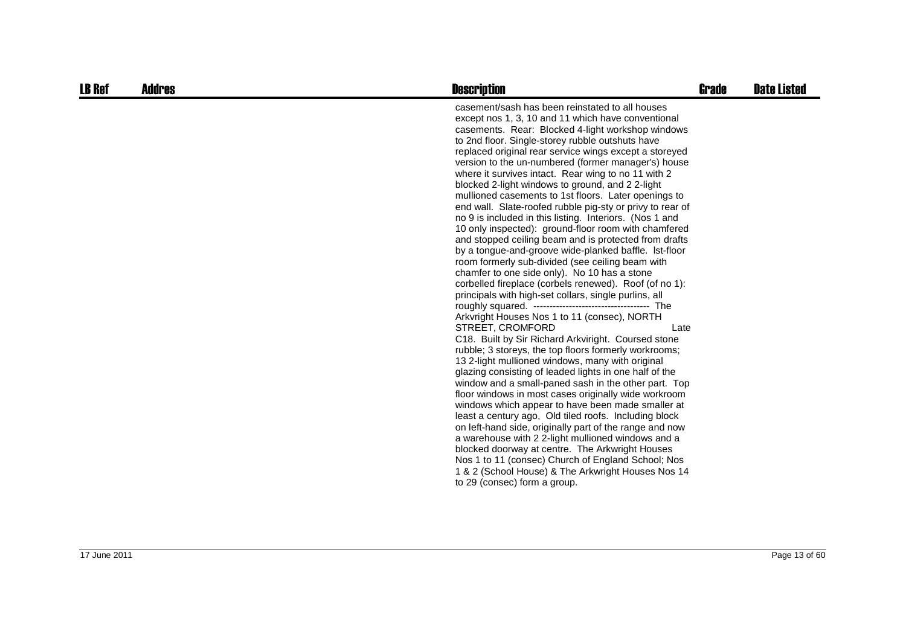| LB Ref | Addres | Description | Grade | Date Listed |
|---|---|---|---|---|
| | | casement/sash has been reinstated to all houses except nos 1, 3, 10 and 11 which have conventional casements. Rear: Blocked 4-light workshop windows to 2nd floor. Single-storey rubble outshuts have replaced original rear service wings except a storeyed version to the un-numbered (former manager's) house where it survives intact. Rear wing to no 11 with 2 blocked 2-light windows to ground, and 2 2-light mullioned casements to 1st floors. Later openings to end wall. Slate-roofed rubble pig-sty or privy to rear of no 9 is included in this listing. Interiors. (Nos 1 and 10 only inspected): ground-floor room with chamfered and stopped ceiling beam and is protected from drafts by a tongue-and-groove wide-planked baffle. lst-floor room formerly sub-divided (see ceiling beam with chamfer to one side only). No 10 has a stone corbelled fireplace (corbels renewed). Roof (of no 1): principals with high-set collars, single purlins, all roughly squared. ------------------------------------ The Arkvright Houses Nos 1 to 11 (consec), NORTH STREET, CROMFORD Late C18. Built by Sir Richard Arkviright. Coursed stone rubble; 3 storeys, the top floors formerly workrooms; 13 2-light mullioned windows, many with original glazing consisting of leaded lights in one half of the window and a small-paned sash in the other part. Top floor windows in most cases originally wide workroom windows which appear to have been made smaller at least a century ago, Old tiled roofs. Including block on left-hand side, originally part of the range and now a warehouse with 2 2-light mullioned windows and a blocked doorway at centre. The Arkwright Houses Nos 1 to 11 (consec) Church of England School; Nos 1 & 2 (School House) & The Arkwright Houses Nos 14 to 29 (consec) form a group. | | |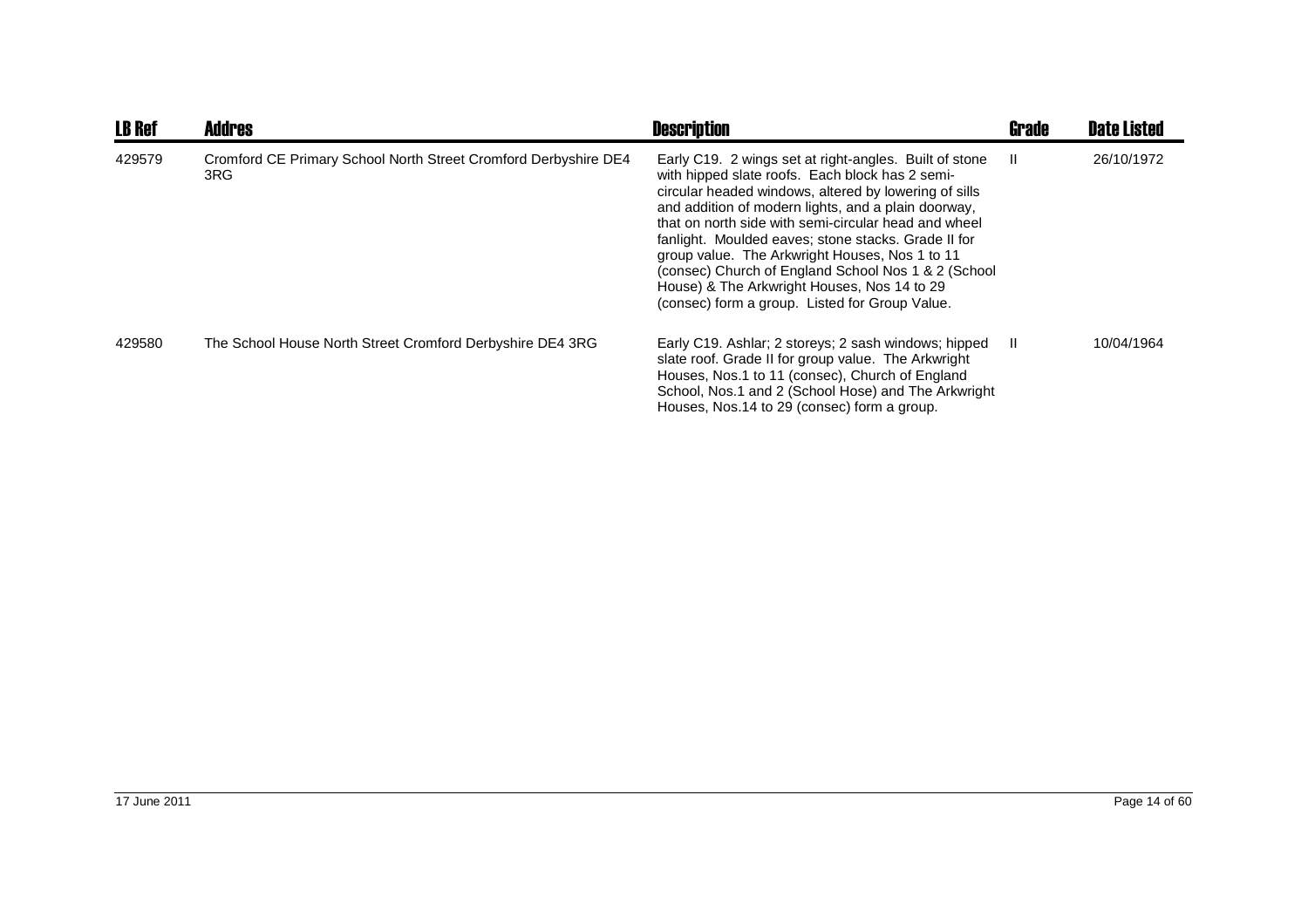| LB Ref | Addres | Description | Grade | Date Listed |
|---|---|---|---|---|
| 429579 | Cromford CE Primary School North Street Cromford Derbyshire DE4 3RG | Early C19. 2 wings set at right-angles. Built of stone with hipped slate roofs. Each block has 2 semi-circular headed windows, altered by lowering of sills and addition of modern lights, and a plain doorway, that on north side with semi-circular head and wheel fanlight. Moulded eaves; stone stacks. Grade II for group value. The Arkwright Houses, Nos 1 to 11 (consec) Church of England School Nos 1 & 2 (School House) & The Arkwright Houses, Nos 14 to 29 (consec) form a group. Listed for Group Value. | II | 26/10/1972 |
| 429580 | The School House North Street Cromford Derbyshire DE4 3RG | Early C19. Ashlar; 2 storeys; 2 sash windows; hipped slate roof. Grade II for group value. The Arkwright Houses, Nos.1 to 11 (consec), Church of England School, Nos.1 and 2 (School Hose) and The Arkwright Houses, Nos.14 to 29 (consec) form a group. | II | 10/04/1964 |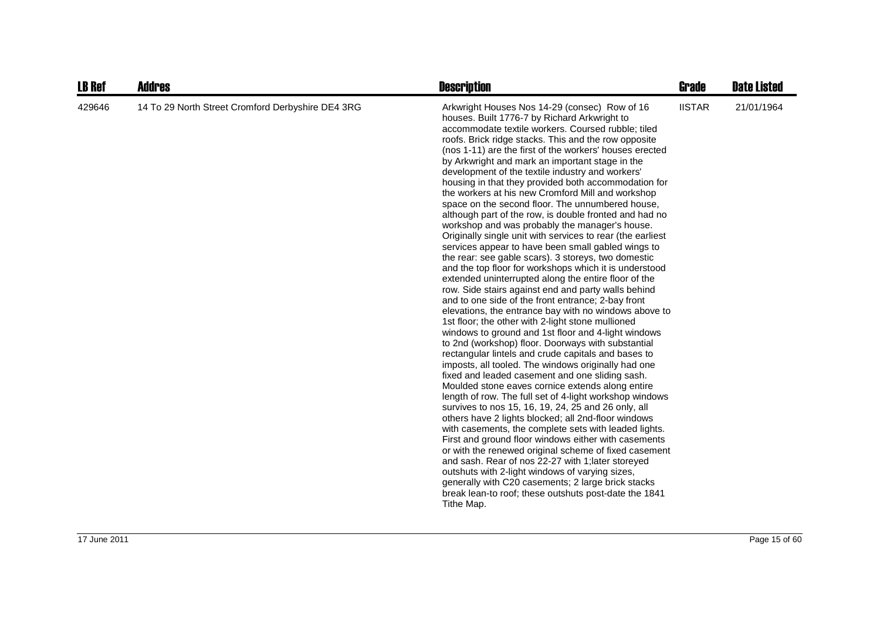| LB Ref | Addres | Description | Grade | Date Listed |
|---|---|---|---|---|
| 429646 | 14 To 29 North Street Cromford Derbyshire DE4 3RG | Arkwright Houses Nos 14-29 (consec) Row of 16 houses. Built 1776-7 by Richard Arkwright to accommodate textile workers. Coursed rubble; tiled roofs. Brick ridge stacks. This and the row opposite (nos 1-11) are the first of the workers' houses erected by Arkwright and mark an important stage in the development of the textile industry and workers' housing in that they provided both accommodation for the workers at his new Cromford Mill and workshop space on the second floor. The unnumbered house, although part of the row, is double fronted and had no workshop and was probably the manager's house. Originally single unit with services to rear (the earliest services appear to have been small gabled wings to the rear: see gable scars). 3 storeys, two domestic and the top floor for workshops which it is understood extended uninterrupted along the entire floor of the row. Side stairs against end and party walls behind and to one side of the front entrance; 2-bay front elevations, the entrance bay with no windows above to 1st floor; the other with 2-light stone mullioned windows to ground and 1st floor and 4-light windows to 2nd (workshop) floor. Doorways with substantial rectangular lintels and crude capitals and bases to imposts, all tooled. The windows originally had one fixed and leaded casement and one sliding sash. Moulded stone eaves cornice extends along entire length of row. The full set of 4-light workshop windows survives to nos 15, 16, 19, 24, 25 and 26 only, all others have 2 lights blocked; all 2nd-floor windows with casements, the complete sets with leaded lights. First and ground floor windows either with casements or with the renewed original scheme of fixed casement and sash. Rear of nos 22-27 with 1;later storeyed outshuts with 2-light windows of varying sizes, generally with C20 casements; 2 large brick stacks break lean-to roof; these outshuts post-date the 1841 Tithe Map. | IISTAR | 21/01/1964 |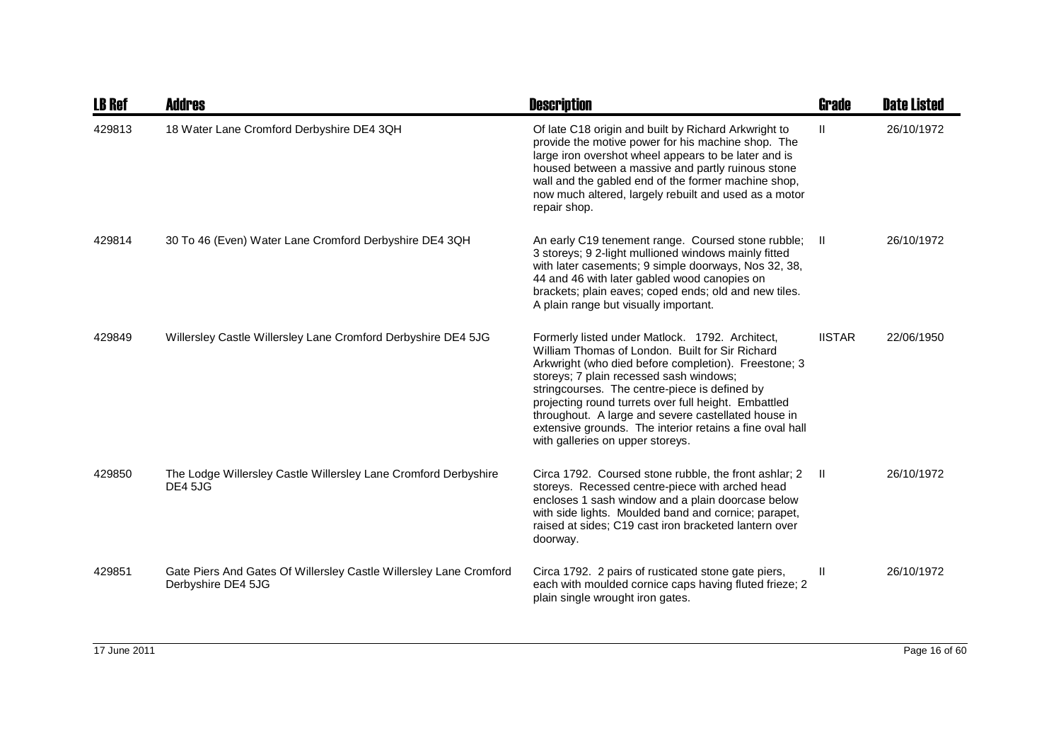| LB Ref | Addres | Description | Grade | Date Listed |
|---|---|---|---|---|
| 429813 | 18 Water Lane Cromford Derbyshire DE4 3QH | Of late C18 origin and built by Richard Arkwright to provide the motive power for his machine shop. The large iron overshot wheel appears to be later and is housed between a massive and partly ruinous stone wall and the gabled end of the former machine shop, now much altered, largely rebuilt and used as a motor repair shop. | II | 26/10/1972 |
| 429814 | 30 To 46 (Even) Water Lane Cromford Derbyshire DE4 3QH | An early C19 tenement range. Coursed stone rubble; 3 storeys; 9 2-light mullioned windows mainly fitted with later casements; 9 simple doorways, Nos 32, 38, 44 and 46 with later gabled wood canopies on brackets; plain eaves; coped ends; old and new tiles. A plain range but visually important. | II | 26/10/1972 |
| 429849 | Willersley Castle Willersley Lane Cromford Derbyshire DE4 5JG | Formerly listed under Matlock. 1792. Architect, William Thomas of London. Built for Sir Richard Arkwright (who died before completion). Freestone; 3 storeys; 7 plain recessed sash windows; stringcourses. The centre-piece is defined by projecting round turrets over full height. Embattled throughout. A large and severe castellated house in extensive grounds. The interior retains a fine oval hall with galleries on upper storeys. | IISTAR | 22/06/1950 |
| 429850 | The Lodge Willersley Castle Willersley Lane Cromford Derbyshire DE4 5JG | Circa 1792. Coursed stone rubble, the front ashlar; 2 storeys. Recessed centre-piece with arched head encloses 1 sash window and a plain doorcase below with side lights. Moulded band and cornice; parapet, raised at sides; C19 cast iron bracketed lantern over doorway. | II | 26/10/1972 |
| 429851 | Gate Piers And Gates Of Willersley Castle Willersley Lane Cromford Derbyshire DE4 5JG | Circa 1792. 2 pairs of rusticated stone gate piers, each with moulded cornice caps having fluted frieze; 2 plain single wrought iron gates. | II | 26/10/1972 |

17 June 2011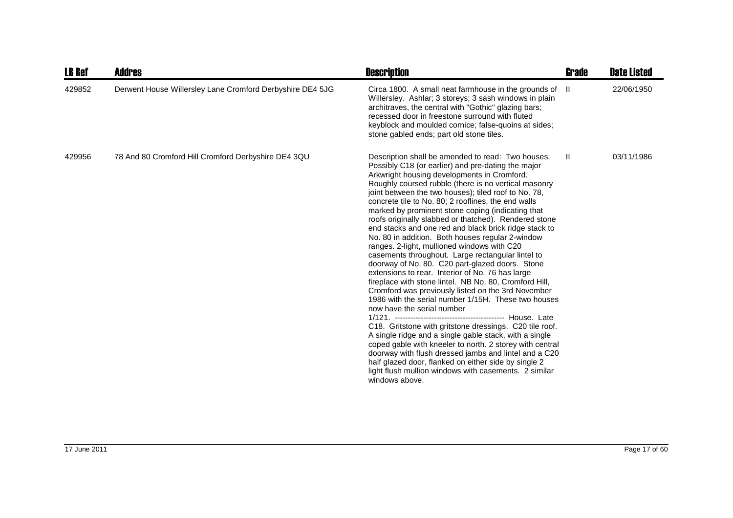| LB Ref | Addres | Description | Grade | Date Listed |
|---|---|---|---|---|
| 429852 | Derwent House Willersley Lane Cromford Derbyshire DE4 5JG | Circa 1800. A small neat farmhouse in the grounds of Willersley. Ashlar; 3 storeys; 3 sash windows in plain architraves, the central with "Gothic" glazing bars; recessed door in freestone surround with fluted keyblock and moulded cornice; false-quoins at sides; stone gabled ends; part old stone tiles. | II | 22/06/1950 |
| 429956 | 78 And 80 Cromford Hill Cromford Derbyshire DE4 3QU | Description shall be amended to read: Two houses. Possibly C18 (or earlier) and pre-dating the major Arkwright housing developments in Cromford. Roughly coursed rubble (there is no vertical masonry joint between the two houses); tiled roof to No. 78, concrete tile to No. 80; 2 rooflines, the end walls marked by prominent stone coping (indicating that roofs originally slabbed or thatched). Rendered stone end stacks and one red and black brick ridge stack to No. 80 in addition. Both houses regular 2-window ranges. 2-light, mullioned windows with C20 casements throughout. Large rectangular lintel to doorway of No. 80. C20 part-glazed doors. Stone extensions to rear. Interior of No. 76 has large fireplace with stone lintel. NB No. 80, Cromford Hill, Cromford was previously listed on the 3rd November 1986 with the serial number 1/15H. These two houses now have the serial number 1/121. ------------------------------------------ House. Late C18. Gritstone with gritstone dressings. C20 tile roof. A single ridge and a single gable stack, with a single coped gable with kneeler to north. 2 storey with central doorway with flush dressed jambs and lintel and a C20 half glazed door, flanked on either side by single 2 light flush mullion windows with casements. 2 similar windows above. | II | 03/11/1986 |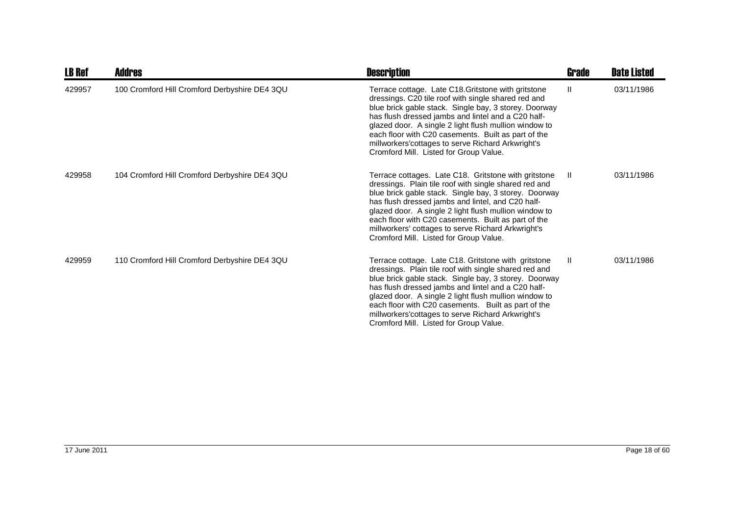| LB Ref | Addres | Description | Grade | Date Listed |
|---|---|---|---|---|
| 429957 | 100 Cromford Hill Cromford Derbyshire DE4 3QU | Terrace cottage. Late C18.Gritstone with gritstone dressings. C20 tile roof with single shared red and blue brick gable stack. Single bay, 3 storey. Doorway has flush dressed jambs and lintel and a C20 half-glazed door. A single 2 light flush mullion window to each floor with C20 casements. Built as part of the millworkers'cottages to serve Richard Arkwright's Cromford Mill. Listed for Group Value. | II | 03/11/1986 |
| 429958 | 104 Cromford Hill Cromford Derbyshire DE4 3QU | Terrace cottages. Late C18. Gritstone with gritstone dressings. Plain tile roof with single shared red and blue brick gable stack. Single bay, 3 storey. Doorway has flush dressed jambs and lintel, and C20 half-glazed door. A single 2 light flush mullion window to each floor with C20 casements. Built as part of the millworkers' cottages to serve Richard Arkwright's Cromford Mill. Listed for Group Value. | II | 03/11/1986 |
| 429959 | 110 Cromford Hill Cromford Derbyshire DE4 3QU | Terrace cottage. Late C18. Gritstone with gritstone dressings. Plain tile roof with single shared red and blue brick gable stack. Single bay, 3 storey. Doorway has flush dressed jambs and lintel and a C20 half-glazed door. A single 2 light flush mullion window to each floor with C20 casements. Built as part of the millworkers'cottages to serve Richard Arkwright's Cromford Mill. Listed for Group Value. | II | 03/11/1986 |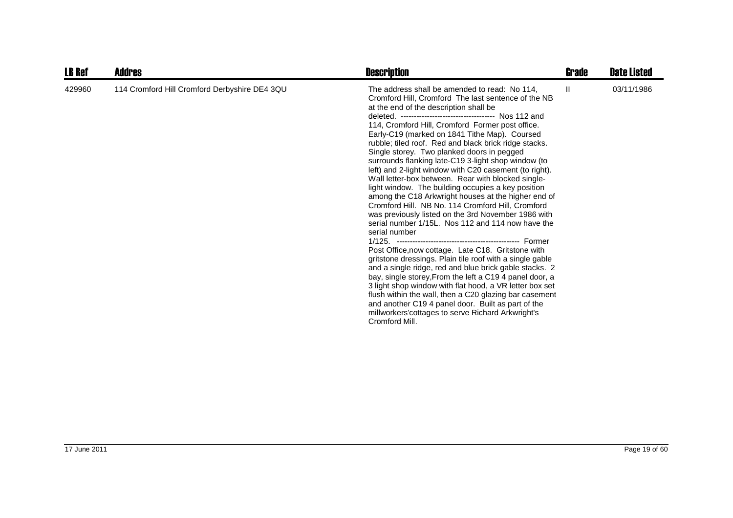| LB Ref | Addres | Description | Grade | Date Listed |
|---|---|---|---|---|
| 429960 | 114 Cromford Hill Cromford Derbyshire DE4 3QU | The address shall be amended to read: No 114, Cromford Hill, Cromford The last sentence of the NB at the end of the description shall be deleted. ------------------------------------ Nos 112 and 114, Cromford Hill, Cromford Former post office. Early-C19 (marked on 1841 Tithe Map). Coursed rubble; tiled roof. Red and black brick ridge stacks. Single storey. Two planked doors in pegged surrounds flanking late-C19 3-light shop window (to left) and 2-light window with C20 casement (to right). Wall letter-box between. Rear with blocked single-light window. The building occupies a key position among the C18 Arkwright houses at the higher end of Cromford Hill. NB No. 114 Cromford Hill, Cromford was previously listed on the 3rd November 1986 with serial number 1/15L. Nos 112 and 114 now have the serial number 1/125. ------------------------------------------------ Former Post Office,now cottage. Late C18. Gritstone with gritstone dressings. Plain tile roof with a single gable and a single ridge, red and blue brick gable stacks. 2 bay, single storey,From the left a C19 4 panel door, a 3 light shop window with flat hood, a VR letter box set flush within the wall, then a C20 glazing bar casement and another C19 4 panel door. Built as part of the millworkers'cottages to serve Richard Arkwright's Cromford Mill. | II | 03/11/1986 |

17 June 2011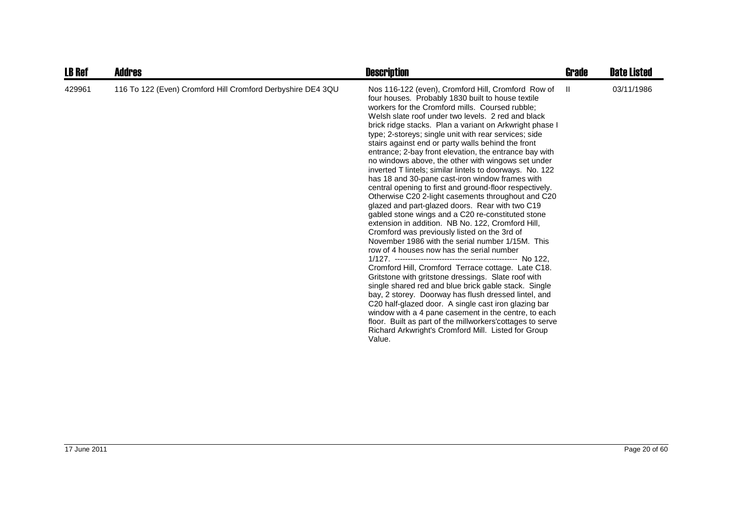| LB Ref | Addres | Description | Grade | Date Listed |
|---|---|---|---|---|
| 429961 | 116 To 122 (Even) Cromford Hill Cromford Derbyshire DE4 3QU | Nos 116-122 (even), Cromford Hill, Cromford Row of four houses. Probably 1830 built to house textile workers for the Cromford mills. Coursed rubble; Welsh slate roof under two levels. 2 red and black brick ridge stacks. Plan a variant on Arkwright phase I type; 2-storeys; single unit with rear services; side stairs against end or party walls behind the front entrance; 2-bay front elevation, the entrance bay with no windows above, the other with wingows set under inverted T lintels; similar lintels to doorways. No. 122 has 18 and 30-pane cast-iron window frames with central opening to first and ground-floor respectively. Otherwise C20 2-light casements throughout and C20 glazed and part-glazed doors. Rear with two C19 gabled stone wings and a C20 re-constituted stone extension in addition. NB No. 122, Cromford Hill, Cromford was previously listed on the 3rd of November 1986 with the serial number 1/15M. This row of 4 houses now has the serial number 1/127. ------------------------------------------------ No 122, Cromford Hill, Cromford Terrace cottage. Late C18. Gritstone with gritstone dressings. Slate roof with single shared red and blue brick gable stack. Single bay, 2 storey. Doorway has flush dressed lintel, and C20 half-glazed door. A single cast iron glazing bar window with a 4 pane casement in the centre, to each floor. Built as part of the millworkers'cottages to serve Richard Arkwright's Cromford Mill. Listed for Group Value. | II | 03/11/1986 |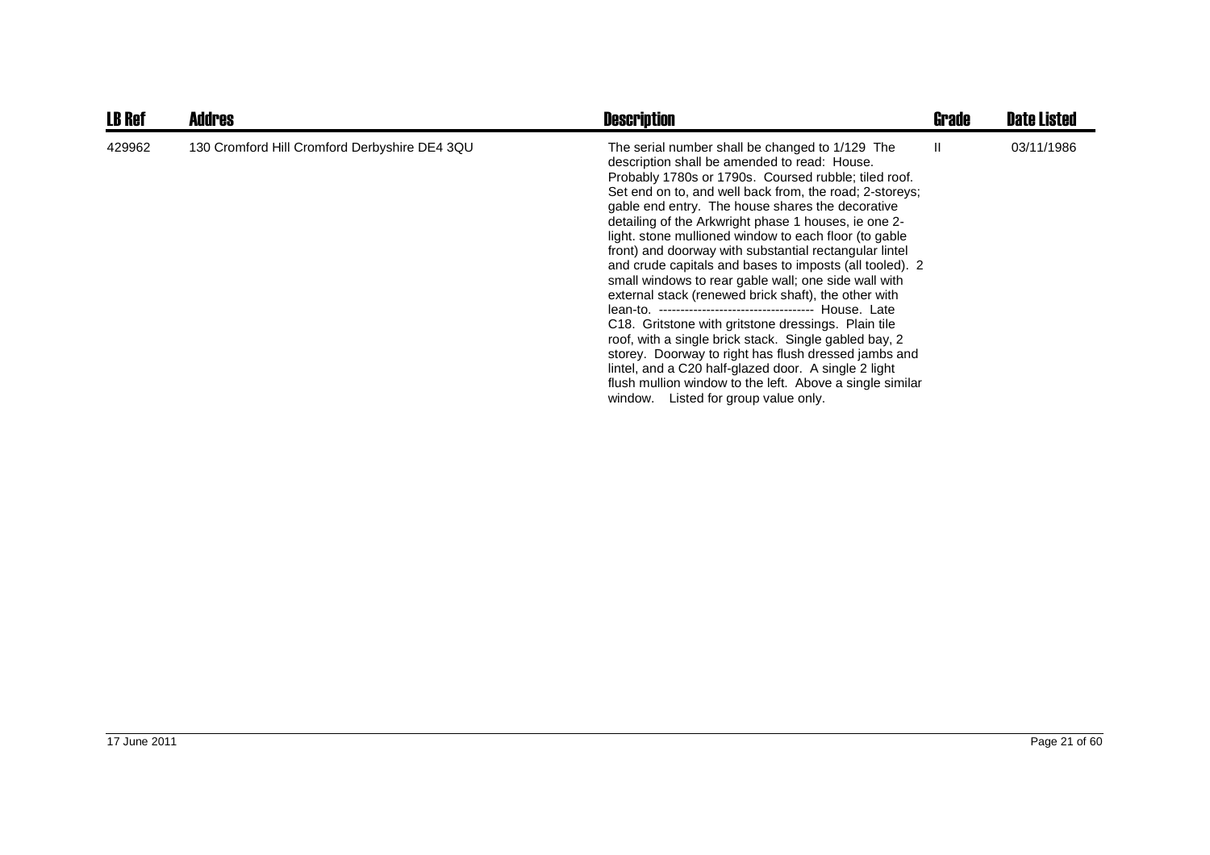| LB Ref | Addres | Description | Grade | Date Listed |
|---|---|---|---|---|
| 429962 | 130 Cromford Hill Cromford Derbyshire DE4 3QU | The serial number shall be changed to 1/129 The description shall be amended to read: House. Probably 1780s or 1790s. Coursed rubble; tiled roof. Set end on to, and well back from, the road; 2-storeys; gable end entry. The house shares the decorative detailing of the Arkwright phase 1 houses, ie one 2-light. stone mullioned window to each floor (to gable front) and doorway with substantial rectangular lintel and crude capitals and bases to imposts (all tooled). 2 small windows to rear gable wall; one side wall with external stack (renewed brick shaft), the other with lean-to. ------------------------------------ House. Late C18. Gritstone with gritstone dressings. Plain tile roof, with a single brick stack. Single gabled bay, 2 storey. Doorway to right has flush dressed jambs and lintel, and a C20 half-glazed door. A single 2 light flush mullion window to the left. Above a single similar window. Listed for group value only. | II | 03/11/1986 |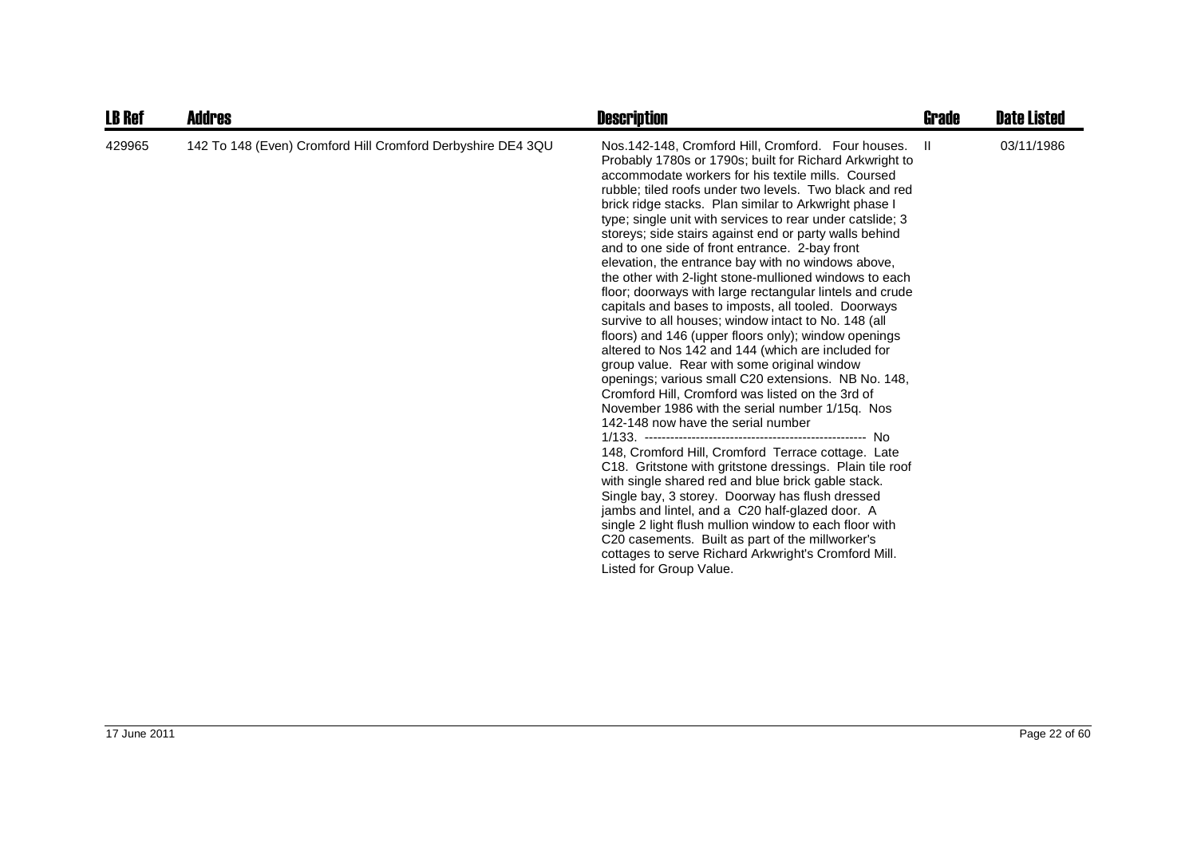| LB Ref | Addres | Description | Grade | Date Listed |
|---|---|---|---|---|
| 429965 | 142 To 148 (Even) Cromford Hill Cromford Derbyshire DE4 3QU | Nos.142-148, Cromford Hill, Cromford. Four houses. Probably 1780s or 1790s; built for Richard Arkwright to accommodate workers for his textile mills. Coursed rubble; tiled roofs under two levels. Two black and red brick ridge stacks. Plan similar to Arkwright phase I type; single unit with services to rear under catslide; 3 storeys; side stairs against end or party walls behind and to one side of front entrance. 2-bay front elevation, the entrance bay with no windows above, the other with 2-light stone-mullioned windows to each floor; doorways with large rectangular lintels and crude capitals and bases to imposts, all tooled. Doorways survive to all houses; window intact to No. 148 (all floors) and 146 (upper floors only); window openings altered to Nos 142 and 144 (which are included for group value. Rear with some original window openings; various small C20 extensions. NB No. 148, Cromford Hill, Cromford was listed on the 3rd of November 1986 with the serial number 1/15q. Nos 142-148 now have the serial number 1/133. ---------------------------------------------------- No 148, Cromford Hill, Cromford Terrace cottage. Late C18. Gritstone with gritstone dressings. Plain tile roof with single shared red and blue brick gable stack. Single bay, 3 storey. Doorway has flush dressed jambs and lintel, and a C20 half-glazed door. A single 2 light flush mullion window to each floor with C20 casements. Built as part of the millworker's cottages to serve Richard Arkwright's Cromford Mill. Listed for Group Value. | II | 03/11/1986 |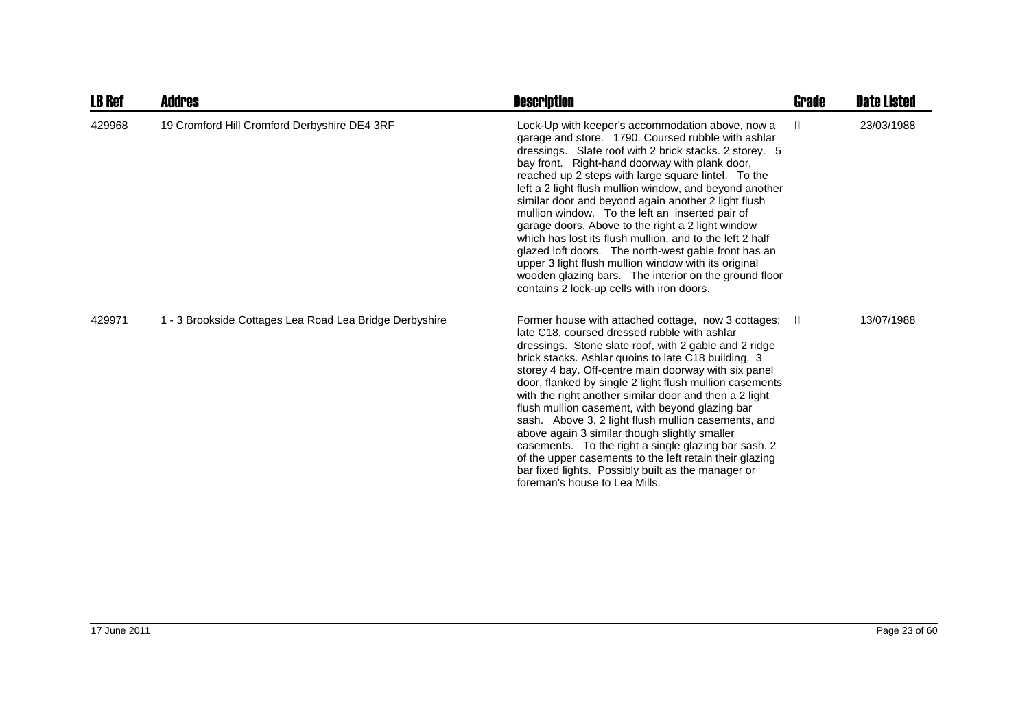| LB Ref | Addres | Description | Grade | Date Listed |
|---|---|---|---|---|
| 429968 | 19 Cromford Hill Cromford Derbyshire DE4 3RF | Lock-Up with keeper's accommodation above, now a garage and store. 1790. Coursed rubble with ashlar dressings. Slate roof with 2 brick stacks. 2 storey. 5 bay front. Right-hand doorway with plank door, reached up 2 steps with large square lintel. To the left a 2 light flush mullion window, and beyond another similar door and beyond again another 2 light flush mullion window. To the left an inserted pair of garage doors. Above to the right a 2 light window which has lost its flush mullion, and to the left 2 half glazed loft doors. The north-west gable front has an upper 3 light flush mullion window with its original wooden glazing bars. The interior on the ground floor contains 2 lock-up cells with iron doors. | II | 23/03/1988 |
| 429971 | 1 - 3 Brookside Cottages Lea Road Lea Bridge Derbyshire | Former house with attached cottage, now 3 cottages; late C18, coursed dressed rubble with ashlar dressings. Stone slate roof, with 2 gable and 2 ridge brick stacks. Ashlar quoins to late C18 building. 3 storey 4 bay. Off-centre main doorway with six panel door, flanked by single 2 light flush mullion casements with the right another similar door and then a 2 light flush mullion casement, with beyond glazing bar sash. Above 3, 2 light flush mullion casements, and above again 3 similar though slightly smaller casements. To the right a single glazing bar sash. 2 of the upper casements to the left retain their glazing bar fixed lights. Possibly built as the manager or foreman's house to Lea Mills. | II | 13/07/1988 |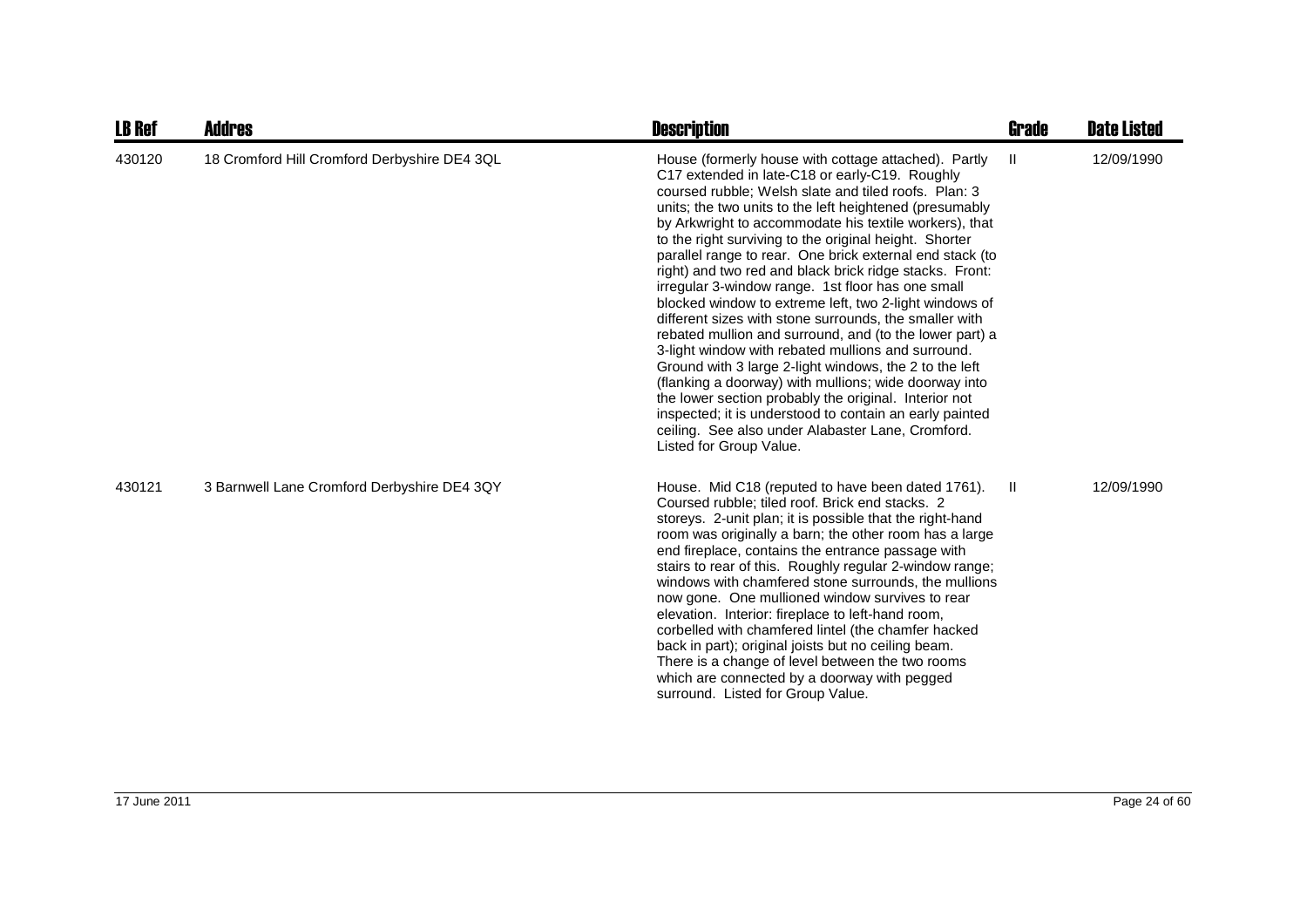| LB Ref | Addres | Description | Grade | Date Listed |
| --- | --- | --- | --- | --- |
| 430120 | 18 Cromford Hill Cromford Derbyshire DE4 3QL | House (formerly house with cottage attached). Partly C17 extended in late-C18 or early-C19. Roughly coursed rubble; Welsh slate and tiled roofs. Plan: 3 units; the two units to the left heightened (presumably by Arkwright to accommodate his textile workers), that to the right surviving to the original height. Shorter parallel range to rear. One brick external end stack (to right) and two red and black brick ridge stacks. Front: irregular 3-window range. 1st floor has one small blocked window to extreme left, two 2-light windows of different sizes with stone surrounds, the smaller with rebated mullion and surround, and (to the lower part) a 3-light window with rebated mullions and surround. Ground with 3 large 2-light windows, the 2 to the left (flanking a doorway) with mullions; wide doorway into the lower section probably the original. Interior not inspected; it is understood to contain an early painted ceiling. See also under Alabaster Lane, Cromford. Listed for Group Value. | II | 12/09/1990 |
| 430121 | 3 Barnwell Lane Cromford Derbyshire DE4 3QY | House. Mid C18 (reputed to have been dated 1761). Coursed rubble; tiled roof. Brick end stacks. 2 storeys. 2-unit plan; it is possible that the right-hand room was originally a barn; the other room has a large end fireplace, contains the entrance passage with stairs to rear of this. Roughly regular 2-window range; windows with chamfered stone surrounds, the mullions now gone. One mullioned window survives to rear elevation. Interior: fireplace to left-hand room, corbelled with chamfered lintel (the chamfer hacked back in part); original joists but no ceiling beam. There is a change of level between the two rooms which are connected by a doorway with pegged surround. Listed for Group Value. | II | 12/09/1990 |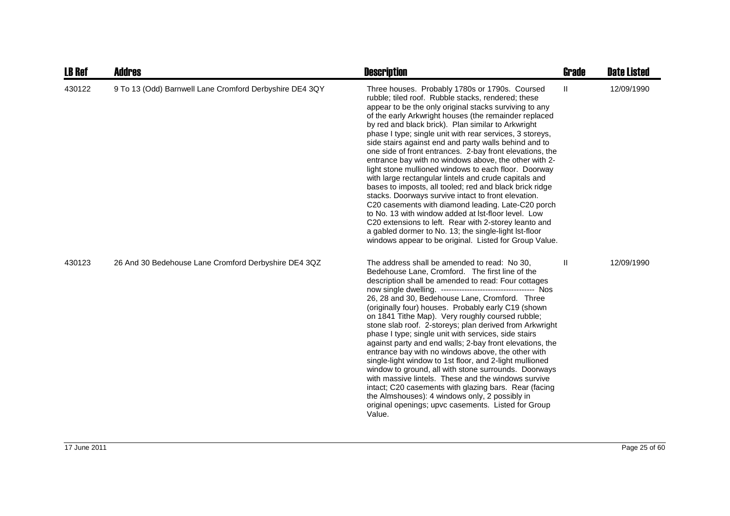| LB Ref | Addres | Description | Grade | Date Listed |
|---|---|---|---|---|
| 430122 | 9 To 13 (Odd) Barnwell Lane Cromford Derbyshire DE4 3QY | Three houses. Probably 1780s or 1790s. Coursed rubble; tiled roof. Rubble stacks, rendered; these appear to be the only original stacks surviving to any of the early Arkwright houses (the remainder replaced by red and black brick). Plan similar to Arkwright phase I type; single unit with rear services, 3 storeys, side stairs against end and party walls behind and to one side of front entrances. 2-bay front elevations, the entrance bay with no windows above, the other with 2-light stone mullioned windows to each floor. Doorway with large rectangular lintels and crude capitals and bases to imposts, all tooled; red and black brick ridge stacks. Doorways survive intact to front elevation. C20 casements with diamond leading. Late-C20 porch to No. 13 with window added at lst-floor level. Low C20 extensions to left. Rear with 2-storey leanto and a gabled dormer to No. 13; the single-light lst-floor windows appear to be original. Listed for Group Value. | II | 12/09/1990 |
| 430123 | 26 And 30 Bedehouse Lane Cromford Derbyshire DE4 3QZ | The address shall be amended to read: No 30, Bedehouse Lane, Cromford. The first line of the description shall be amended to read: Four cottages now single dwelling. ------------------------------------ Nos 26, 28 and 30, Bedehouse Lane, Cromford. Three (originally four) houses. Probably early C19 (shown on 1841 Tithe Map). Very roughly coursed rubble; stone slab roof. 2-storeys; plan derived from Arkwright phase I type; single unit with services, side stairs against party and end walls; 2-bay front elevations, the entrance bay with no windows above, the other with single-light window to 1st floor, and 2-light mullioned window to ground, all with stone surrounds. Doorways with massive lintels. These and the windows survive intact; C20 casements with glazing bars. Rear (facing the Almshouses): 4 windows only, 2 possibly in original openings; upvc casements. Listed for Group Value. | II | 12/09/1990 |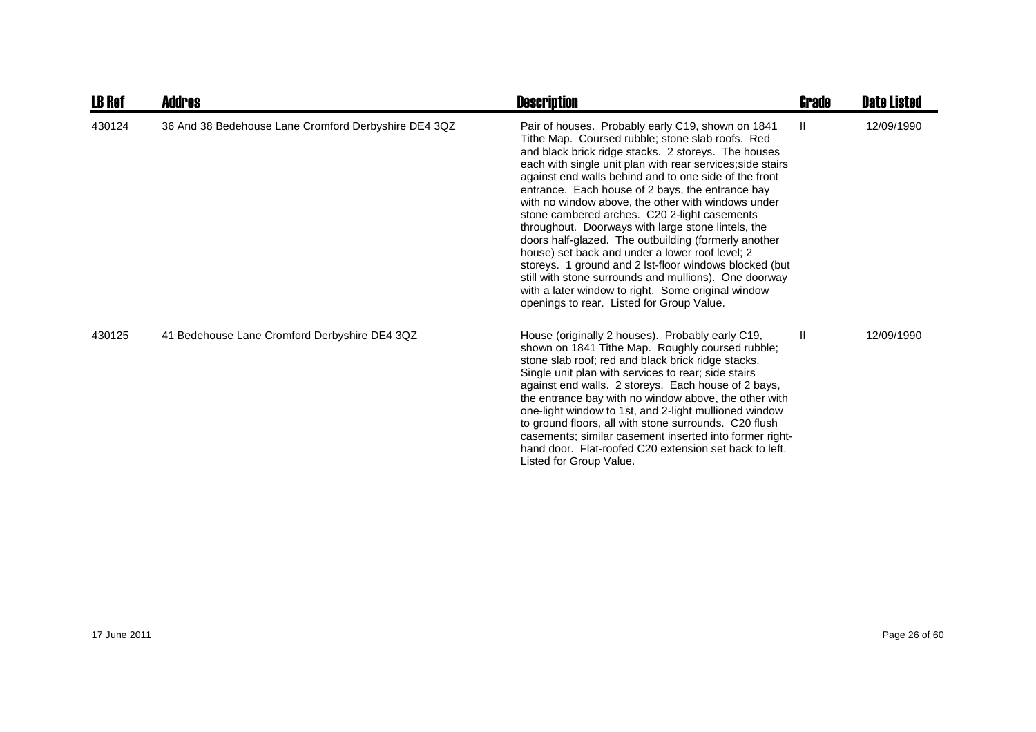| LB Ref | Addres | Description | Grade | Date Listed |
| --- | --- | --- | --- | --- |
| 430124 | 36 And 38 Bedehouse Lane Cromford Derbyshire DE4 3QZ | Pair of houses. Probably early C19, shown on 1841 Tithe Map. Coursed rubble; stone slab roofs. Red and black brick ridge stacks. 2 storeys. The houses each with single unit plan with rear services;side stairs against end walls behind and to one side of the front entrance. Each house of 2 bays, the entrance bay with no window above, the other with windows under stone cambered arches. C20 2-light casements throughout. Doorways with large stone lintels, the doors half-glazed. The outbuilding (formerly another house) set back and under a lower roof level; 2 storeys. 1 ground and 2 lst-floor windows blocked (but still with stone surrounds and mullions). One doorway with a later window to right. Some original window openings to rear. Listed for Group Value. | II | 12/09/1990 |
| 430125 | 41 Bedehouse Lane Cromford Derbyshire DE4 3QZ | House (originally 2 houses). Probably early C19, shown on 1841 Tithe Map. Roughly coursed rubble; stone slab roof; red and black brick ridge stacks. Single unit plan with services to rear; side stairs against end walls. 2 storeys. Each house of 2 bays, the entrance bay with no window above, the other with one-light window to 1st, and 2-light mullioned window to ground floors, all with stone surrounds. C20 flush casements; similar casement inserted into former right-hand door. Flat-roofed C20 extension set back to left. Listed for Group Value. | II | 12/09/1990 |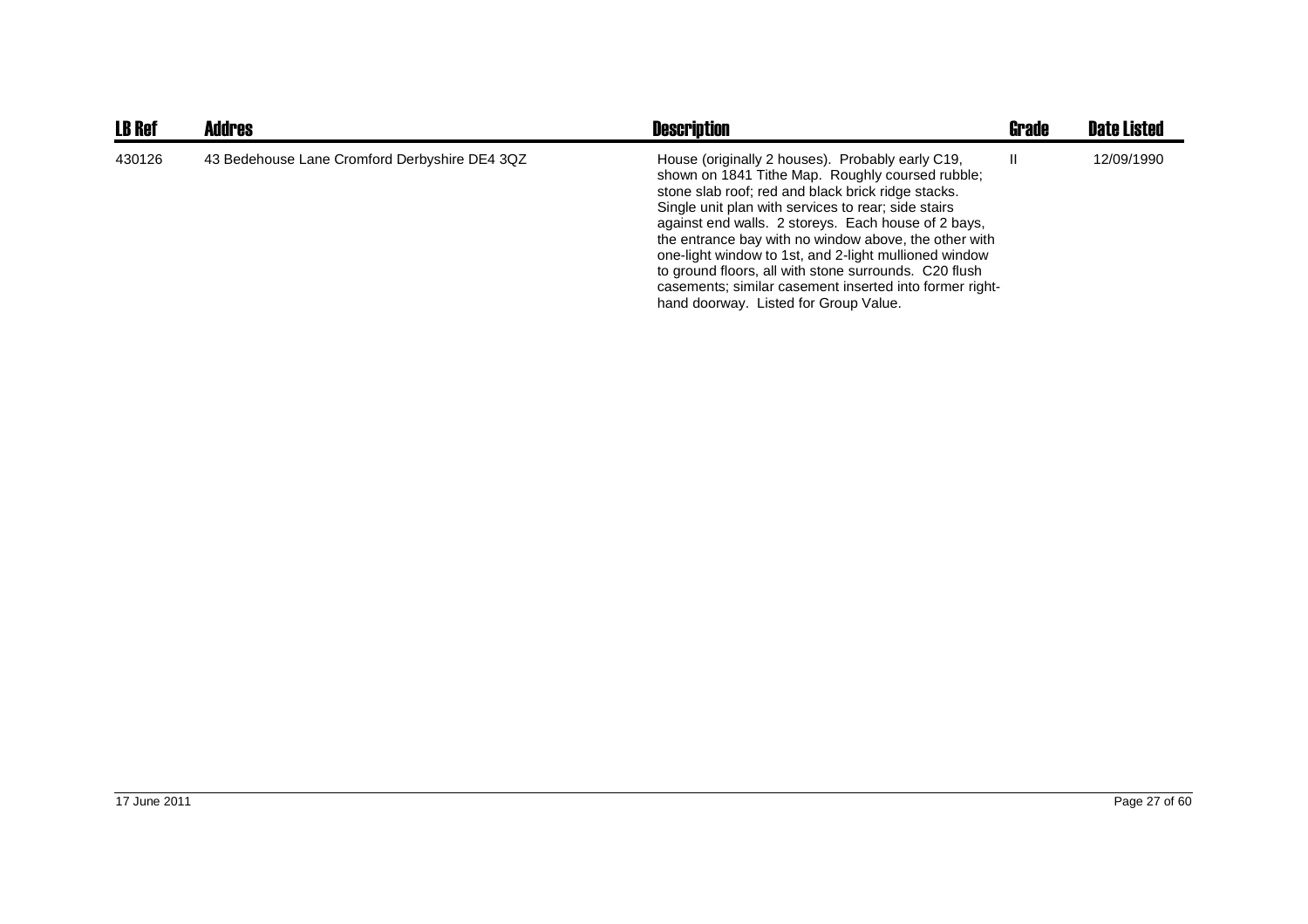| LB Ref | Addres | Description | Grade | Date Listed |
|---|---|---|---|---|
| 430126 | 43 Bedehouse Lane Cromford Derbyshire DE4 3QZ | House (originally 2 houses). Probably early C19, shown on 1841 Tithe Map. Roughly coursed rubble; stone slab roof; red and black brick ridge stacks. Single unit plan with services to rear; side stairs against end walls. 2 storeys. Each house of 2 bays, the entrance bay with no window above, the other with one-light window to 1st, and 2-light mullioned window to ground floors, all with stone surrounds. C20 flush casements; similar casement inserted into former right-hand doorway. Listed for Group Value. | II | 12/09/1990 |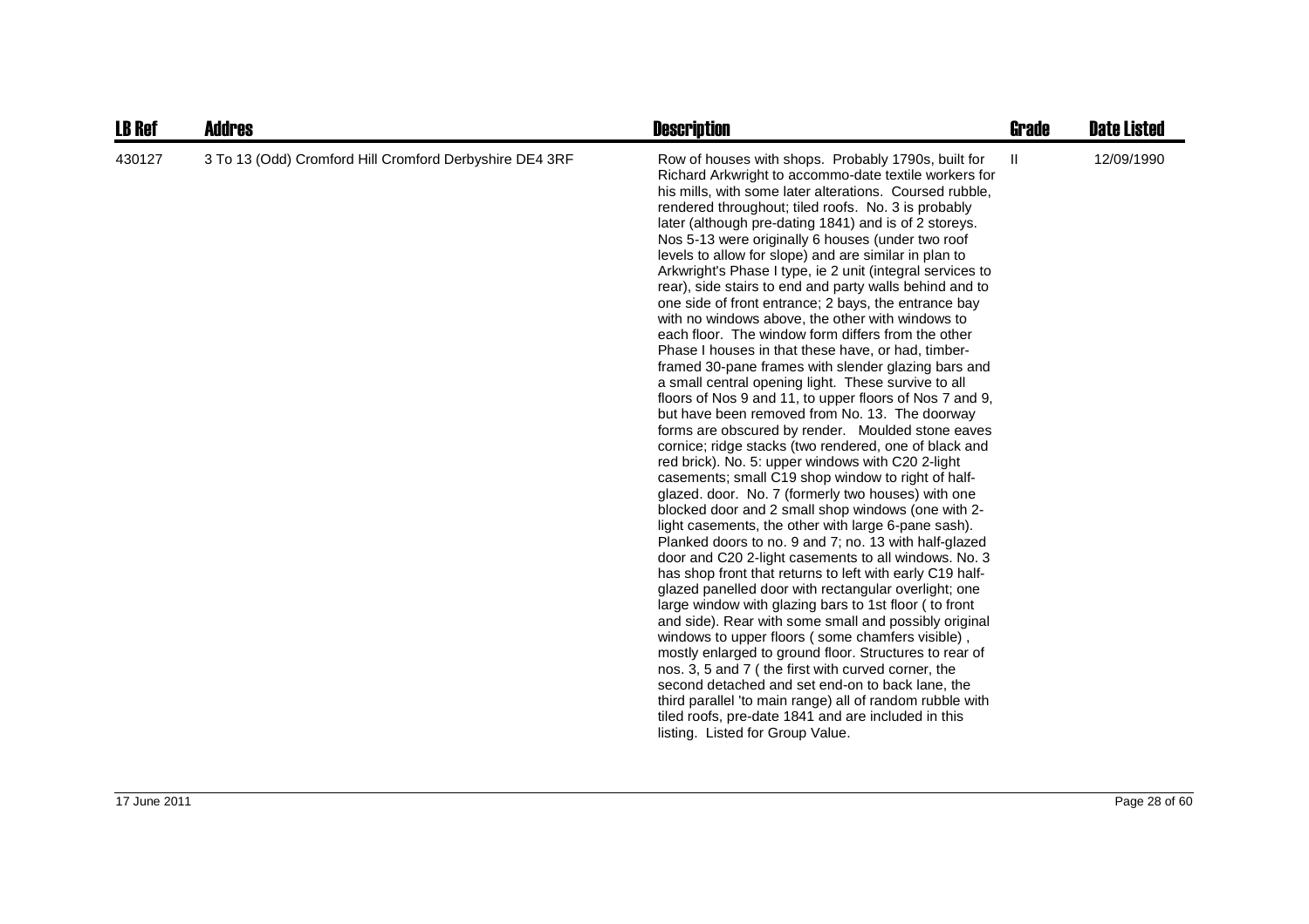| LB Ref | Addres | Description | Grade | Date Listed |
|---|---|---|---|---|
| 430127 | 3 To 13 (Odd) Cromford Hill Cromford Derbyshire DE4 3RF | Row of houses with shops. Probably 1790s, built for Richard Arkwright to accommo-date textile workers for his mills, with some later alterations. Coursed rubble, rendered throughout; tiled roofs. No. 3 is probably later (although pre-dating 1841) and is of 2 storeys. Nos 5-13 were originally 6 houses (under two roof levels to allow for slope) and are similar in plan to Arkwright's Phase I type, ie 2 unit (integral services to rear), side stairs to end and party walls behind and to one side of front entrance; 2 bays, the entrance bay with no windows above, the other with windows to each floor. The window form differs from the other Phase I houses in that these have, or had, timber-framed 30-pane frames with slender glazing bars and a small central opening light. These survive to all floors of Nos 9 and 11, to upper floors of Nos 7 and 9, but have been removed from No. 13. The doorway forms are obscured by render. Moulded stone eaves cornice; ridge stacks (two rendered, one of black and red brick). No. 5: upper windows with C20 2-light casements; small C19 shop window to right of half-glazed. door. No. 7 (formerly two houses) with one blocked door and 2 small shop windows (one with 2-light casements, the other with large 6-pane sash). Planked doors to no. 9 and 7; no. 13 with half-glazed door and C20 2-light casements to all windows. No. 3 has shop front that returns to left with early C19 half-glazed panelled door with rectangular overlight; one large window with glazing bars to 1st floor ( to front and side). Rear with some small and possibly original windows to upper floors ( some chamfers visible) , mostly enlarged to ground floor. Structures to rear of nos. 3, 5 and 7 ( the first with curved corner, the second detached and set end-on to back lane, the third parallel 'to main range) all of random rubble with tiled roofs, pre-date 1841 and are included in this listing. Listed for Group Value. | II | 12/09/1990 |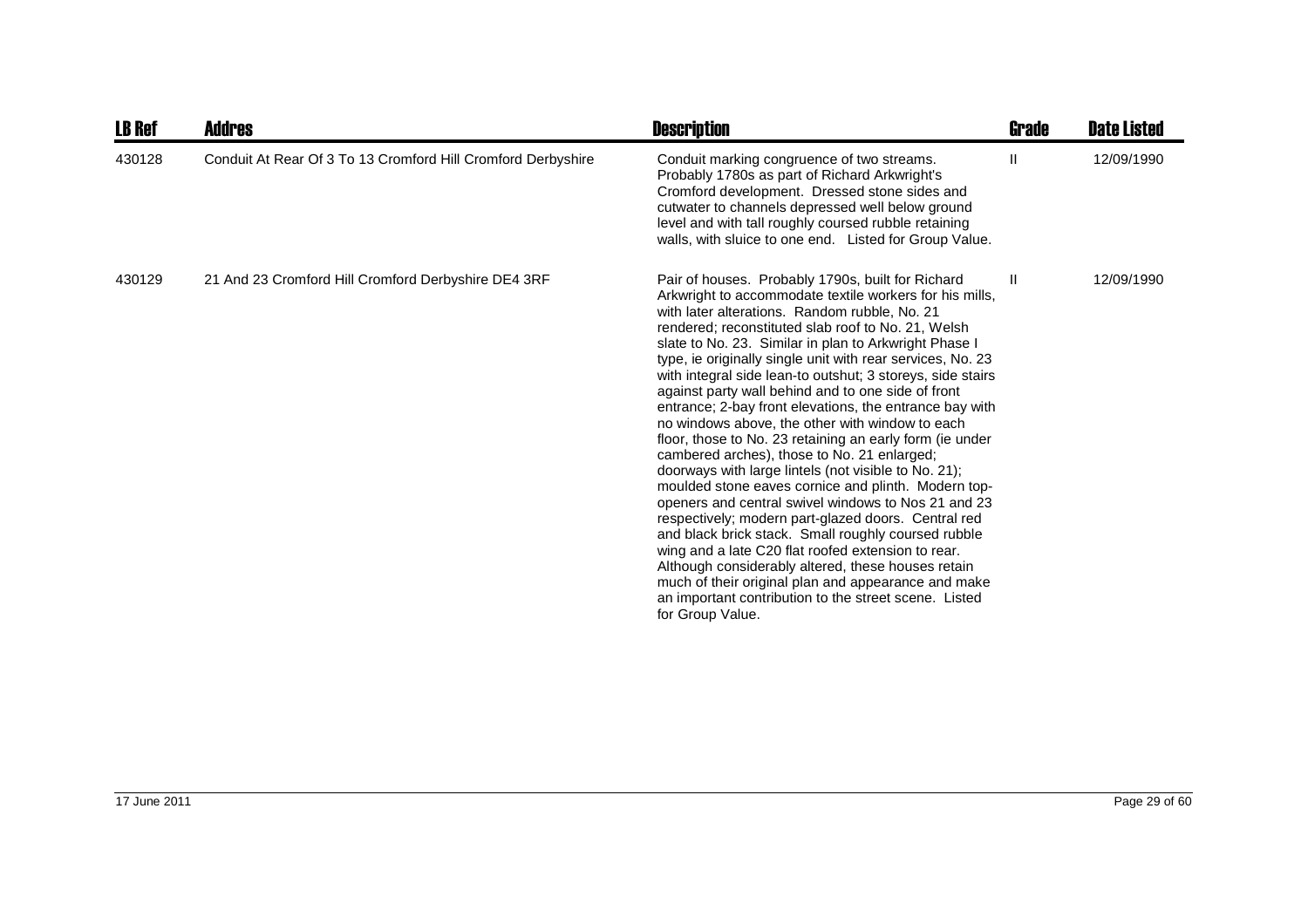| LB Ref | Addres | Description | Grade | Date Listed |
| --- | --- | --- | --- | --- |
| 430128 | Conduit At Rear Of 3 To 13 Cromford Hill Cromford Derbyshire | Conduit marking congruence of two streams. Probably 1780s as part of Richard Arkwright's Cromford development. Dressed stone sides and cutwater to channels depressed well below ground level and with tall roughly coursed rubble retaining walls, with sluice to one end. Listed for Group Value. | II | 12/09/1990 |
| 430129 | 21 And 23 Cromford Hill Cromford Derbyshire DE4 3RF | Pair of houses. Probably 1790s, built for Richard Arkwright to accommodate textile workers for his mills, with later alterations. Random rubble, No. 21 rendered; reconstituted slab roof to No. 21, Welsh slate to No. 23. Similar in plan to Arkwright Phase I type, ie originally single unit with rear services, No. 23 with integral side lean-to outshut; 3 storeys, side stairs against party wall behind and to one side of front entrance; 2-bay front elevations, the entrance bay with no windows above, the other with window to each floor, those to No. 23 retaining an early form (ie under cambered arches), those to No. 21 enlarged; doorways with large lintels (not visible to No. 21); moulded stone eaves cornice and plinth. Modern top-openers and central swivel windows to Nos 21 and 23 respectively; modern part-glazed doors. Central red and black brick stack. Small roughly coursed rubble wing and a late C20 flat roofed extension to rear. Although considerably altered, these houses retain much of their original plan and appearance and make an important contribution to the street scene. Listed for Group Value. | II | 12/09/1990 |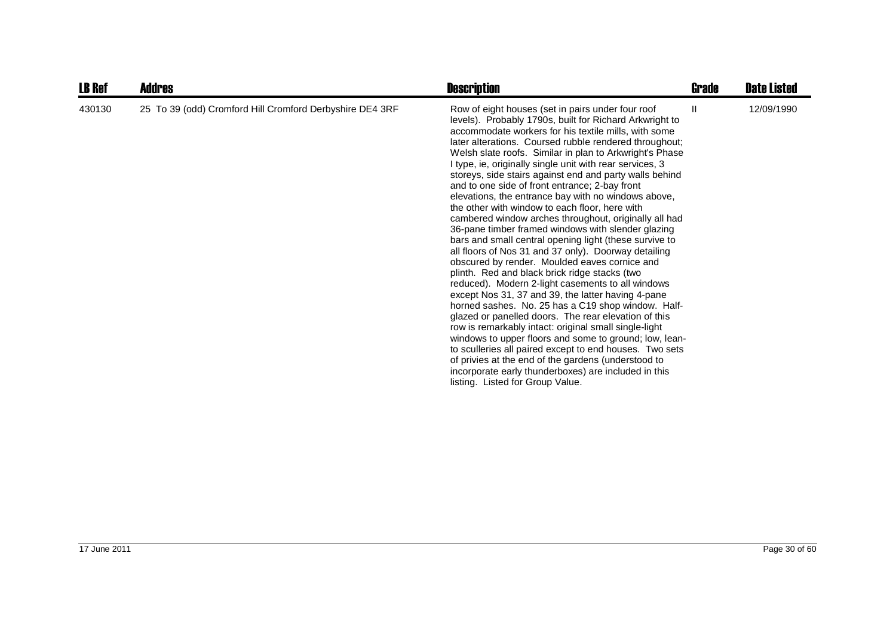| LB Ref | Addres | Description | Grade | Date Listed |
|---|---|---|---|---|
| 430130 | 25 To 39 (odd) Cromford Hill Cromford Derbyshire DE4 3RF | Row of eight houses (set in pairs under four roof levels). Probably 1790s, built for Richard Arkwright to accommodate workers for his textile mills, with some later alterations. Coursed rubble rendered throughout; Welsh slate roofs. Similar in plan to Arkwright's Phase I type, ie, originally single unit with rear services, 3 storeys, side stairs against end and party walls behind and to one side of front entrance; 2-bay front elevations, the entrance bay with no windows above, the other with window to each floor, here with cambered window arches throughout, originally all had 36-pane timber framed windows with slender glazing bars and small central opening light (these survive to all floors of Nos 31 and 37 only). Doorway detailing obscured by render. Moulded eaves cornice and plinth. Red and black brick ridge stacks (two reduced). Modern 2-light casements to all windows except Nos 31, 37 and 39, the latter having 4-pane horned sashes. No. 25 has a C19 shop window. Half-glazed or panelled doors. The rear elevation of this row is remarkably intact: original small single-light windows to upper floors and some to ground; low, lean-to sculleries all paired except to end houses. Two sets of privies at the end of the gardens (understood to incorporate early thunderboxes) are included in this listing. Listed for Group Value. | II | 12/09/1990 |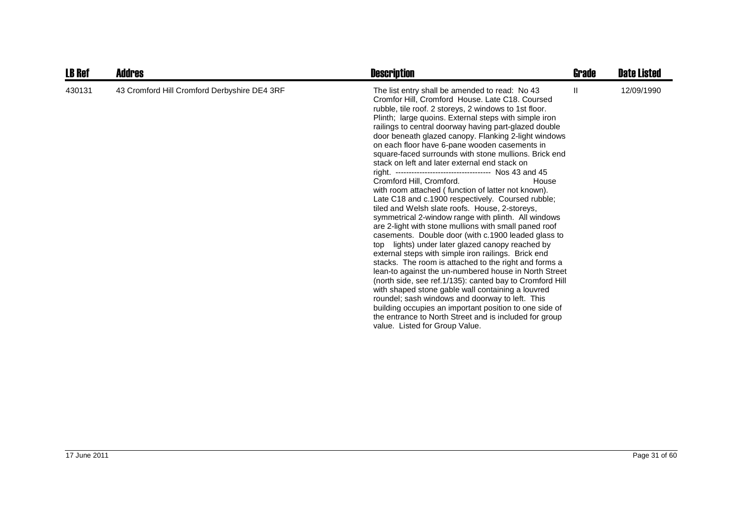| LB Ref | Addres | Description | Grade | Date Listed |
| --- | --- | --- | --- | --- |
| 430131 | 43 Cromford Hill Cromford Derbyshire DE4 3RF | The list entry shall be amended to read: No 43 Cromfor Hill, Cromford House. Late C18. Coursed rubble, tile roof. 2 storeys, 2 windows to 1st floor. Plinth; large quoins. External steps with simple iron railings to central doorway having part-glazed double door beneath glazed canopy. Flanking 2-light windows on each floor have 6-pane wooden casements in square-faced surrounds with stone mullions. Brick end stack on left and later external end stack on right. ------------------------------------ Nos 43 and 45 Cromford Hill, Cromford. House with room attached ( function of latter not known). Late C18 and c.1900 respectively. Coursed rubble; tiled and Welsh slate roofs. House, 2-storeys, symmetrical 2-window range with plinth. All windows are 2-light with stone mullions with small paned roof casements. Double door (with c.1900 leaded glass to top lights) under later glazed canopy reached by external steps with simple iron railings. Brick end stacks. The room is attached to the right and forms a lean-to against the un-numbered house in North Street (north side, see ref.1/135): canted bay to Cromford Hill with shaped stone gable wall containing a louvred roundel; sash windows and doorway to left. This building occupies an important position to one side of the entrance to North Street and is included for group value. Listed for Group Value. | II | 12/09/1990 |

17 June 2011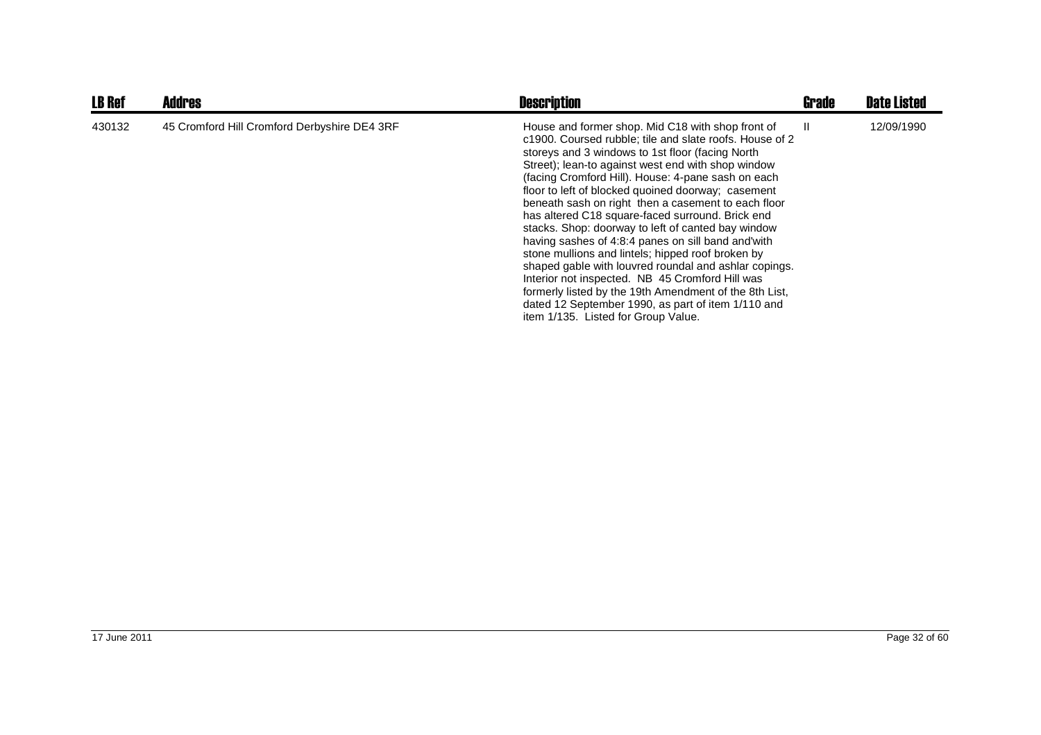| LB Ref | Addres | Description | Grade | Date Listed |
|---|---|---|---|---|
| 430132 | 45 Cromford Hill Cromford Derbyshire DE4 3RF | House and former shop. Mid C18 with shop front of c1900. Coursed rubble; tile and slate roofs. House of 2 storeys and 3 windows to 1st floor (facing North Street); lean-to against west end with shop window (facing Cromford Hill). House: 4-pane sash on each floor to left of blocked quoined doorway; casement beneath sash on right then a casement to each floor has altered C18 square-faced surround. Brick end stacks. Shop: doorway to left of canted bay window having sashes of 4:8:4 panes on sill band and'with stone mullions and lintels; hipped roof broken by shaped gable with louvred roundal and ashlar copings. Interior not inspected. NB 45 Cromford Hill was formerly listed by the 19th Amendment of the 8th List, dated 12 September 1990, as part of item 1/110 and item 1/135. Listed for Group Value. | II | 12/09/1990 |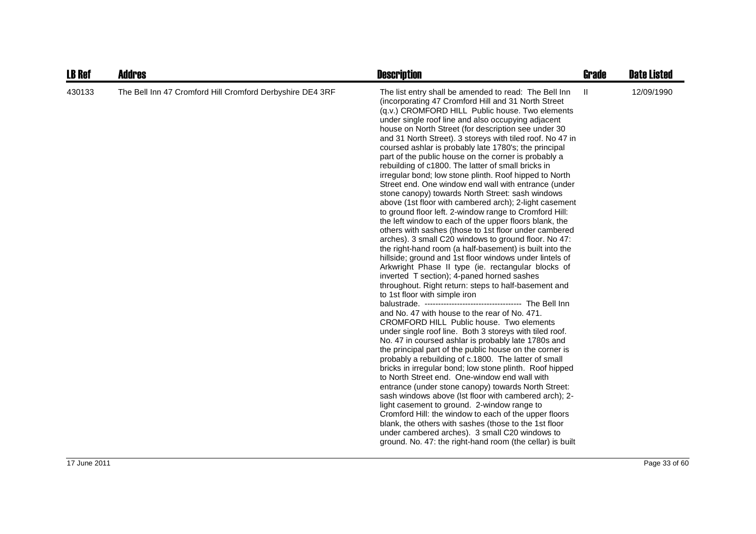| LB Ref | Addres | Description | Grade | Date Listed |
|---|---|---|---|---|
| 430133 | The Bell Inn 47 Cromford Hill Cromford Derbyshire DE4 3RF | The list entry shall be amended to read: The Bell Inn (incorporating 47 Cromford Hill and 31 North Street (q.v.) CROMFORD HILL Public house. Two elements under single roof line and also occupying adjacent house on North Street (for description see under 30 and 31 North Street). 3 storeys with tiled roof. No 47 in coursed ashlar is probably late 1780's; the principal part of the public house on the corner is probably a rebuilding of c1800. The latter of small bricks in irregular bond; low stone plinth. Roof hipped to North Street end. One window end wall with entrance (under stone canopy) towards North Street: sash windows above (1st floor with cambered arch); 2-light casement to ground floor left. 2-window range to Cromford Hill: the left window to each of the upper floors blank, the others with sashes (those to 1st floor under cambered arches). 3 small C20 windows to ground floor. No 47: the right-hand room (a half-basement) is built into the hillside; ground and 1st floor windows under lintels of Arkwright Phase II type (ie. rectangular blocks of inverted T section); 4-paned horned sashes throughout. Right return: steps to half-basement and to 1st floor with simple iron balustrade. ------------------------------------ The Bell Inn and No. 47 with house to the rear of No. 471. CROMFORD HILL Public house. Two elements under single roof line. Both 3 storeys with tiled roof. No. 47 in coursed ashlar is probably late 1780s and the principal part of the public house on the corner is probably a rebuilding of c.1800. The latter of small bricks in irregular bond; low stone plinth. Roof hipped to North Street end. One-window end wall with entrance (under stone canopy) towards North Street: sash windows above (lst floor with cambered arch); 2-light casement to ground. 2-window range to Cromford Hill: the window to each of the upper floors blank, the others with sashes (those to the 1st floor under cambered arches). 3 small C20 windows to ground. No. 47: the right-hand room (the cellar) is built | II | 12/09/1990 |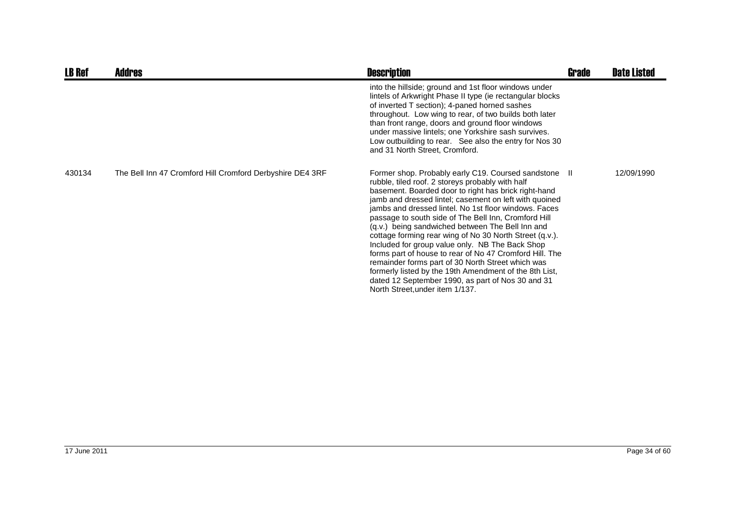| LB Ref | Addres | Description | Grade | Date Listed |
|---|---|---|---|---|
| | | into the hillside; ground and 1st floor windows under lintels of Arkwright Phase II type (ie rectangular blocks of inverted T section); 4-paned horned sashes throughout. Low wing to rear, of two builds both later than front range, doors and ground floor windows under massive lintels; one Yorkshire sash survives. Low outbuilding to rear. See also the entry for Nos 30 and 31 North Street, Cromford. | | |
| 430134 | The Bell Inn 47 Cromford Hill Cromford Derbyshire DE4 3RF | Former shop. Probably early C19. Coursed sandstone rubble, tiled roof. 2 storeys probably with half basement. Boarded door to right has brick right-hand jamb and dressed lintel; casement on left with quoined jambs and dressed lintel. No 1st floor windows. Faces passage to south side of The Bell Inn, Cromford Hill (q.v.) being sandwiched between The Bell Inn and cottage forming rear wing of No 30 North Street (q.v.). Included for group value only. NB The Back Shop forms part of house to rear of No 47 Cromford Hill. The remainder forms part of 30 North Street which was formerly listed by the 19th Amendment of the 8th List, dated 12 September 1990, as part of Nos 30 and 31 North Street,under item 1/137. | II | 12/09/1990 |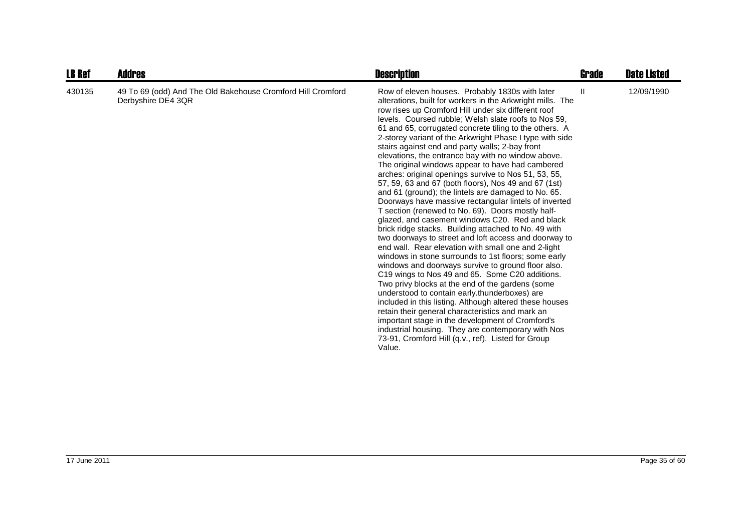| LB Ref | Addres | Description | Grade | Date Listed |
| --- | --- | --- | --- | --- |
| 430135 | 49 To 69 (odd) And The Old Bakehouse Cromford Hill Cromford Derbyshire DE4 3QR | Row of eleven houses. Probably 1830s with later alterations, built for workers in the Arkwright mills. The row rises up Cromford Hill under six different roof levels. Coursed rubble; Welsh slate roofs to Nos 59, 61 and 65, corrugated concrete tiling to the others. A 2-storey variant of the Arkwright Phase I type with side stairs against end and party walls; 2-bay front elevations, the entrance bay with no window above. The original windows appear to have had cambered arches: original openings survive to Nos 51, 53, 55, 57, 59, 63 and 67 (both floors), Nos 49 and 67 (1st) and 61 (ground); the lintels are damaged to No. 65. Doorways have massive rectangular lintels of inverted T section (renewed to No. 69). Doors mostly half-glazed, and casement windows C20. Red and black brick ridge stacks. Building attached to No. 49 with two doorways to street and loft access and doorway to end wall. Rear elevation with small one and 2-light windows in stone surrounds to 1st floors; some early windows and doorways survive to ground floor also. C19 wings to Nos 49 and 65. Some C20 additions. Two privy blocks at the end of the gardens (some understood to contain early.thunderboxes) are included in this listing. Although altered these houses retain their general characteristics and mark an important stage in the development of Cromford's industrial housing. They are contemporary with Nos 73-91, Cromford Hill (q.v., ref). Listed for Group Value. | II | 12/09/1990 |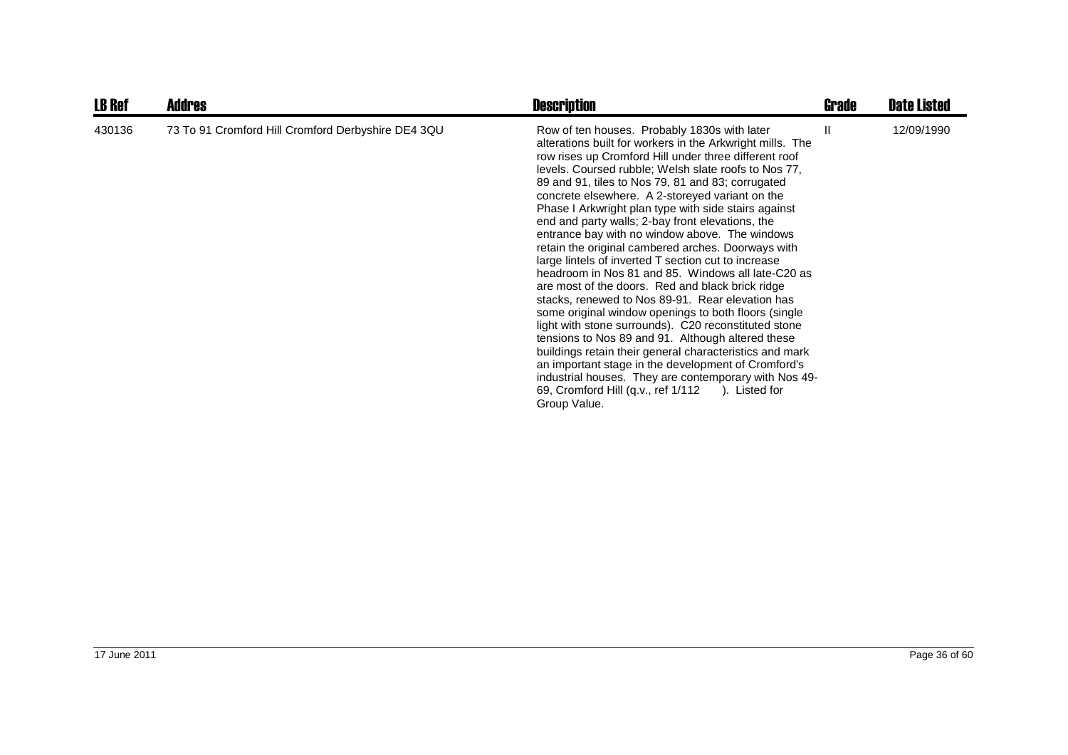| LB Ref | Addres | Description | Grade | Date Listed |
|---|---|---|---|---|
| 430136 | 73 To 91 Cromford Hill Cromford Derbyshire DE4 3QU | Row of ten houses. Probably 1830s with later alterations built for workers in the Arkwright mills. The row rises up Cromford Hill under three different roof levels. Coursed rubble; Welsh slate roofs to Nos 77, 89 and 91, tiles to Nos 79, 81 and 83; corrugated concrete elsewhere. A 2-storeyed variant on the Phase I Arkwright plan type with side stairs against end and party walls; 2-bay front elevations, the entrance bay with no window above. The windows retain the original cambered arches. Doorways with large lintels of inverted T section cut to increase headroom in Nos 81 and 85. Windows all late-C20 as are most of the doors. Red and black brick ridge stacks, renewed to Nos 89-91. Rear elevation has some original window openings to both floors (single light with stone surrounds). C20 reconstituted stone tensions to Nos 89 and 91. Although altered these buildings retain their general characteristics and mark an important stage in the development of Cromford's industrial houses. They are contemporary with Nos 49-69, Cromford Hill (q.v., ref 1/112 ). Listed for Group Value. | II | 12/09/1990 |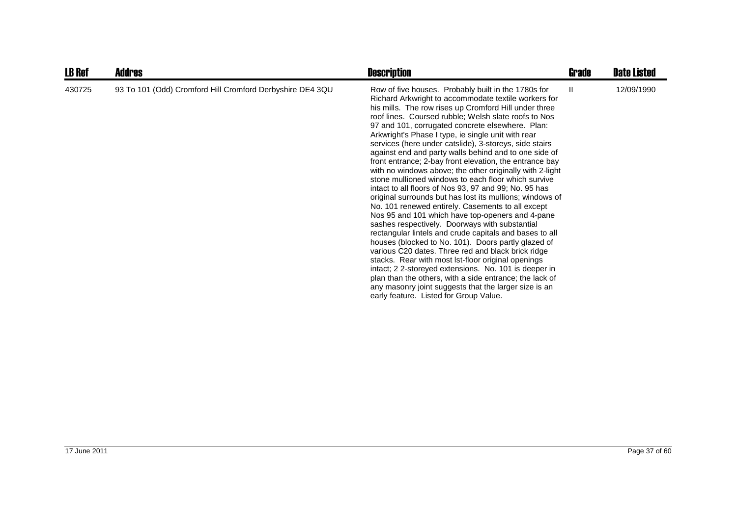| LB Ref | Addres | Description | Grade | Date Listed |
|---|---|---|---|---|
| 430725 | 93 To 101 (Odd) Cromford Hill Cromford Derbyshire DE4 3QU | Row of five houses. Probably built in the 1780s for Richard Arkwright to accommodate textile workers for his mills. The row rises up Cromford Hill under three roof lines. Coursed rubble; Welsh slate roofs to Nos 97 and 101, corrugated concrete elsewhere. Plan: Arkwright's Phase I type, ie single unit with rear services (here under catslide), 3-storeys, side stairs against end and party walls behind and to one side of front entrance; 2-bay front elevation, the entrance bay with no windows above; the other originally with 2-light stone mullioned windows to each floor which survive intact to all floors of Nos 93, 97 and 99; No. 95 has original surrounds but has lost its mullions; windows of No. 101 renewed entirely. Casements to all except Nos 95 and 101 which have top-openers and 4-pane sashes respectively. Doorways with substantial rectangular lintels and crude capitals and bases to all houses (blocked to No. 101). Doors partly glazed of various C20 dates. Three red and black brick ridge stacks. Rear with most lst-floor original openings intact; 2 2-storeyed extensions. No. 101 is deeper in plan than the others, with a side entrance; the lack of any masonry joint suggests that the larger size is an early feature. Listed for Group Value. | II | 12/09/1990 |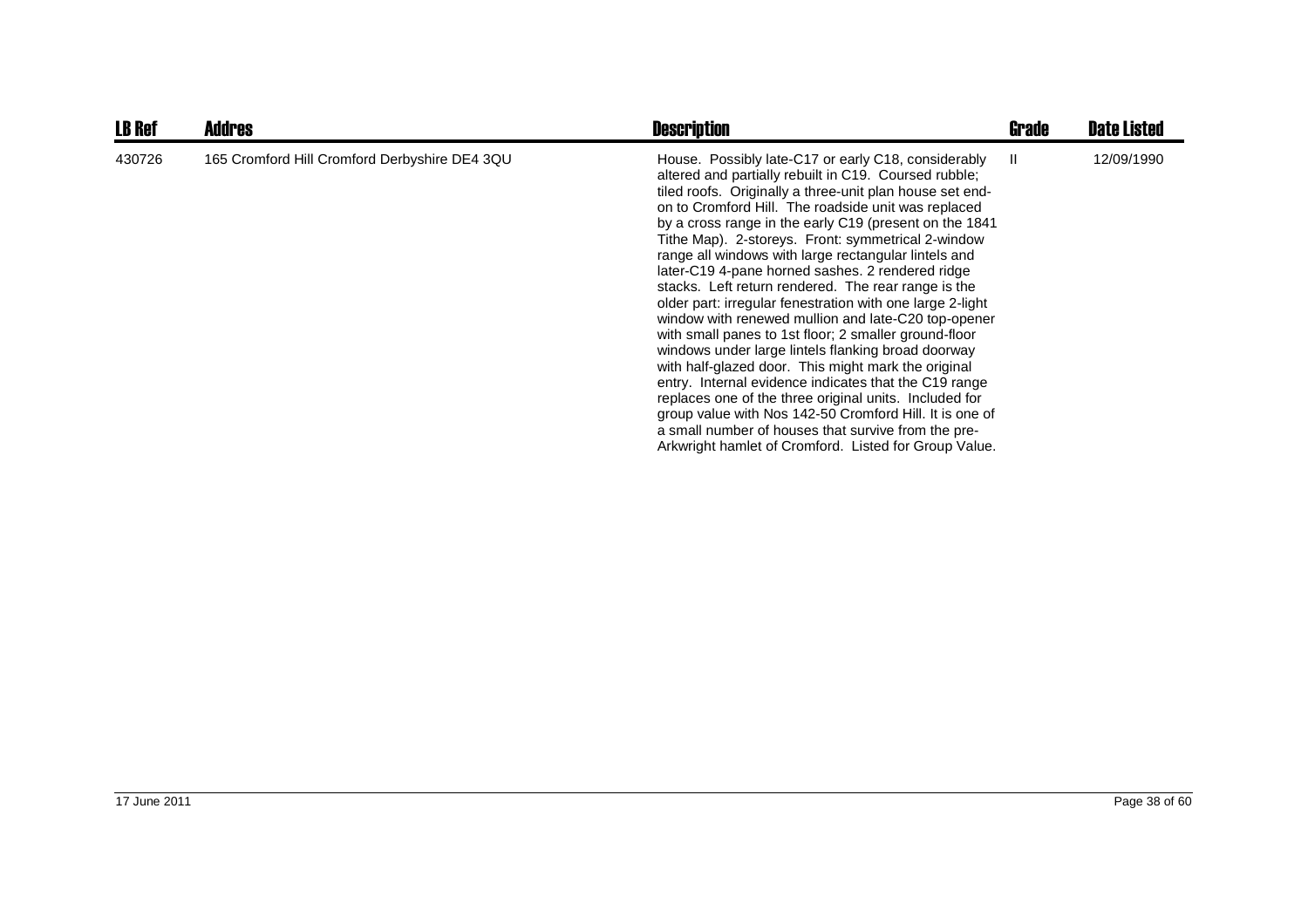| LB Ref | Addres | Description | Grade | Date Listed |
| --- | --- | --- | --- | --- |
| 430726 | 165 Cromford Hill Cromford Derbyshire DE4 3QU | House. Possibly late-C17 or early C18, considerably altered and partially rebuilt in C19. Coursed rubble; tiled roofs. Originally a three-unit plan house set end-on to Cromford Hill. The roadside unit was replaced by a cross range in the early C19 (present on the 1841 Tithe Map). 2-storeys. Front: symmetrical 2-window range all windows with large rectangular lintels and later-C19 4-pane horned sashes. 2 rendered ridge stacks. Left return rendered. The rear range is the older part: irregular fenestration with one large 2-light window with renewed mullion and late-C20 top-opener with small panes to 1st floor; 2 smaller ground-floor windows under large lintels flanking broad doorway with half-glazed door. This might mark the original entry. Internal evidence indicates that the C19 range replaces one of the three original units. Included for group value with Nos 142-50 Cromford Hill. It is one of a small number of houses that survive from the pre-Arkwright hamlet of Cromford. Listed for Group Value. | II | 12/09/1990 |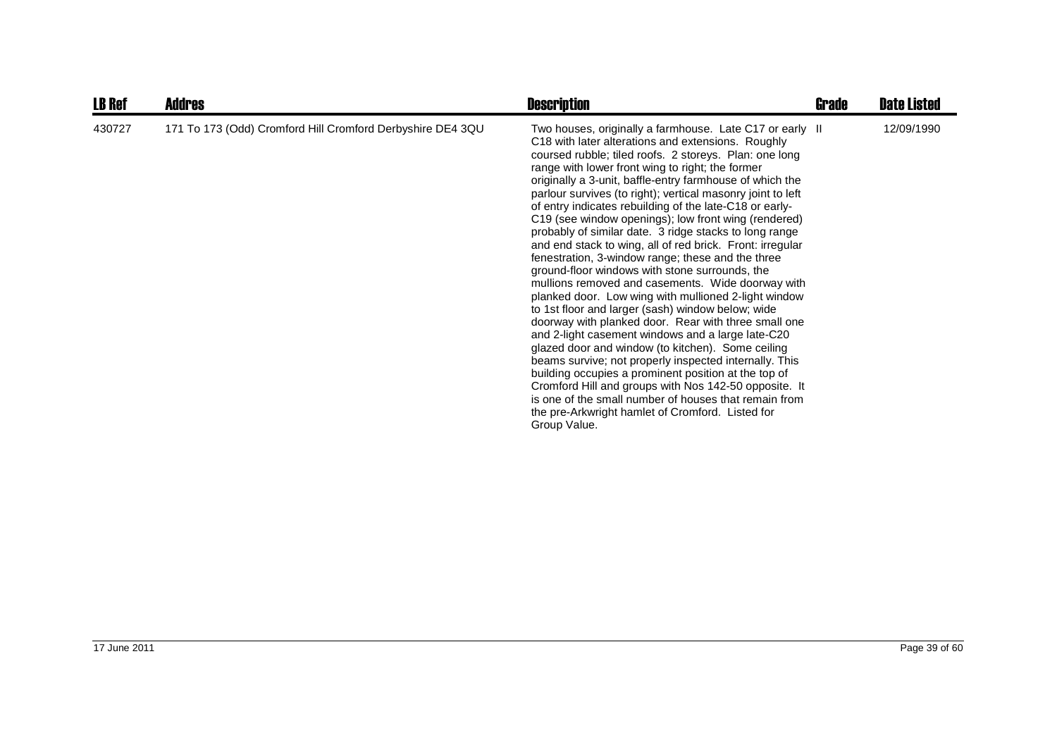| LB Ref | Addres | Description | Grade | Date Listed |
|---|---|---|---|---|
| 430727 | 171 To 173 (Odd) Cromford Hill Cromford Derbyshire DE4 3QU | Two houses, originally a farmhouse. Late C17 or early C18 with later alterations and extensions. Roughly coursed rubble; tiled roofs. 2 storeys. Plan: one long range with lower front wing to right; the former originally a 3-unit, baffle-entry farmhouse of which the parlour survives (to right); vertical masonry joint to left of entry indicates rebuilding of the late-C18 or early-C19 (see window openings); low front wing (rendered) probably of similar date. 3 ridge stacks to long range and end stack to wing, all of red brick. Front: irregular fenestration, 3-window range; these and the three ground-floor windows with stone surrounds, the mullions removed and casements. Wide doorway with planked door. Low wing with mullioned 2-light window to 1st floor and larger (sash) window below; wide doorway with planked door. Rear with three small one and 2-light casement windows and a large late-C20 glazed door and window (to kitchen). Some ceiling beams survive; not properly inspected internally. This building occupies a prominent position at the top of Cromford Hill and groups with Nos 142-50 opposite. It is one of the small number of houses that remain from the pre-Arkwright hamlet of Cromford. Listed for Group Value. | II | 12/09/1990 |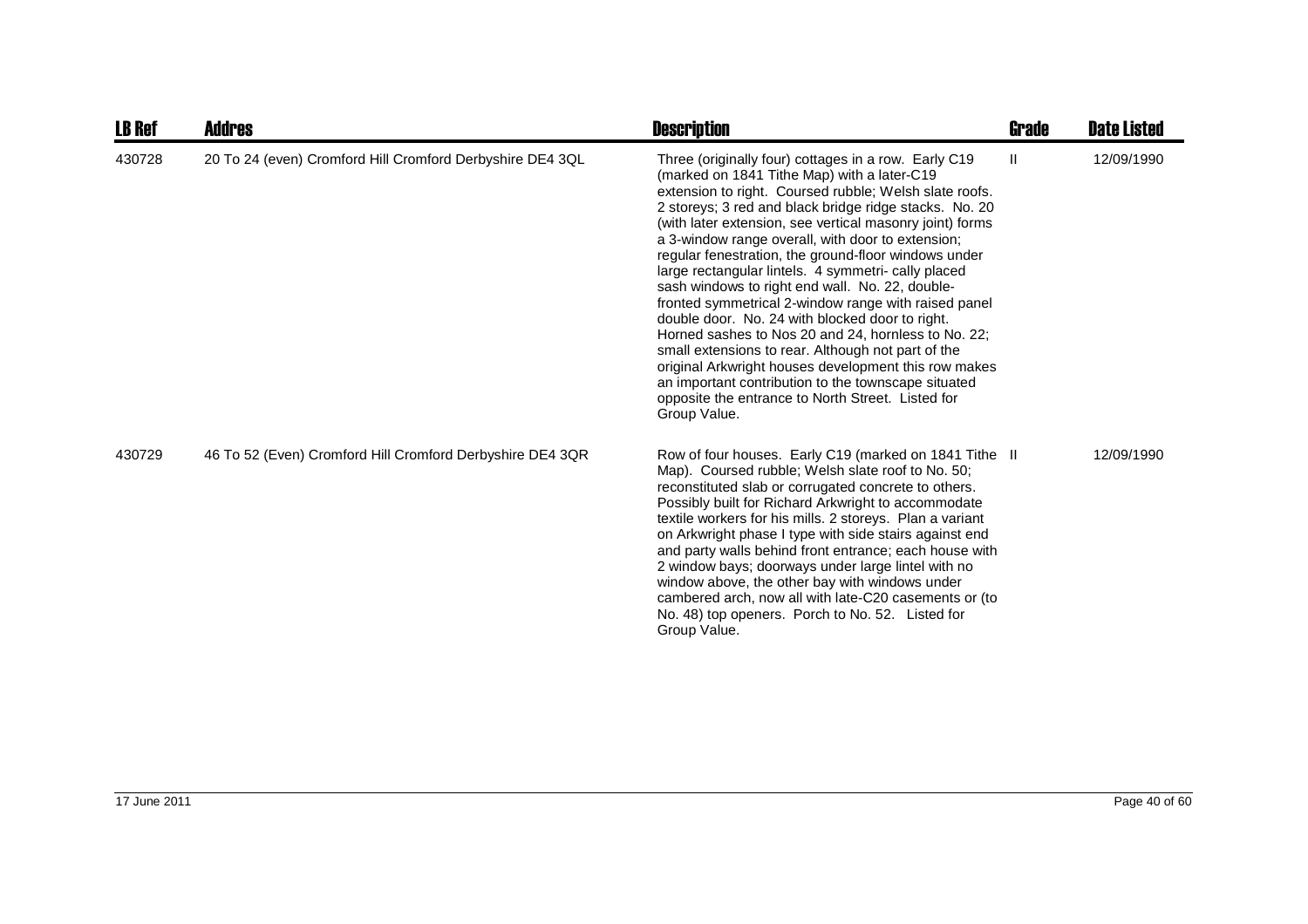| LB Ref | Addres | Description | Grade | Date Listed |
| --- | --- | --- | --- | --- |
| 430728 | 20 To 24 (even) Cromford Hill Cromford Derbyshire DE4 3QL | Three (originally four) cottages in a row. Early C19 (marked on 1841 Tithe Map) with a later-C19 extension to right. Coursed rubble; Welsh slate roofs. 2 storeys; 3 red and black bridge ridge stacks. No. 20 (with later extension, see vertical masonry joint) forms a 3-window range overall, with door to extension; regular fenestration, the ground-floor windows under large rectangular lintels. 4 symmetri- cally placed sash windows to right end wall. No. 22, double-fronted symmetrical 2-window range with raised panel double door. No. 24 with blocked door to right. Horned sashes to Nos 20 and 24, hornless to No. 22; small extensions to rear. Although not part of the original Arkwright houses development this row makes an important contribution to the townscape situated opposite the entrance to North Street. Listed for Group Value. | II | 12/09/1990 |
| 430729 | 46 To 52 (Even) Cromford Hill Cromford Derbyshire DE4 3QR | Row of four houses. Early C19 (marked on 1841 Tithe Map). Coursed rubble; Welsh slate roof to No. 50; reconstituted slab or corrugated concrete to others. Possibly built for Richard Arkwright to accommodate textile workers for his mills. 2 storeys. Plan a variant on Arkwright phase I type with side stairs against end and party walls behind front entrance; each house with 2 window bays; doorways under large lintel with no window above, the other bay with windows under cambered arch, now all with late-C20 casements or (to No. 48) top openers. Porch to No. 52. Listed for Group Value. | II | 12/09/1990 |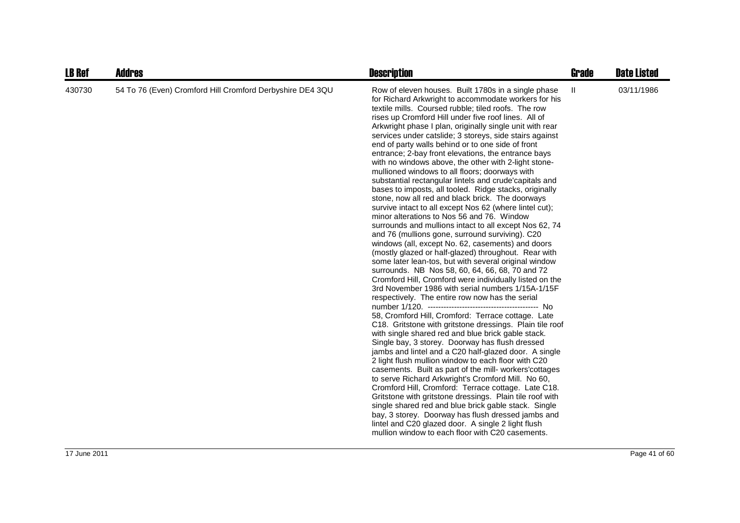| LB Ref | Addres | Description | Grade | Date Listed |
| --- | --- | --- | --- | --- |
| 430730 | 54 To 76 (Even) Cromford Hill Cromford Derbyshire DE4 3QU | Row of eleven houses. Built 1780s in a single phase for Richard Arkwright to accommodate workers for his textile mills. Coursed rubble; tiled roofs. The row rises up Cromford Hill under five roof lines. All of Arkwright phase I plan, originally single unit with rear services under catslide; 3 storeys, side stairs against end of party walls behind or to one side of front entrance; 2-bay front elevations, the entrance bays with no windows above, the other with 2-light stone-mullioned windows to all floors; doorways with substantial rectangular lintels and crude'capitals and bases to imposts, all tooled. Ridge stacks, originally stone, now all red and black brick. The doorways survive intact to all except Nos 62 (where lintel cut); minor alterations to Nos 56 and 76. Window surrounds and mullions intact to all except Nos 62, 74 and 76 (mullions gone, surround surviving). C20 windows (all, except No. 62, casements) and doors (mostly glazed or half-glazed) throughout. Rear with some later lean-tos, but with several original window surrounds. NB Nos 58, 60, 64, 66, 68, 70 and 72 Cromford Hill, Cromford were individually listed on the 3rd November 1986 with serial numbers 1/15A-1/15F respectively. The entire row now has the serial number 1/120. ------------------------------------------ No 58, Cromford Hill, Cromford: Terrace cottage. Late C18. Gritstone with gritstone dressings. Plain tile roof with single shared red and blue brick gable stack. Single bay, 3 storey. Doorway has flush dressed jambs and lintel and a C20 half-glazed door. A single 2 light flush mullion window to each floor with C20 casements. Built as part of the mill- workers'cottages to serve Richard Arkwright's Cromford Mill. No 60, Cromford Hill, Cromford: Terrace cottage. Late C18. Gritstone with gritstone dressings. Plain tile roof with single shared red and blue brick gable stack. Single bay, 3 storey. Doorway has flush dressed jambs and lintel and C20 glazed door. A single 2 light flush mullion window to each floor with C20 casements. | II | 03/11/1986 |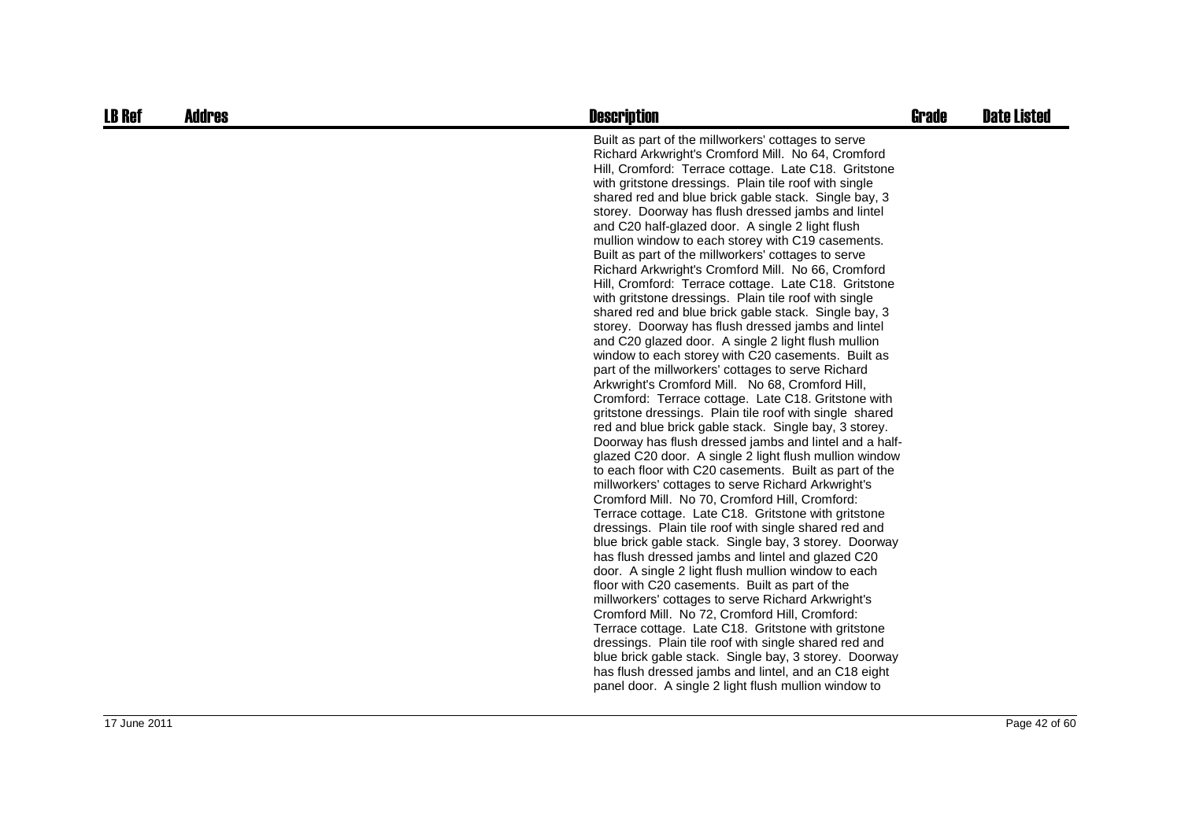| LB Ref | Addres | Description | Grade | Date Listed |
| --- | --- | --- | --- | --- |
| | | Built as part of the millworkers' cottages to serve Richard Arkwright's Cromford Mill. No 64, Cromford Hill, Cromford: Terrace cottage. Late C18. Gritstone with gritstone dressings. Plain tile roof with single shared red and blue brick gable stack. Single bay, 3 storey. Doorway has flush dressed jambs and lintel and C20 half-glazed door. A single 2 light flush mullion window to each storey with C19 casements. Built as part of the millworkers' cottages to serve Richard Arkwright's Cromford Mill. No 66, Cromford Hill, Cromford: Terrace cottage. Late C18. Gritstone with gritstone dressings. Plain tile roof with single shared red and blue brick gable stack. Single bay, 3 storey. Doorway has flush dressed jambs and lintel and C20 glazed door. A single 2 light flush mullion window to each storey with C20 casements. Built as part of the millworkers' cottages to serve Richard Arkwright's Cromford Mill. No 68, Cromford Hill, Cromford: Terrace cottage. Late C18. Gritstone with gritstone dressings. Plain tile roof with single shared red and blue brick gable stack. Single bay, 3 storey. Doorway has flush dressed jambs and lintel and a half-glazed C20 door. A single 2 light flush mullion window to each floor with C20 casements. Built as part of the millworkers' cottages to serve Richard Arkwright's Cromford Mill. No 70, Cromford Hill, Cromford: Terrace cottage. Late C18. Gritstone with gritstone dressings. Plain tile roof with single shared red and blue brick gable stack. Single bay, 3 storey. Doorway has flush dressed jambs and lintel and glazed C20 door. A single 2 light flush mullion window to each floor with C20 casements. Built as part of the millworkers' cottages to serve Richard Arkwright's Cromford Mill. No 72, Cromford Hill, Cromford: Terrace cottage. Late C18. Gritstone with gritstone dressings. Plain tile roof with single shared red and blue brick gable stack. Single bay, 3 storey. Doorway has flush dressed jambs and lintel, and an C18 eight panel door. A single 2 light flush mullion window to | | |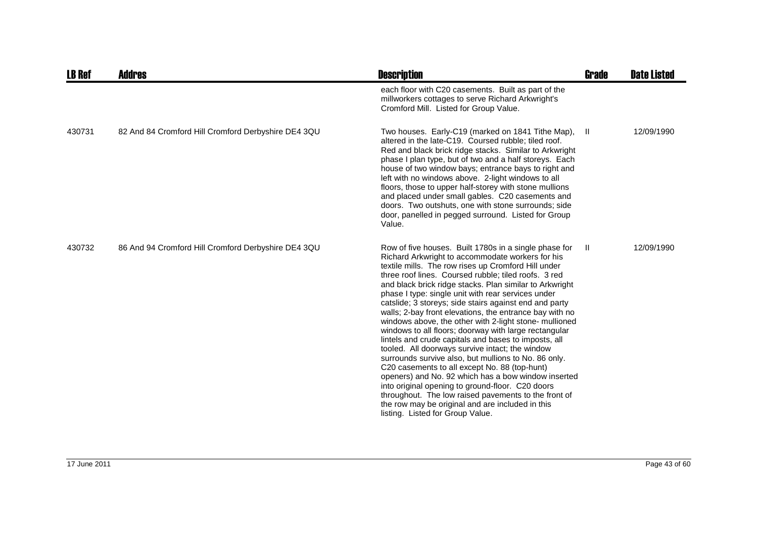| LB Ref | Addres | Description | Grade | Date Listed |
|---|---|---|---|---|
| | | each floor with C20 casements. Built as part of the millworkers cottages to serve Richard Arkwright's Cromford Mill. Listed for Group Value. | | |
| 430731 | 82 And 84 Cromford Hill Cromford Derbyshire DE4 3QU | Two houses. Early-C19 (marked on 1841 Tithe Map), altered in the late-C19. Coursed rubble; tiled roof. Red and black brick ridge stacks. Similar to Arkwright phase I plan type, but of two and a half storeys. Each house of two window bays; entrance bays to right and left with no windows above. 2-light windows to all floors, those to upper half-storey with stone mullions and placed under small gables. C20 casements and doors. Two outshuts, one with stone surrounds; side door, panelled in pegged surround. Listed for Group Value. | II | 12/09/1990 |
| 430732 | 86 And 94 Cromford Hill Cromford Derbyshire DE4 3QU | Row of five houses. Built 1780s in a single phase for Richard Arkwright to accommodate workers for his textile mills. The row rises up Cromford Hill under three roof lines. Coursed rubble; tiled roofs. 3 red and black brick ridge stacks. Plan similar to Arkwright phase I type: single unit with rear services under catslide; 3 storeys; side stairs against end and party walls; 2-bay front elevations, the entrance bay with no windows above, the other with 2-light stone- mullioned windows to all floors; doorway with large rectangular lintels and crude capitals and bases to imposts, all tooled. All doorways survive intact; the window surrounds survive also, but mullions to No. 86 only. C20 casements to all except No. 88 (top-hunt) openers) and No. 92 which has a bow window inserted into original opening to ground-floor. C20 doors throughout. The low raised pavements to the front of the row may be original and are included in this listing. Listed for Group Value. | II | 12/09/1990 |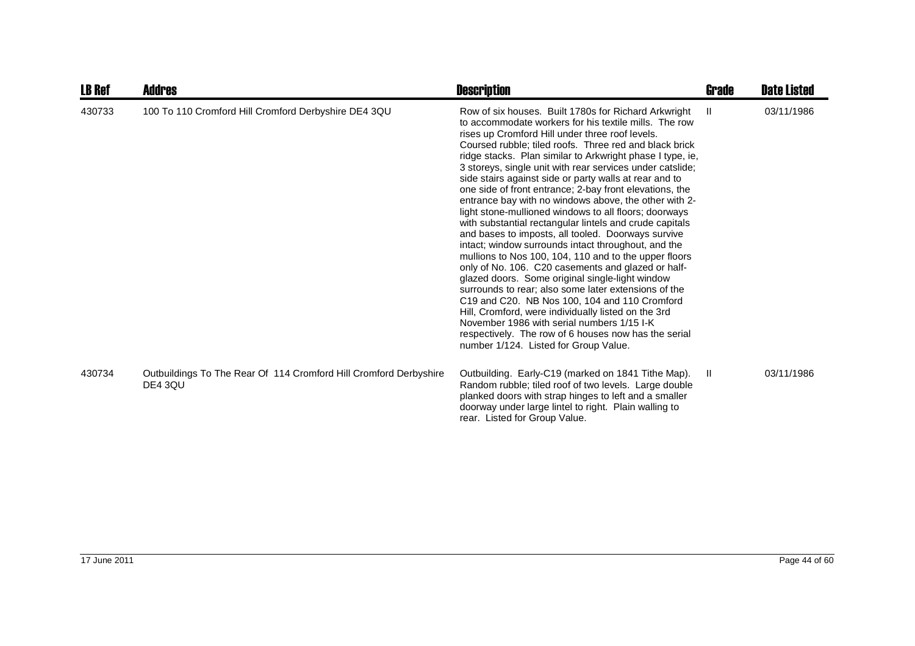| LB Ref | Addres | Description | Grade | Date Listed |
|---|---|---|---|---|
| 430733 | 100 To 110 Cromford Hill Cromford Derbyshire DE4 3QU | Row of six houses. Built 1780s for Richard Arkwright to accommodate workers for his textile mills. The row rises up Cromford Hill under three roof levels. Coursed rubble; tiled roofs. Three red and black brick ridge stacks. Plan similar to Arkwright phase I type, ie, 3 storeys, single unit with rear services under catslide; side stairs against side or party walls at rear and to one side of front entrance; 2-bay front elevations, the entrance bay with no windows above, the other with 2-light stone-mullioned windows to all floors; doorways with substantial rectangular lintels and crude capitals and bases to imposts, all tooled. Doorways survive intact; window surrounds intact throughout, and the mullions to Nos 100, 104, 110 and to the upper floors only of No. 106. C20 casements and glazed or half-glazed doors. Some original single-light window surrounds to rear; also some later extensions of the C19 and C20. NB Nos 100, 104 and 110 Cromford Hill, Cromford, were individually listed on the 3rd November 1986 with serial numbers 1/15 I-K respectively. The row of 6 houses now has the serial number 1/124. Listed for Group Value. | II | 03/11/1986 |
| 430734 | Outbuildings To The Rear Of 114 Cromford Hill Cromford Derbyshire DE4 3QU | Outbuilding. Early-C19 (marked on 1841 Tithe Map). Random rubble; tiled roof of two levels. Large double planked doors with strap hinges to left and a smaller doorway under large lintel to right. Plain walling to rear. Listed for Group Value. | II | 03/11/1986 |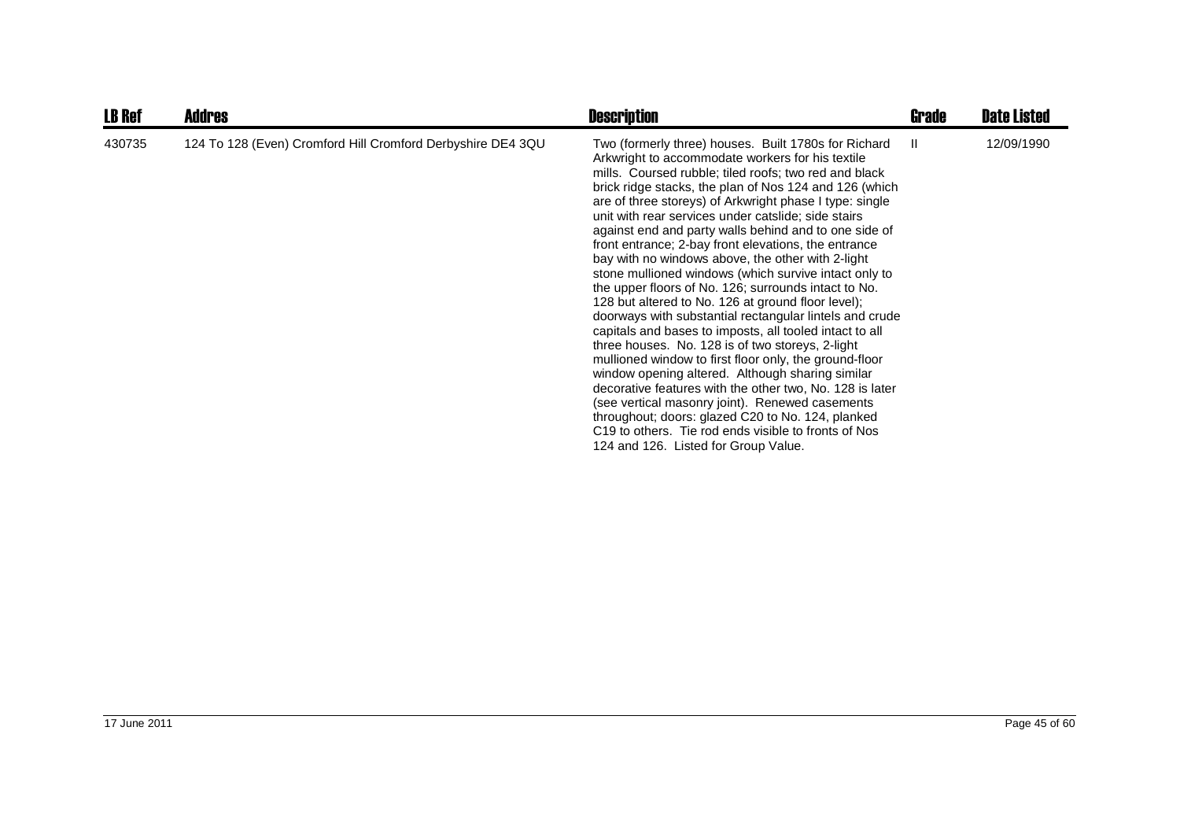| LB Ref | Addres | Description | Grade | Date Listed |
| --- | --- | --- | --- | --- |
| 430735 | 124 To 128 (Even) Cromford Hill Cromford Derbyshire DE4 3QU | Two (formerly three) houses. Built 1780s for Richard Arkwright to accommodate workers for his textile mills. Coursed rubble; tiled roofs; two red and black brick ridge stacks, the plan of Nos 124 and 126 (which are of three storeys) of Arkwright phase I type: single unit with rear services under catslide; side stairs against end and party walls behind and to one side of front entrance; 2-bay front elevations, the entrance bay with no windows above, the other with 2-light stone mullioned windows (which survive intact only to the upper floors of No. 126; surrounds intact to No. 128 but altered to No. 126 at ground floor level); doorways with substantial rectangular lintels and crude capitals and bases to imposts, all tooled intact to all three houses. No. 128 is of two storeys, 2-light mullioned window to first floor only, the ground-floor window opening altered. Although sharing similar decorative features with the other two, No. 128 is later (see vertical masonry joint). Renewed casements throughout; doors: glazed C20 to No. 124, planked C19 to others. Tie rod ends visible to fronts of Nos 124 and 126. Listed for Group Value. | II | 12/09/1990 |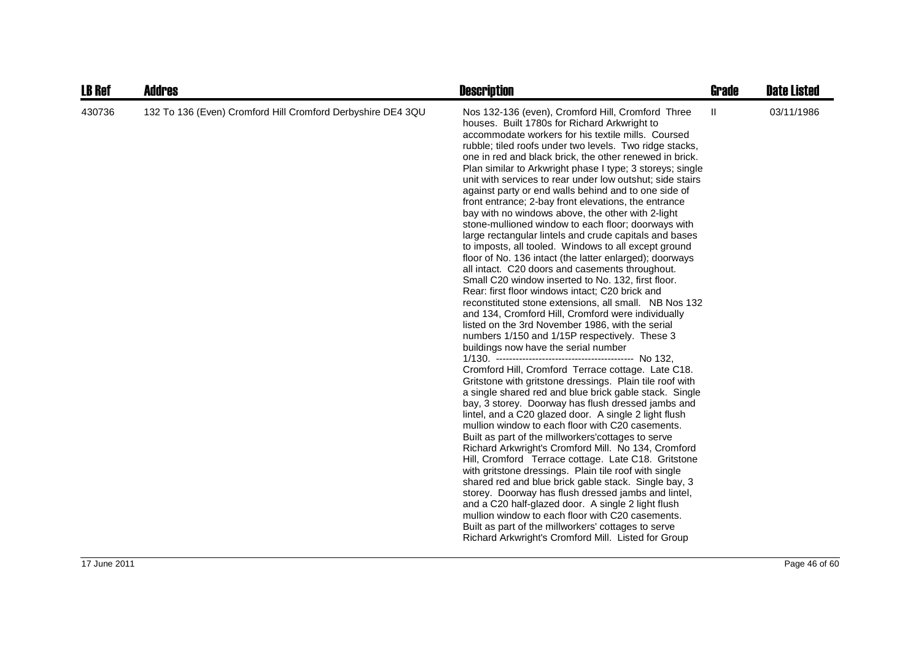| LB Ref | Addres | Description | Grade | Date Listed |
| --- | --- | --- | --- | --- |
| 430736 | 132 To 136 (Even) Cromford Hill Cromford Derbyshire DE4 3QU | Nos 132-136 (even), Cromford Hill, Cromford Three houses. Built 1780s for Richard Arkwright to accommodate workers for his textile mills. Coursed rubble; tiled roofs under two levels. Two ridge stacks, one in red and black brick, the other renewed in brick. Plan similar to Arkwright phase I type; 3 storeys; single unit with services to rear under low outshut; side stairs against party or end walls behind and to one side of front entrance; 2-bay front elevations, the entrance bay with no windows above, the other with 2-light stone-mullioned window to each floor; doorways with large rectangular lintels and crude capitals and bases to imposts, all tooled. Windows to all except ground floor of No. 136 intact (the latter enlarged); doorways all intact. C20 doors and casements throughout. Small C20 window inserted to No. 132, first floor. Rear: first floor windows intact; C20 brick and reconstituted stone extensions, all small. NB Nos 132 and 134, Cromford Hill, Cromford were individually listed on the 3rd November 1986, with the serial numbers 1/150 and 1/15P respectively. These 3 buildings now have the serial number 1/130. ------------------------------------------ No 132, Cromford Hill, Cromford Terrace cottage. Late C18. Gritstone with gritstone dressings. Plain tile roof with a single shared red and blue brick gable stack. Single bay, 3 storey. Doorway has flush dressed jambs and lintel, and a C20 glazed door. A single 2 light flush mullion window to each floor with C20 casements. Built as part of the millworkers'cottages to serve Richard Arkwright's Cromford Mill. No 134, Cromford Hill, Cromford Terrace cottage. Late C18. Gritstone with gritstone dressings. Plain tile roof with single shared red and blue brick gable stack. Single bay, 3 storey. Doorway has flush dressed jambs and lintel, and a C20 half-glazed door. A single 2 light flush mullion window to each floor with C20 casements. Built as part of the millworkers' cottages to serve Richard Arkwright's Cromford Mill. Listed for Group | II | 03/11/1986 |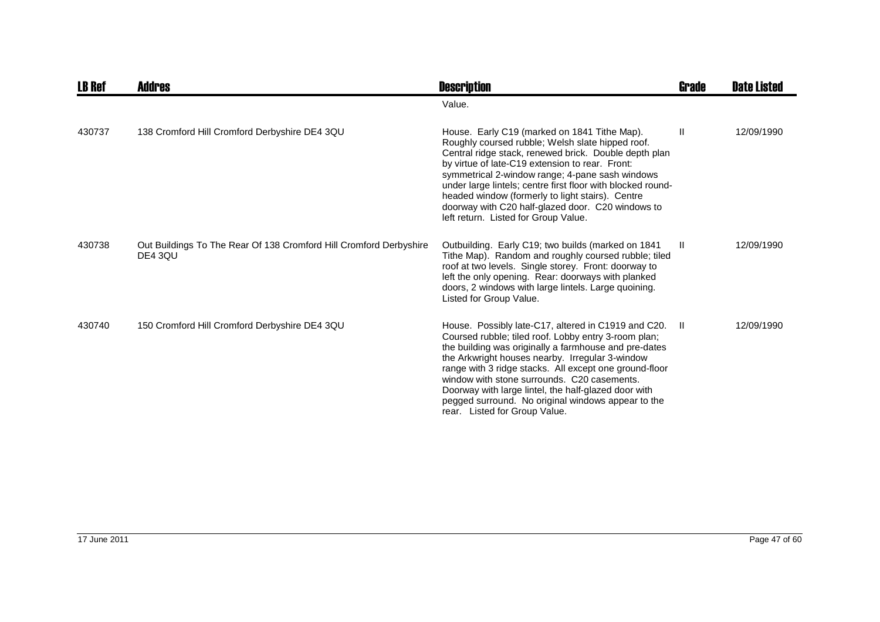| LB Ref | Addres | Description | Grade | Date Listed |
|---|---|---|---|---|
| | | Value. | | |
| 430737 | 138 Cromford Hill Cromford Derbyshire DE4 3QU | House. Early C19 (marked on 1841 Tithe Map). Roughly coursed rubble; Welsh slate hipped roof. Central ridge stack, renewed brick. Double depth plan by virtue of late-C19 extension to rear. Front: symmetrical 2-window range; 4-pane sash windows under large lintels; centre first floor with blocked round-headed window (formerly to light stairs). Centre doorway with C20 half-glazed door. C20 windows to left return. Listed for Group Value. | II | 12/09/1990 |
| 430738 | Out Buildings To The Rear Of 138 Cromford Hill Cromford Derbyshire DE4 3QU | Outbuilding. Early C19; two builds (marked on 1841 Tithe Map). Random and roughly coursed rubble; tiled roof at two levels. Single storey. Front: doorway to left the only opening. Rear: doorways with planked doors, 2 windows with large lintels. Large quoining. Listed for Group Value. | II | 12/09/1990 |
| 430740 | 150 Cromford Hill Cromford Derbyshire DE4 3QU | House. Possibly late-C17, altered in C1919 and C20. Coursed rubble; tiled roof. Lobby entry 3-room plan; the building was originally a farmhouse and pre-dates the Arkwright houses nearby. Irregular 3-window range with 3 ridge stacks. All except one ground-floor window with stone surrounds. C20 casements. Doorway with large lintel, the half-glazed door with pegged surround. No original windows appear to the rear. Listed for Group Value. | II | 12/09/1990 |

17 June 2011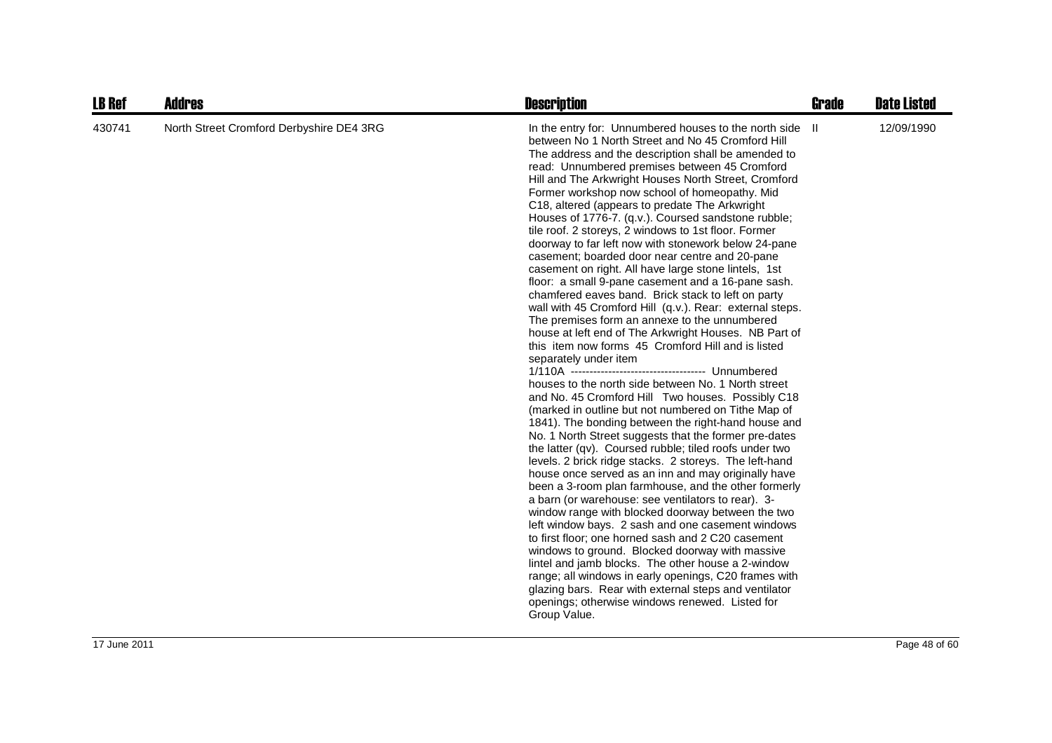| LB Ref | Addres | Description | Grade | Date Listed |
|---|---|---|---|---|
| 430741 | North Street Cromford Derbyshire DE4 3RG | In the entry for: Unnumbered houses to the north side between No 1 North Street and No 45 Cromford Hill The address and the description shall be amended to read: Unnumbered premises between 45 Cromford Hill and The Arkwright Houses North Street, Cromford Former workshop now school of homeopathy. Mid C18, altered (appears to predate The Arkwright Houses of 1776-7. (q.v.). Coursed sandstone rubble; tile roof. 2 storeys, 2 windows to 1st floor. Former doorway to far left now with stonework below 24-pane casement; boarded door near centre and 20-pane casement on right. All have large stone lintels, 1st floor: a small 9-pane casement and a 16-pane sash. chamfered eaves band. Brick stack to left on party wall with 45 Cromford Hill (q.v.). Rear: external steps. The premises form an annexe to the unnumbered house at left end of The Arkwright Houses. NB Part of this item now forms 45 Cromford Hill and is listed separately under item 1/110A ------------------------------------ Unnumbered houses to the north side between No. 1 North street and No. 45 Cromford Hill Two houses. Possibly C18 (marked in outline but not numbered on Tithe Map of 1841). The bonding between the right-hand house and No. 1 North Street suggests that the former pre-dates the latter (qv). Coursed rubble; tiled roofs under two levels. 2 brick ridge stacks. 2 storeys. The left-hand house once served as an inn and may originally have been a 3-room plan farmhouse, and the other formerly a barn (or warehouse: see ventilators to rear). 3-window range with blocked doorway between the two left window bays. 2 sash and one casement windows to first floor; one horned sash and 2 C20 casement windows to ground. Blocked doorway with massive lintel and jamb blocks. The other house a 2-window range; all windows in early openings, C20 frames with glazing bars. Rear with external steps and ventilator openings; otherwise windows renewed. Listed for Group Value. | II | 12/09/1990 |

17 June 2011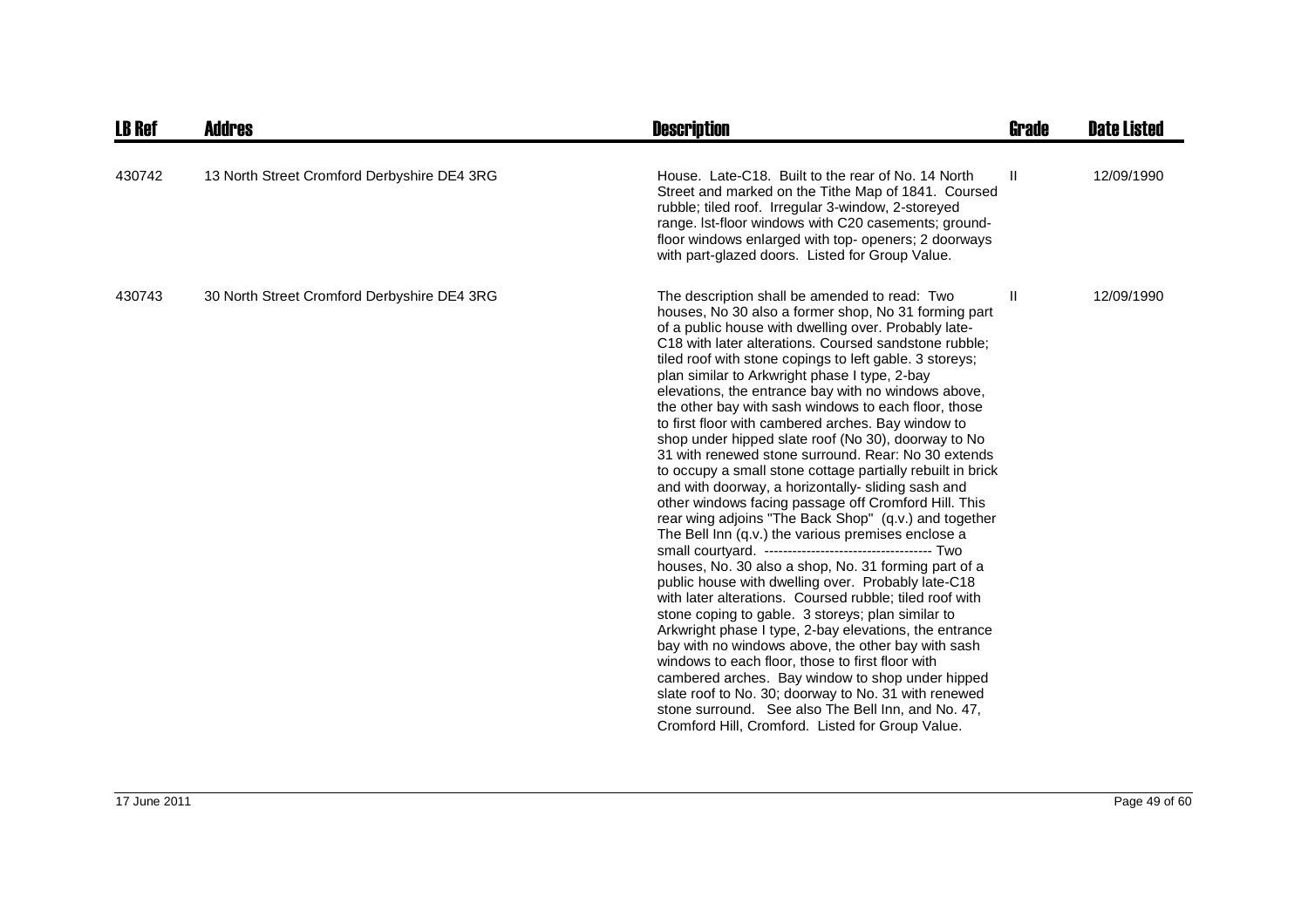| LB Ref | Addres | Description | Grade | Date Listed |
|---|---|---|---|---|
| 430742 | 13 North Street Cromford Derbyshire DE4 3RG | House. Late-C18. Built to the rear of No. 14 North Street and marked on the Tithe Map of 1841. Coursed rubble; tiled roof. Irregular 3-window, 2-storeyed range. lst-floor windows with C20 casements; ground-floor windows enlarged with top- openers; 2 doorways with part-glazed doors. Listed for Group Value. | II | 12/09/1990 |
| 430743 | 30 North Street Cromford Derbyshire DE4 3RG | The description shall be amended to read: Two houses, No 30 also a former shop, No 31 forming part of a public house with dwelling over. Probably late-C18 with later alterations. Coursed sandstone rubble; tiled roof with stone copings to left gable. 3 storeys; plan similar to Arkwright phase I type, 2-bay elevations, the entrance bay with no windows above, the other bay with sash windows to each floor, those to first floor with cambered arches. Bay window to shop under hipped slate roof (No 30), doorway to No 31 with renewed stone surround. Rear: No 30 extends to occupy a small stone cottage partially rebuilt in brick and with doorway, a horizontally- sliding sash and other windows facing passage off Cromford Hill. This rear wing adjoins "The Back Shop" (q.v.) and together The Bell Inn (q.v.) the various premises enclose a small courtyard. ------------------------------------ Two houses, No. 30 also a shop, No. 31 forming part of a public house with dwelling over. Probably late-C18 with later alterations. Coursed rubble; tiled roof with stone coping to gable. 3 storeys; plan similar to Arkwright phase I type, 2-bay elevations, the entrance bay with no windows above, the other bay with sash windows to each floor, those to first floor with cambered arches. Bay window to shop under hipped slate roof to No. 30; doorway to No. 31 with renewed stone surround. See also The Bell Inn, and No. 47, Cromford Hill, Cromford. Listed for Group Value. | II | 12/09/1990 |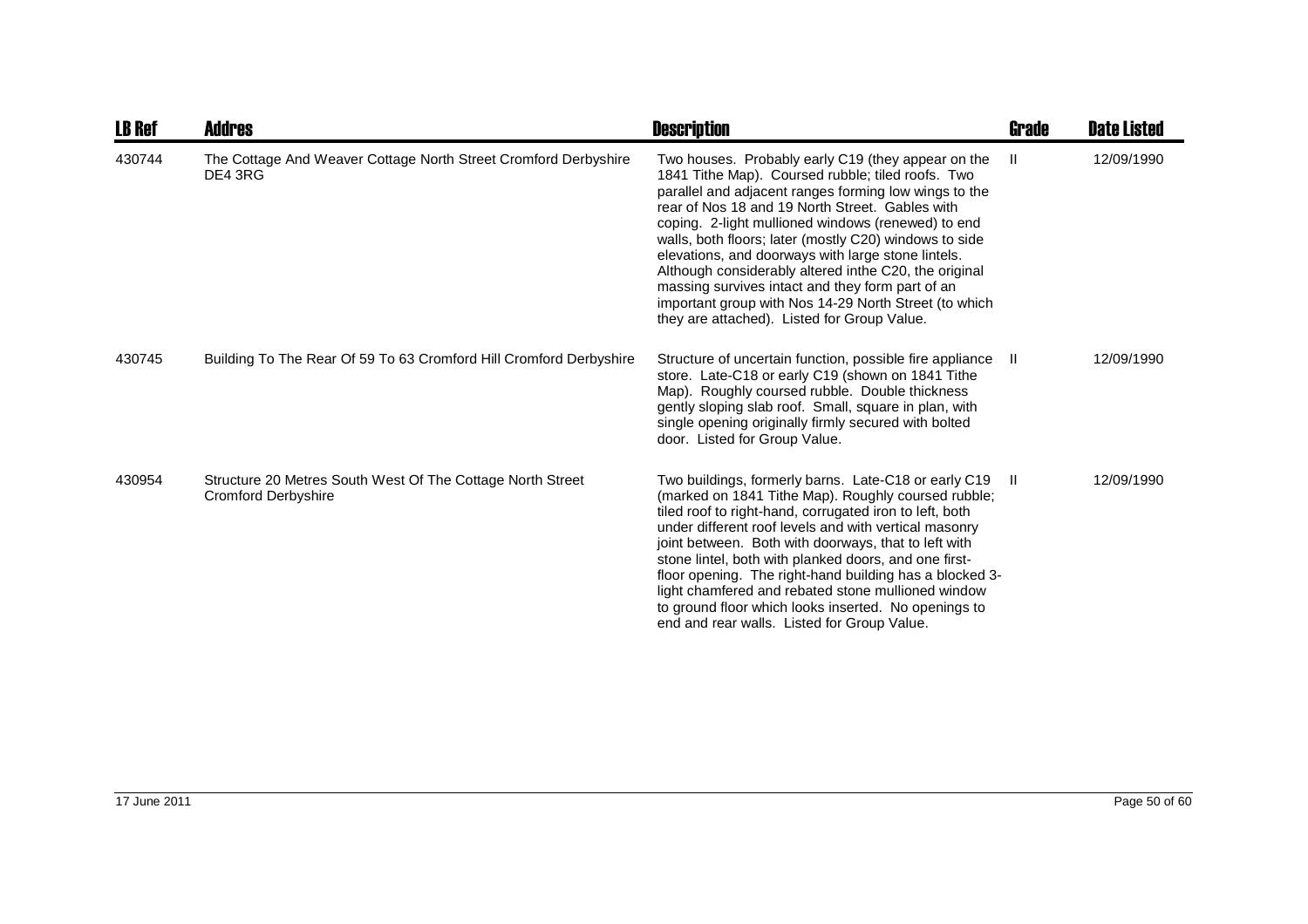| LB Ref | Addres | Description | Grade | Date Listed |
|---|---|---|---|---|
| 430744 | The Cottage And Weaver Cottage North Street Cromford Derbyshire DE4 3RG | Two houses. Probably early C19 (they appear on the 1841 Tithe Map). Coursed rubble; tiled roofs. Two parallel and adjacent ranges forming low wings to the rear of Nos 18 and 19 North Street. Gables with coping. 2-light mullioned windows (renewed) to end walls, both floors; later (mostly C20) windows to side elevations, and doorways with large stone lintels. Although considerably altered inthe C20, the original massing survives intact and they form part of an important group with Nos 14-29 North Street (to which they are attached). Listed for Group Value. | II | 12/09/1990 |
| 430745 | Building To The Rear Of 59 To 63 Cromford Hill Cromford Derbyshire | Structure of uncertain function, possible fire appliance store. Late-C18 or early C19 (shown on 1841 Tithe Map). Roughly coursed rubble. Double thickness gently sloping slab roof. Small, square in plan, with single opening originally firmly secured with bolted door. Listed for Group Value. | II | 12/09/1990 |
| 430954 | Structure 20 Metres South West Of The Cottage North Street Cromford Derbyshire | Two buildings, formerly barns. Late-C18 or early C19 (marked on 1841 Tithe Map). Roughly coursed rubble; tiled roof to right-hand, corrugated iron to left, both under different roof levels and with vertical masonry joint between. Both with doorways, that to left with stone lintel, both with planked doors, and one first-floor opening. The right-hand building has a blocked 3-light chamfered and rebated stone mullioned window to ground floor which looks inserted. No openings to end and rear walls. Listed for Group Value. | II | 12/09/1990 |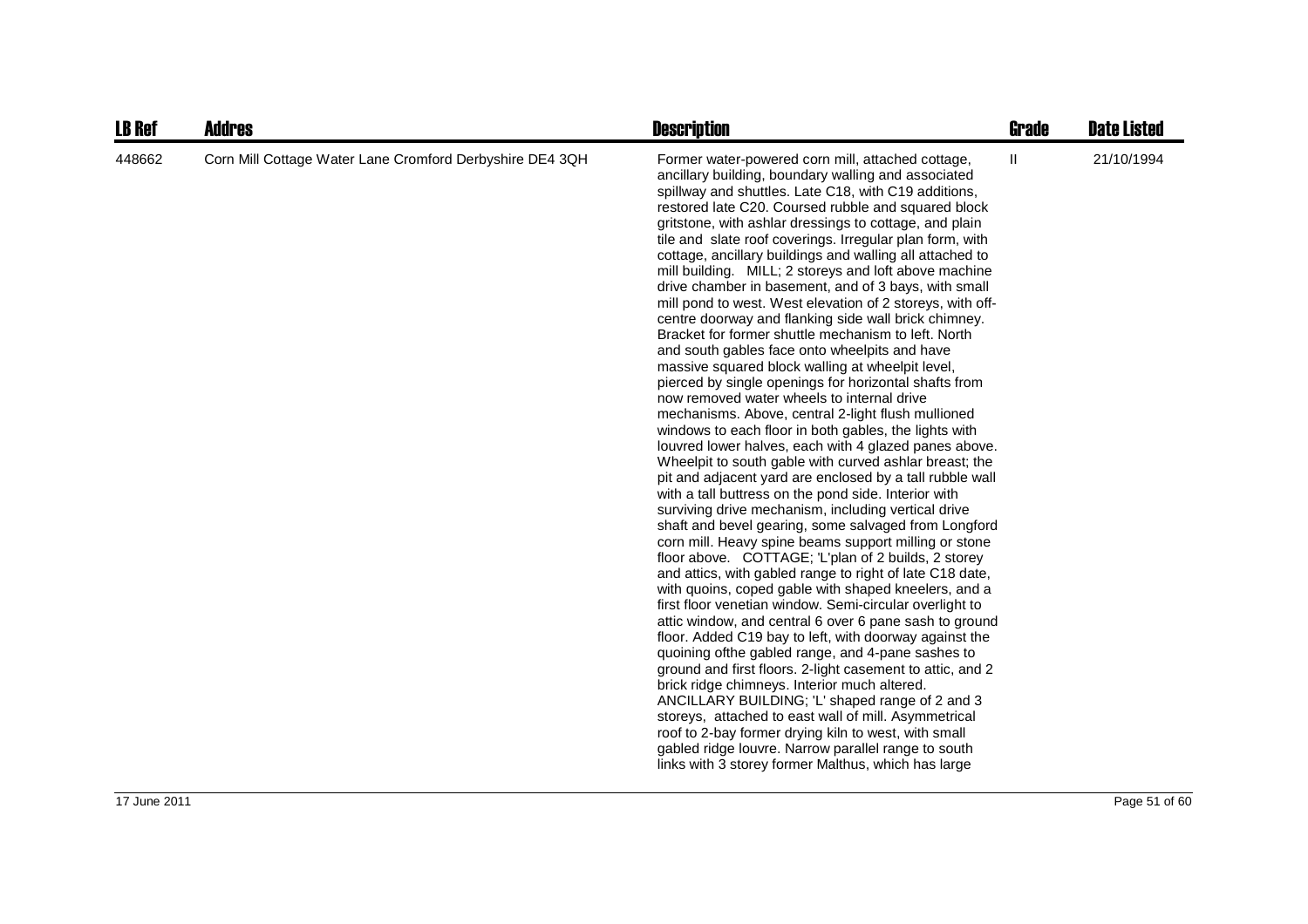| LB Ref | Addres | Description | Grade | Date Listed |
| --- | --- | --- | --- | --- |
| 448662 | Corn Mill Cottage Water Lane Cromford Derbyshire DE4 3QH | Former water-powered corn mill, attached cottage, ancillary building, boundary walling and associated spillway and shuttles. Late C18, with C19 additions, restored late C20. Coursed rubble and squared block gritstone, with ashlar dressings to cottage, and plain tile and slate roof coverings. Irregular plan form, with cottage, ancillary buildings and walling all attached to mill building. MILL; 2 storeys and loft above machine drive chamber in basement, and of 3 bays, with small mill pond to west. West elevation of 2 storeys, with off-centre doorway and flanking side wall brick chimney. Bracket for former shuttle mechanism to left. North and south gables face onto wheelpits and have massive squared block walling at wheelpit level, pierced by single openings for horizontal shafts from now removed water wheels to internal drive mechanisms. Above, central 2-light flush mullioned windows to each floor in both gables, the lights with louvred lower halves, each with 4 glazed panes above. Wheelpit to south gable with curved ashlar breast; the pit and adjacent yard are enclosed by a tall rubble wall with a tall buttress on the pond side. Interior with surviving drive mechanism, including vertical drive shaft and bevel gearing, some salvaged from Longford corn mill. Heavy spine beams support milling or stone floor above. COTTAGE; 'L'plan of 2 builds, 2 storey and attics, with gabled range to right of late C18 date, with quoins, coped gable with shaped kneelers, and a first floor venetian window. Semi-circular overlight to attic window, and central 6 over 6 pane sash to ground floor. Added C19 bay to left, with doorway against the quoining ofthe gabled range, and 4-pane sashes to ground and first floors. 2-light casement to attic, and 2 brick ridge chimneys. Interior much altered. ANCILLARY BUILDING; 'L' shaped range of 2 and 3 storeys, attached to east wall of mill. Asymmetrical roof to 2-bay former drying kiln to west, with small gabled ridge louvre. Narrow parallel range to south links with 3 storey former Malthus, which has large | II | 21/10/1994 |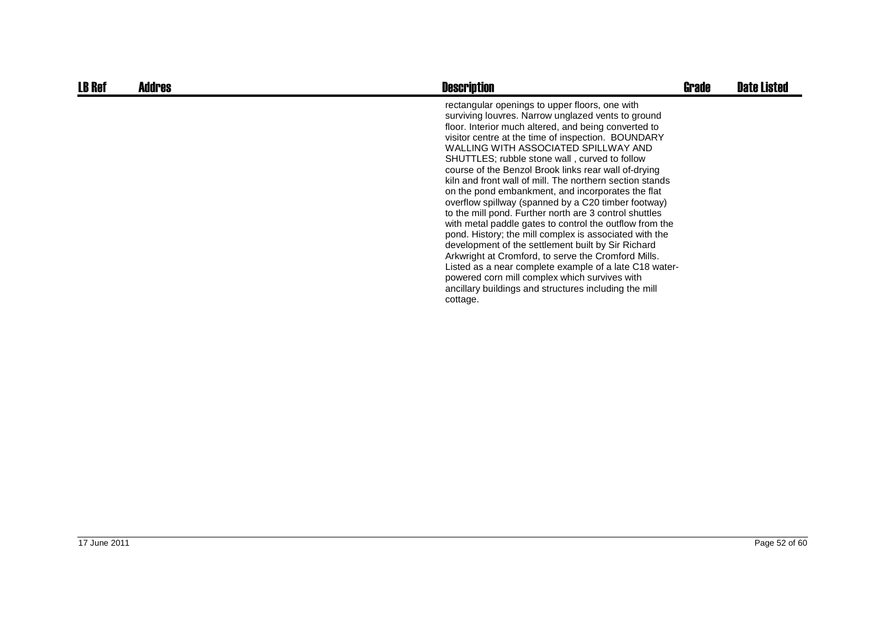| LB Ref | Addres | Description | Grade | Date Listed |
|---|---|---|---|---|
| | | rectangular openings to upper floors, one with surviving louvres. Narrow unglazed vents to ground floor. Interior much altered, and being converted to visitor centre at the time of inspection. BOUNDARY WALLING WITH ASSOCIATED SPILLWAY AND SHUTTLES; rubble stone wall , curved to follow course of the Benzol Brook links rear wall of-drying kiln and front wall of mill. The northern section stands on the pond embankment, and incorporates the flat overflow spillway (spanned by a C20 timber footway) to the mill pond. Further north are 3 control shuttles with metal paddle gates to control the outflow from the pond. History; the mill complex is associated with the development of the settlement built by Sir Richard Arkwright at Cromford, to serve the Cromford Mills. Listed as a near complete example of a late C18 water-powered corn mill complex which survives with ancillary buildings and structures including the mill cottage. | | |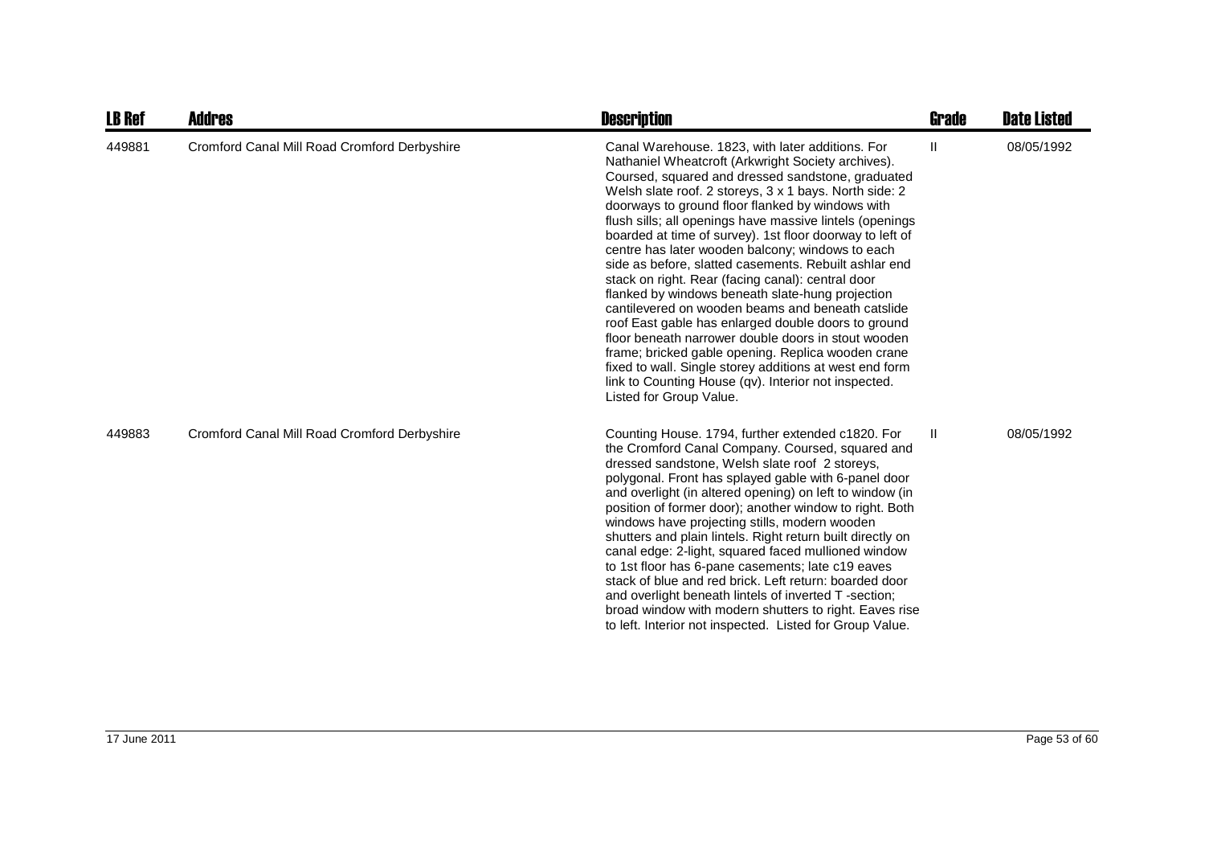| LB Ref | Addres | Description | Grade | Date Listed |
|---|---|---|---|---|
| 449881 | Cromford Canal Mill Road Cromford Derbyshire | Canal Warehouse. 1823, with later additions. For Nathaniel Wheatcroft (Arkwright Society archives). Coursed, squared and dressed sandstone, graduated Welsh slate roof. 2 storeys, 3 x 1 bays. North side: 2 doorways to ground floor flanked by windows with flush sills; all openings have massive lintels (openings boarded at time of survey). 1st floor doorway to left of centre has later wooden balcony; windows to each side as before, slatted casements. Rebuilt ashlar end stack on right. Rear (facing canal): central door flanked by windows beneath slate-hung projection cantilevered on wooden beams and beneath catslide roof East gable has enlarged double doors to ground floor beneath narrower double doors in stout wooden frame; bricked gable opening. Replica wooden crane fixed to wall. Single storey additions at west end form link to Counting House (qv). Interior not inspected. Listed for Group Value. | II | 08/05/1992 |
| 449883 | Cromford Canal Mill Road Cromford Derbyshire | Counting House. 1794, further extended c1820. For the Cromford Canal Company. Coursed, squared and dressed sandstone, Welsh slate roof 2 storeys, polygonal. Front has splayed gable with 6-panel door and overlight (in altered opening) on left to window (in position of former door); another window to right. Both windows have projecting stills, modern wooden shutters and plain lintels. Right return built directly on canal edge: 2-light, squared faced mullioned window to 1st floor has 6-pane casements; late c19 eaves stack of blue and red brick. Left return: boarded door and overlight beneath lintels of inverted T -section; broad window with modern shutters to right. Eaves rise to left. Interior not inspected. Listed for Group Value. | II | 08/05/1992 |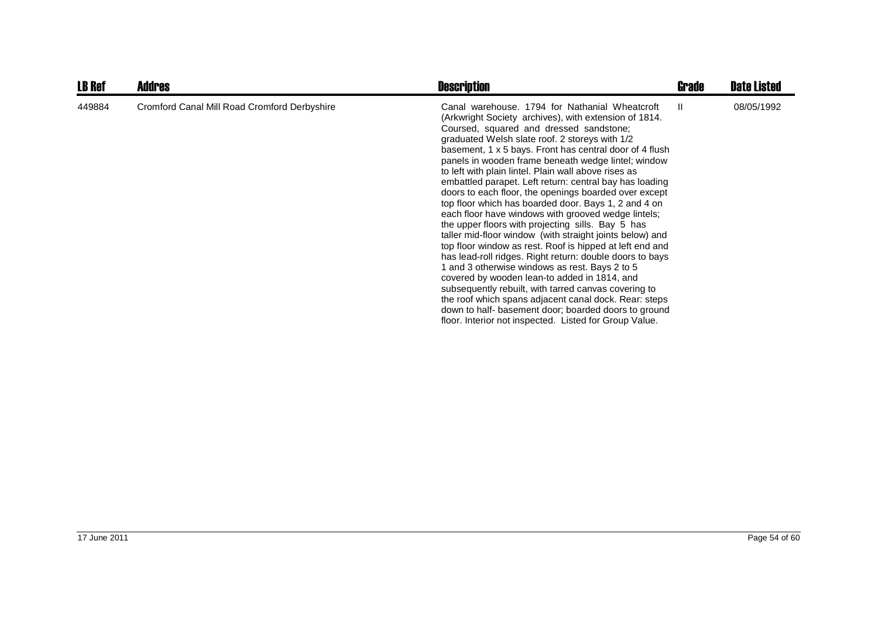| LB Ref | Addres | Description | Grade | Date Listed |
| --- | --- | --- | --- | --- |
| 449884 | Cromford Canal Mill Road Cromford Derbyshire | Canal warehouse. 1794 for Nathanial Wheatcroft (Arkwright Society archives), with extension of 1814. Coursed, squared and dressed sandstone; graduated Welsh slate roof. 2 storeys with 1/2 basement, 1 x 5 bays. Front has central door of 4 flush panels in wooden frame beneath wedge lintel; window to left with plain lintel. Plain wall above rises as embattled parapet. Left return: central bay has loading doors to each floor, the openings boarded over except top floor which has boarded door. Bays 1, 2 and 4 on each floor have windows with grooved wedge lintels; the upper floors with projecting sills. Bay 5 has taller mid-floor window (with straight joints below) and top floor window as rest. Roof is hipped at left end and has lead-roll ridges. Right return: double doors to bays 1 and 3 otherwise windows as rest. Bays 2 to 5 covered by wooden lean-to added in 1814, and subsequently rebuilt, with tarred canvas covering to the roof which spans adjacent canal dock. Rear: steps down to half- basement door; boarded doors to ground floor. Interior not inspected. Listed for Group Value. | II | 08/05/1992 |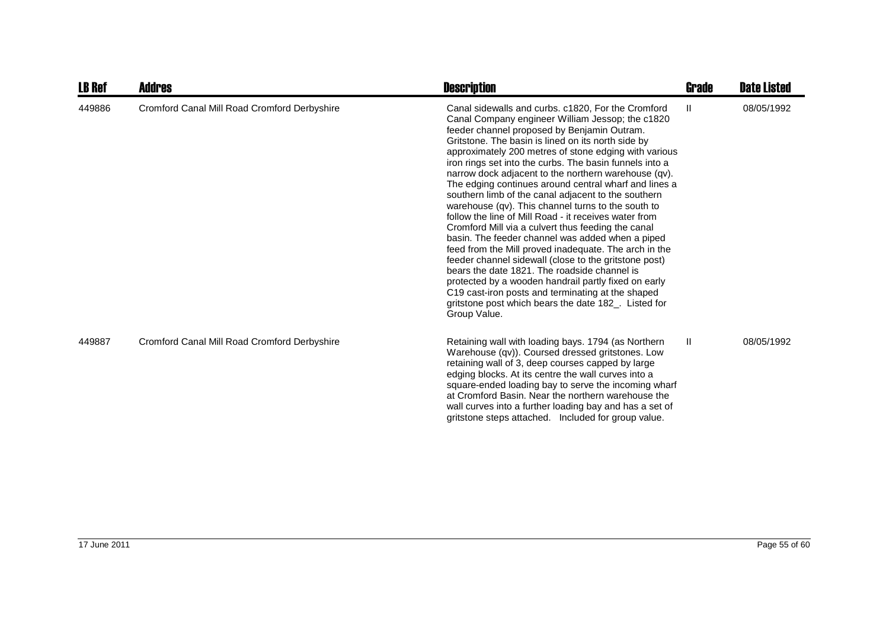| LB Ref | Addres | Description | Grade | Date Listed |
| --- | --- | --- | --- | --- |
| 449886 | Cromford Canal Mill Road Cromford Derbyshire | Canal sidewalls and curbs. c1820, For the Cromford Canal Company engineer William Jessop; the c1820 feeder channel proposed by Benjamin Outram. Gritstone. The basin is lined on its north side by approximately 200 metres of stone edging with various iron rings set into the curbs. The basin funnels into a narrow dock adjacent to the northern warehouse (qv). The edging continues around central wharf and lines a southern limb of the canal adjacent to the southern warehouse (qv). This channel turns to the south to follow the line of Mill Road - it receives water from Cromford Mill via a culvert thus feeding the canal basin. The feeder channel was added when a piped feed from the Mill proved inadequate. The arch in the feeder channel sidewall (close to the gritstone post) bears the date 1821. The roadside channel is protected by a wooden handrail partly fixed on early C19 cast-iron posts and terminating at the shaped gritstone post which bears the date 182_. Listed for Group Value. | II | 08/05/1992 |
| 449887 | Cromford Canal Mill Road Cromford Derbyshire | Retaining wall with loading bays. 1794 (as Northern Warehouse (qv)). Coursed dressed gritstones. Low retaining wall of 3, deep courses capped by large edging blocks. At its centre the wall curves into a square-ended loading bay to serve the incoming wharf at Cromford Basin. Near the northern warehouse the wall curves into a further loading bay and has a set of gritstone steps attached. Included for group value. | II | 08/05/1992 |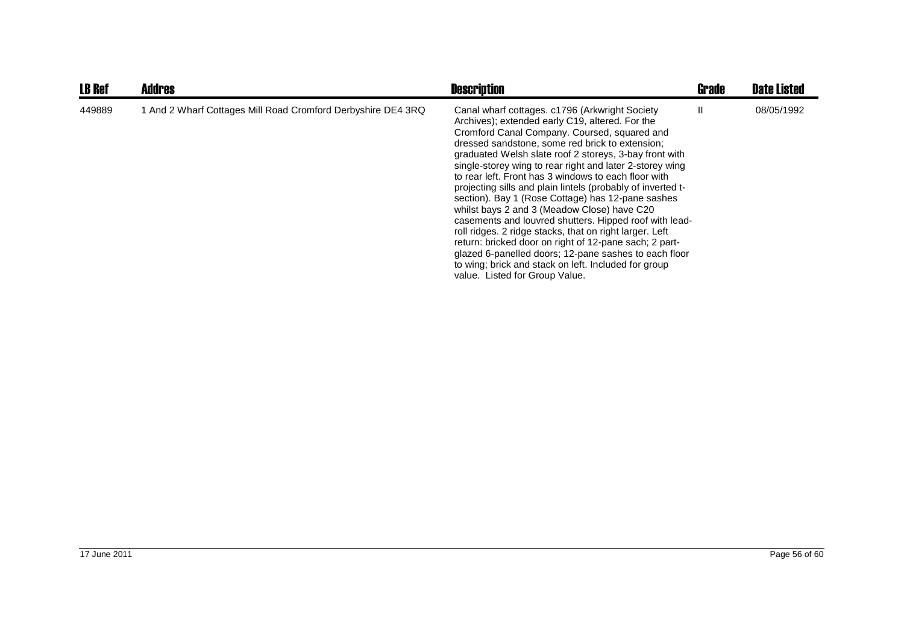| LB Ref | Addres | Description | Grade | Date Listed |
|---|---|---|---|---|
| 449889 | 1 And 2 Wharf Cottages Mill Road Cromford Derbyshire DE4 3RQ | Canal wharf cottages. c1796 (Arkwright Society Archives); extended early C19, altered. For the Cromford Canal Company. Coursed, squared and dressed sandstone, some red brick to extension; graduated Welsh slate roof 2 storeys, 3-bay front with single-storey wing to rear right and later 2-storey wing to rear left. Front has 3 windows to each floor with projecting sills and plain lintels (probably of inverted t-section). Bay 1 (Rose Cottage) has 12-pane sashes whilst bays 2 and 3 (Meadow Close) have C20 casements and louvred shutters. Hipped roof with lead-roll ridges. 2 ridge stacks, that on right larger. Left return: bricked door on right of 12-pane sach; 2 part-glazed 6-panelled doors; 12-pane sashes to each floor to wing; brick and stack on left. Included for group value. Listed for Group Value. | II | 08/05/1992 |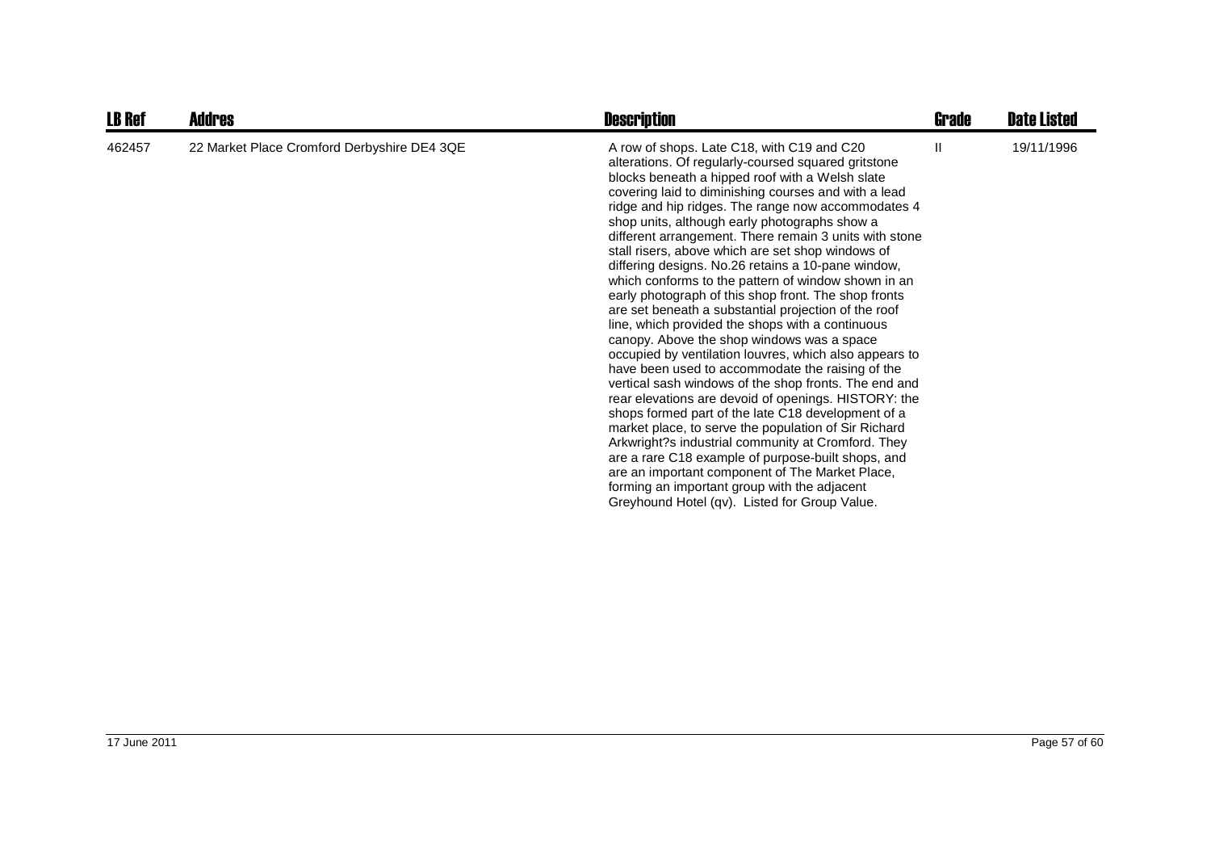| LB Ref | Addres | Description | Grade | Date Listed |
|---|---|---|---|---|
| 462457 | 22 Market Place Cromford Derbyshire DE4 3QE | A row of shops. Late C18, with C19 and C20 alterations. Of regularly-coursed squared gritstone blocks beneath a hipped roof with a Welsh slate covering laid to diminishing courses and with a lead ridge and hip ridges. The range now accommodates 4 shop units, although early photographs show a different arrangement. There remain 3 units with stone stall risers, above which are set shop windows of differing designs. No.26 retains a 10-pane window, which conforms to the pattern of window shown in an early photograph of this shop front. The shop fronts are set beneath a substantial projection of the roof line, which provided the shops with a continuous canopy. Above the shop windows was a space occupied by ventilation louvres, which also appears to have been used to accommodate the raising of the vertical sash windows of the shop fronts. The end and rear elevations are devoid of openings. HISTORY: the shops formed part of the late C18 development of a market place, to serve the population of Sir Richard Arkwright?s industrial community at Cromford. They are a rare C18 example of purpose-built shops, and are an important component of The Market Place, forming an important group with the adjacent Greyhound Hotel (qv). Listed for Group Value. | II | 19/11/1996 |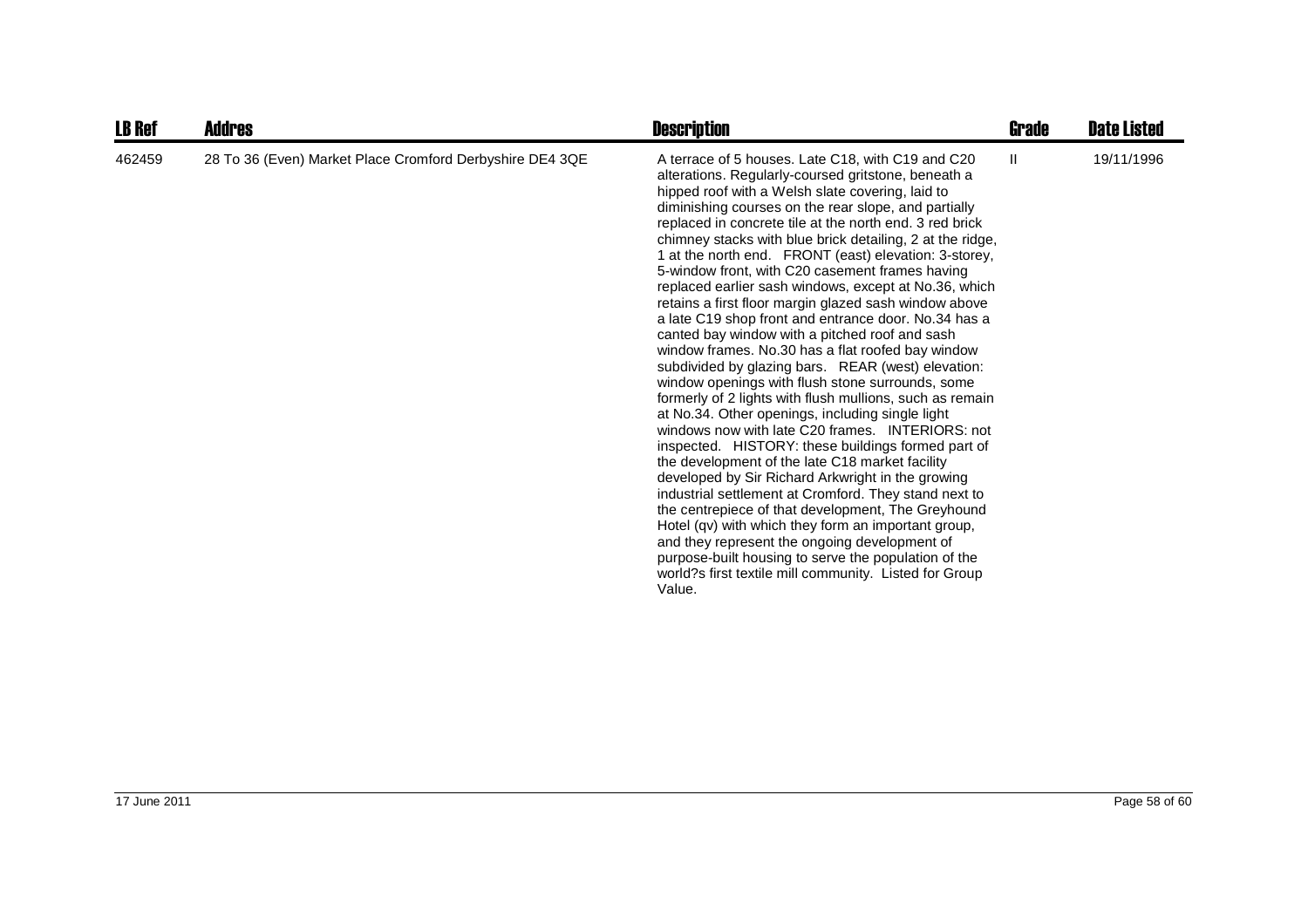| LB Ref | Addres | Description | Grade | Date Listed |
|---|---|---|---|---|
| 462459 | 28 To 36 (Even) Market Place Cromford Derbyshire DE4 3QE | A terrace of 5 houses. Late C18, with C19 and C20 alterations. Regularly-coursed gritstone, beneath a hipped roof with a Welsh slate covering, laid to diminishing courses on the rear slope, and partially replaced in concrete tile at the north end. 3 red brick chimney stacks with blue brick detailing, 2 at the ridge, 1 at the north end. FRONT (east) elevation: 3-storey, 5-window front, with C20 casement frames having replaced earlier sash windows, except at No.36, which retains a first floor margin glazed sash window above a late C19 shop front and entrance door. No.34 has a canted bay window with a pitched roof and sash window frames. No.30 has a flat roofed bay window subdivided by glazing bars. REAR (west) elevation: window openings with flush stone surrounds, some formerly of 2 lights with flush mullions, such as remain at No.34. Other openings, including single light windows now with late C20 frames. INTERIORS: not inspected. HISTORY: these buildings formed part of the development of the late C18 market facility developed by Sir Richard Arkwright in the growing industrial settlement at Cromford. They stand next to the centrepiece of that development, The Greyhound Hotel (qv) with which they form an important group, and they represent the ongoing development of purpose-built housing to serve the population of the world?s first textile mill community. Listed for Group Value. | II | 19/11/1996 |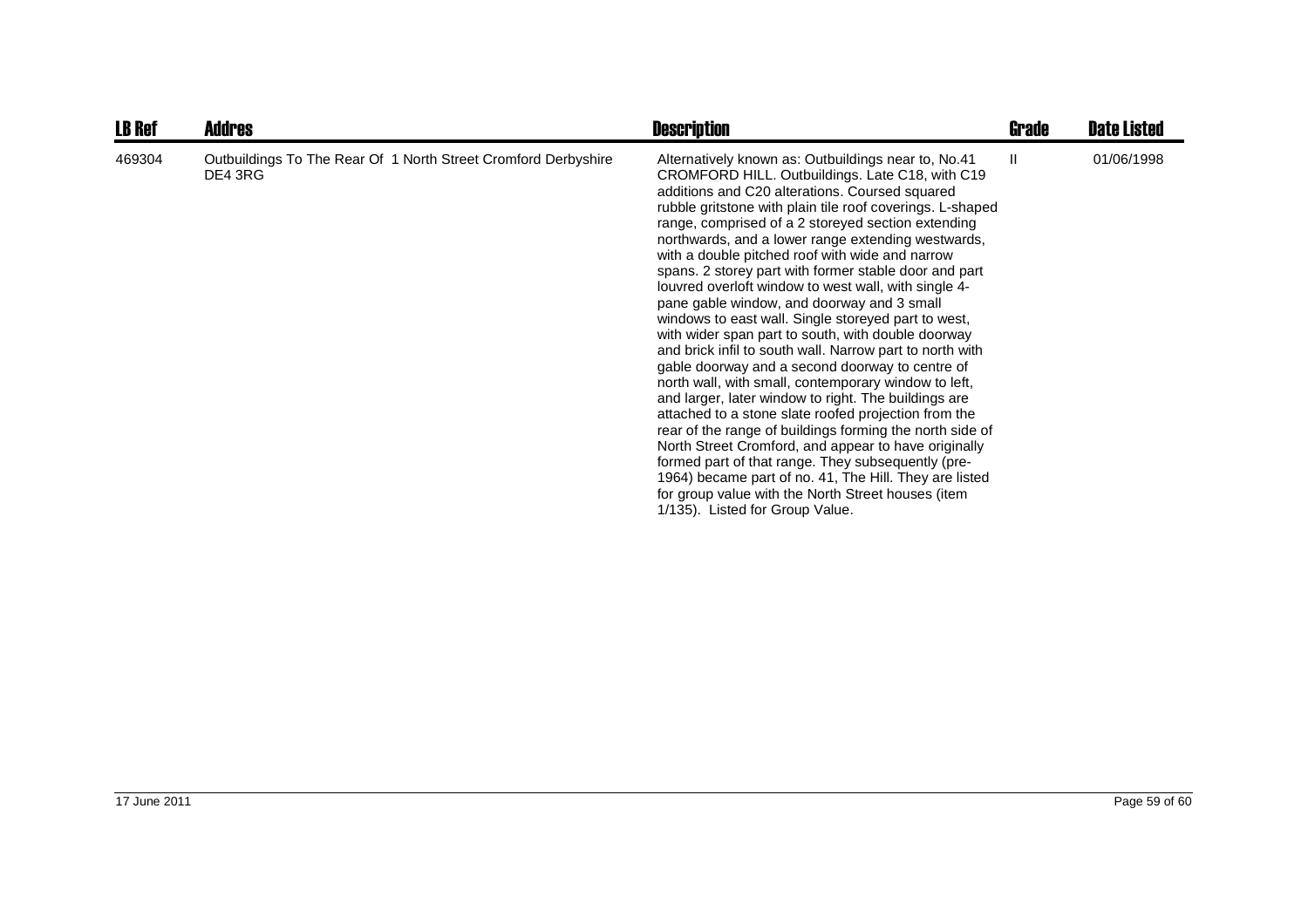| LB Ref | Addres | Description | Grade | Date Listed |
|---|---|---|---|---|
| 469304 | Outbuildings To The Rear Of 1 North Street Cromford Derbyshire DE4 3RG | Alternatively known as: Outbuildings near to, No.41 CROMFORD HILL. Outbuildings. Late C18, with C19 additions and C20 alterations. Coursed squared rubble gritstone with plain tile roof coverings. L-shaped range, comprised of a 2 storeyed section extending northwards, and a lower range extending westwards, with a double pitched roof with wide and narrow spans. 2 storey part with former stable door and part louvred overloft window to west wall, with single 4-pane gable window, and doorway and 3 small windows to east wall. Single storeyed part to west, with wider span part to south, with double doorway and brick infil to south wall. Narrow part to north with gable doorway and a second doorway to centre of north wall, with small, contemporary window to left, and larger, later window to right. The buildings are attached to a stone slate roofed projection from the rear of the range of buildings forming the north side of North Street Cromford, and appear to have originally formed part of that range. They subsequently (pre-1964) became part of no. 41, The Hill. They are listed for group value with the North Street houses (item 1/135). Listed for Group Value. | II | 01/06/1998 |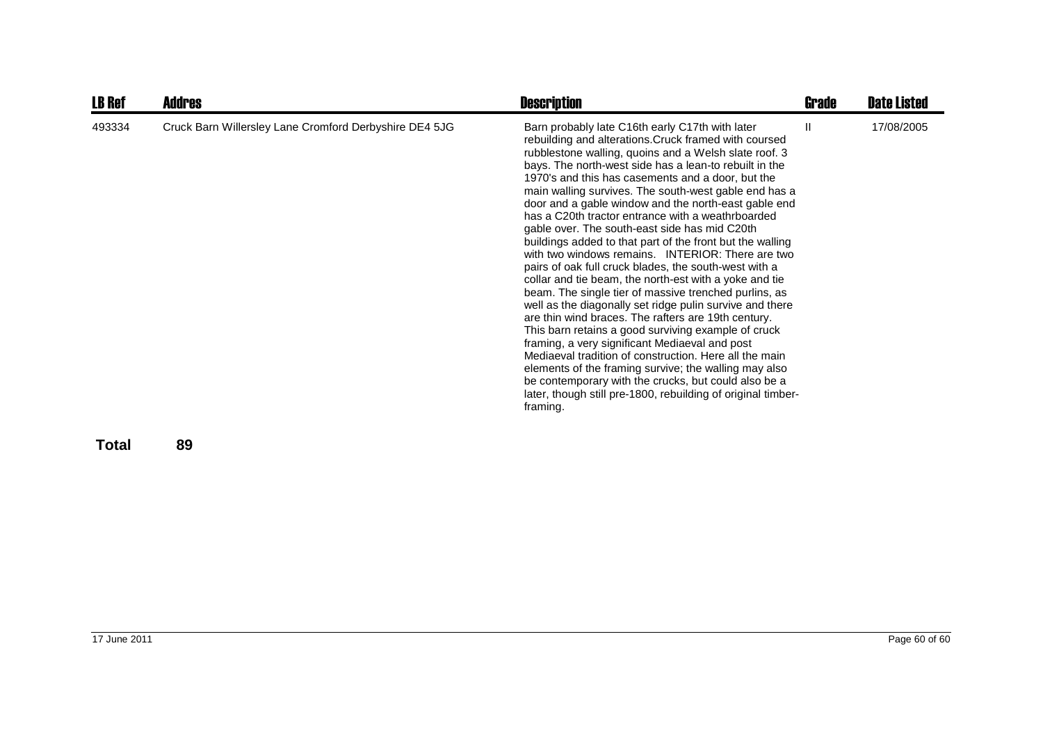| LB Ref | Addres | Description | Grade | Date Listed |
|---|---|---|---|---|
| 493334 | Cruck Barn Willersley Lane Cromford Derbyshire DE4 5JG | Barn probably late C16th early C17th with later rebuilding and alterations.Cruck framed with coursed rubblestone walling, quoins and a Welsh slate roof. 3 bays. The north-west side has a lean-to rebuilt in the 1970's and this has casements and a door, but the main walling survives. The south-west gable end has a door and a gable window and the north-east gable end has a C20th tractor entrance with a weathrboarded gable over. The south-east side has mid C20th buildings added to that part of the front but the walling with two windows remains. INTERIOR: There are two pairs of oak full cruck blades, the south-west with a collar and tie beam, the north-est with a yoke and tie beam. The single tier of massive trenched purlins, as well as the diagonally set ridge pulin survive and there are thin wind braces. The rafters are 19th century. This barn retains a good surviving example of cruck framing, a very significant Mediaeval and post Mediaeval tradition of construction. Here all the main elements of the framing survive; the walling may also be contemporary with the crucks, but could also be a later, though still pre-1800, rebuilding of original timber-framing. | II | 17/08/2005 |

**Total** **89**